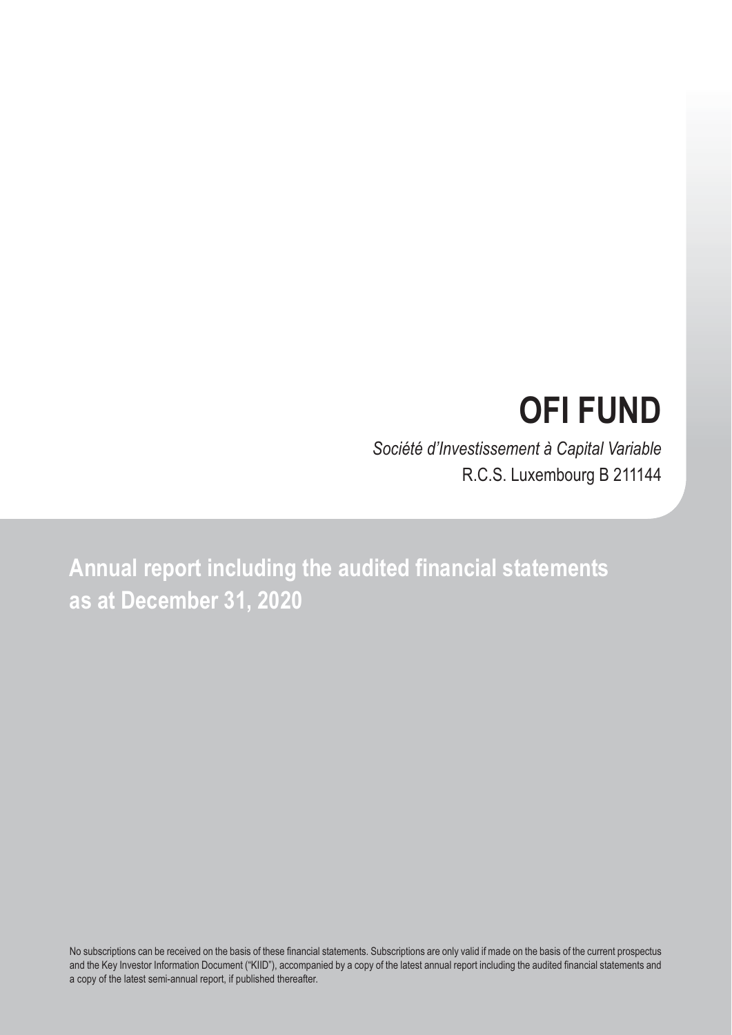# OFI FUND

*Société d'Investissement à Capital Variable*

R.C.S. Luxembourg B 211144

## Annual report including the audited financial statements as at December 31, 2020

No subscriptions can be received on the basis of these financial statements. Subscriptions are only valid if made on the basis of the current prospectus and the Key Investor Information Document ("KIID"), accompanied by a copy of the latest annual report including the audited financial statements and a copy of the latest semi-annual report, if published thereafter.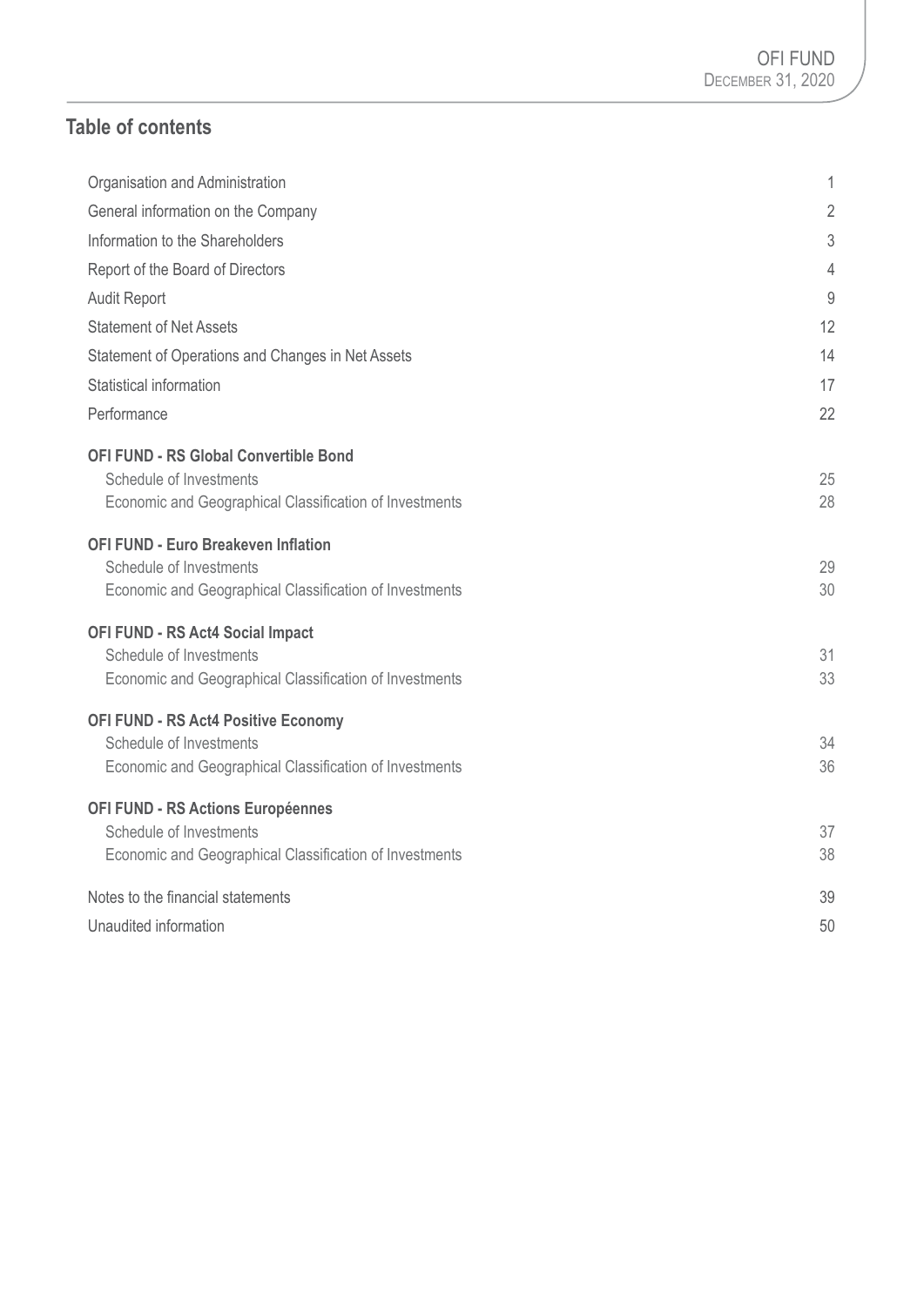## Table of contents

| | |
|---|---|
| Organisation and Administration | 1 |
| General information on the Company | 2 |
| Information to the Shareholders | 3 |
| Report of the Board of Directors | 4 |
| Audit Report | 9 |
| Statement of Net Assets | 12 |
| Statement of Operations and Changes in Net Assets | 14 |
| Statistical information | 17 |
| Performance | 22 |
| **OFI FUND - RS Global Convertible Bond** | |
| Schedule of Investments | 25 |
| Economic and Geographical Classification of Investments | 28 |
| **OFI FUND - Euro Breakeven Inflation** | |
| Schedule of Investments | 29 |
| Economic and Geographical Classification of Investments | 30 |
| **OFI FUND - RS Act4 Social Impact** | |
| Schedule of Investments | 31 |
| Economic and Geographical Classification of Investments | 33 |
| **OFI FUND - RS Act4 Positive Economy** | |
| Schedule of Investments | 34 |
| Economic and Geographical Classification of Investments | 36 |
| **OFI FUND - RS Actions Européennes** | |
| Schedule of Investments | 37 |
| Economic and Geographical Classification of Investments | 38 |
| Notes to the financial statements | 39 |
| Unaudited information | 50 |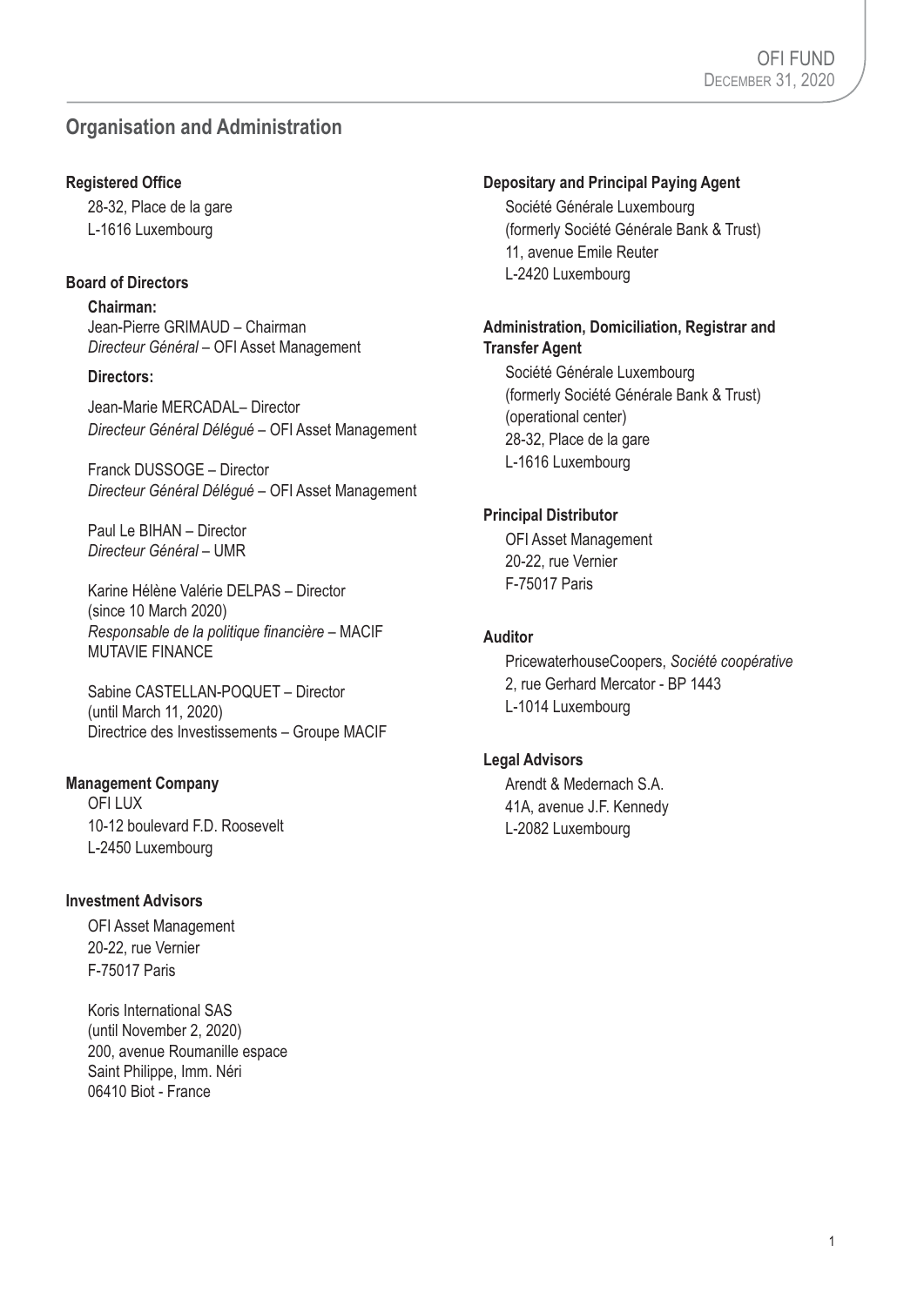## Organisation and Administration

**Registered Office**

28-32, Place de la gare
L-1616 Luxembourg

**Board of Directors**

**Chairman:**
Jean-Pierre GRIMAUD – Chairman
*Directeur Général* – OFI Asset Management

**Directors:**

Jean-Marie MERCADAL– Director
*Directeur Général Délégué* – OFI Asset Management

Franck DUSSOGE – Director
*Directeur Général Délégué* – OFI Asset Management

Paul Le BIHAN – Director
*Directeur Général* – UMR

Karine Hélène Valérie DELPAS – Director
(since 10 March 2020)
*Responsable de la politique financière* – MACIF MUTAVIE FINANCE

Sabine CASTELLAN-POQUET – Director
(until March 11, 2020)
Directrice des Investissements – Groupe MACIF

**Management Company**

OFI LUX
10-12 boulevard F.D. Roosevelt
L-2450 Luxembourg

**Investment Advisors**

OFI Asset Management
20-22, rue Vernier
F-75017 Paris

Koris International SAS
(until November 2, 2020)
200, avenue Roumanille espace
Saint Philippe, Imm. Néri
06410 Biot - France

**Depositary and Principal Paying Agent**

Société Générale Luxembourg
(formerly Société Générale Bank & Trust)
11, avenue Emile Reuter
L-2420 Luxembourg

**Administration, Domiciliation, Registrar and Transfer Agent**

Société Générale Luxembourg
(formerly Société Générale Bank & Trust)
(operational center)
28-32, Place de la gare
L-1616 Luxembourg

**Principal Distributor**

OFI Asset Management
20-22, rue Vernier
F-75017 Paris

**Auditor**

PricewaterhouseCoopers, *Société coopérative*
2, rue Gerhard Mercator - BP 1443
L-1014 Luxembourg

**Legal Advisors**

Arendt & Medernach S.A.
41A, avenue J.F. Kennedy
L-2082 Luxembourg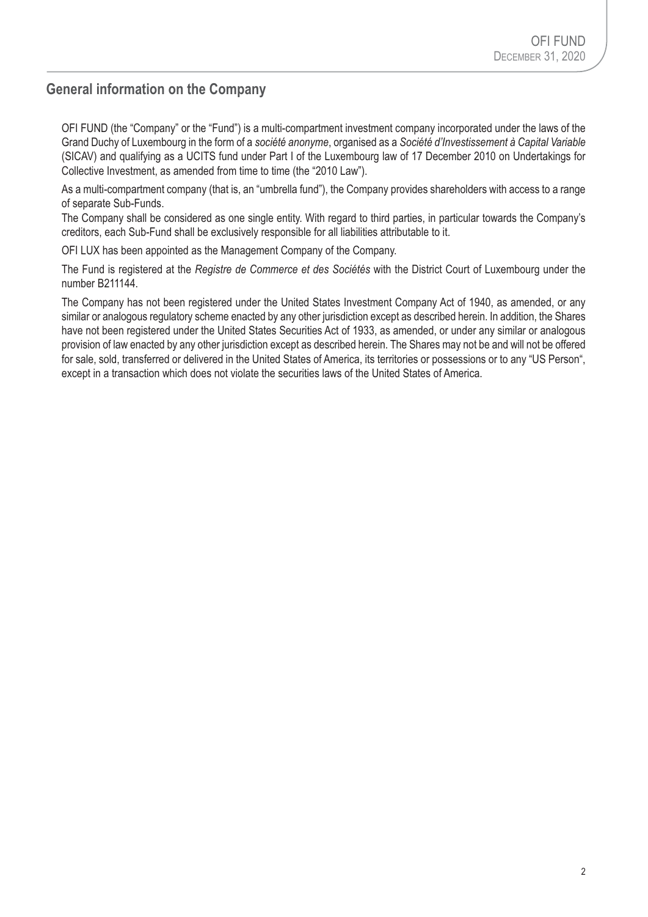## General information on the Company

OFI FUND (the "Company" or the "Fund") is a multi-compartment investment company incorporated under the laws of the Grand Duchy of Luxembourg in the form of a *société anonyme*, organised as a *Société d'Investissement à Capital Variable* (SICAV) and qualifying as a UCITS fund under Part I of the Luxembourg law of 17 December 2010 on Undertakings for Collective Investment, as amended from time to time (the "2010 Law").

As a multi-compartment company (that is, an "umbrella fund"), the Company provides shareholders with access to a range of separate Sub-Funds.

The Company shall be considered as one single entity. With regard to third parties, in particular towards the Company's creditors, each Sub-Fund shall be exclusively responsible for all liabilities attributable to it.

OFI LUX has been appointed as the Management Company of the Company.

The Fund is registered at the *Registre de Commerce et des Sociétés* with the District Court of Luxembourg under the number B211144.

The Company has not been registered under the United States Investment Company Act of 1940, as amended, or any similar or analogous regulatory scheme enacted by any other jurisdiction except as described herein. In addition, the Shares have not been registered under the United States Securities Act of 1933, as amended, or under any similar or analogous provision of law enacted by any other jurisdiction except as described herein. The Shares may not be and will not be offered for sale, sold, transferred or delivered in the United States of America, its territories or possessions or to any "US Person", except in a transaction which does not violate the securities laws of the United States of America.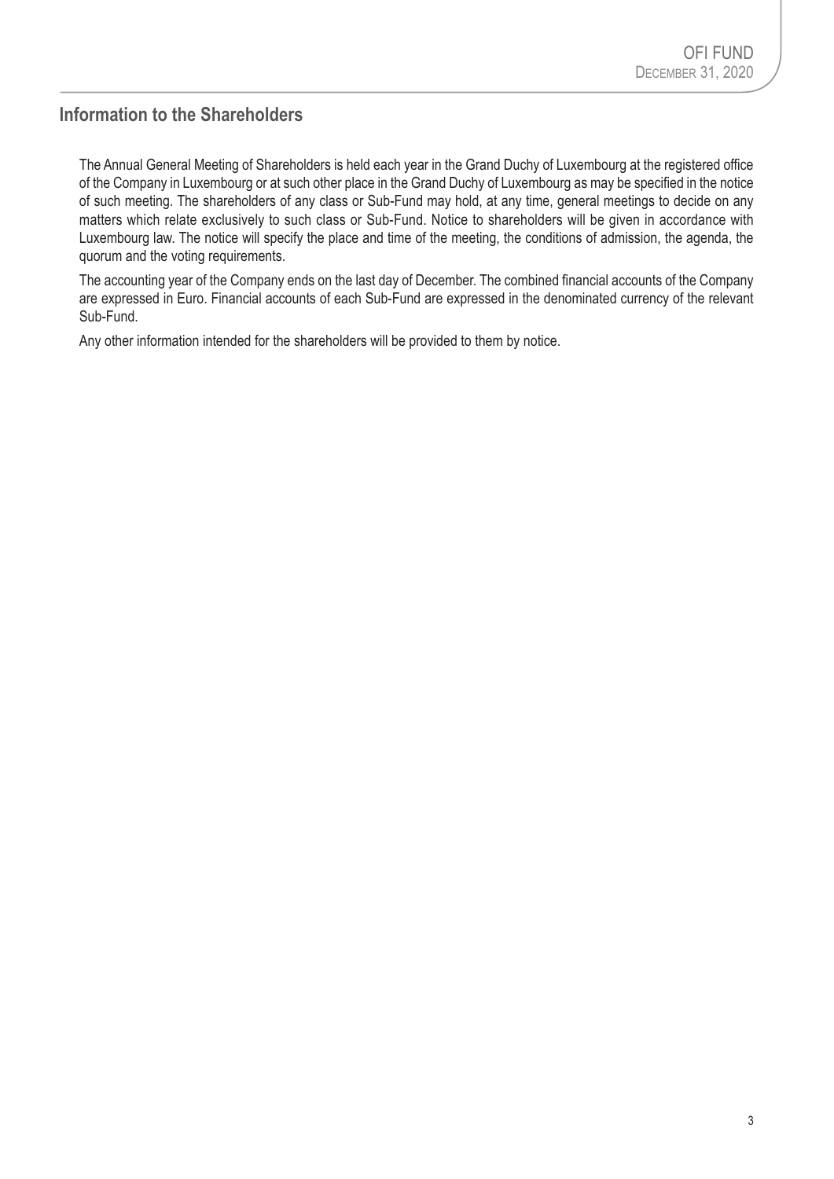## Information to the Shareholders

The Annual General Meeting of Shareholders is held each year in the Grand Duchy of Luxembourg at the registered office of the Company in Luxembourg or at such other place in the Grand Duchy of Luxembourg as may be specified in the notice of such meeting. The shareholders of any class or Sub-Fund may hold, at any time, general meetings to decide on any matters which relate exclusively to such class or Sub-Fund. Notice to shareholders will be given in accordance with Luxembourg law. The notice will specify the place and time of the meeting, the conditions of admission, the agenda, the quorum and the voting requirements.

The accounting year of the Company ends on the last day of December. The combined financial accounts of the Company are expressed in Euro. Financial accounts of each Sub-Fund are expressed in the denominated currency of the relevant Sub-Fund.

Any other information intended for the shareholders will be provided to them by notice.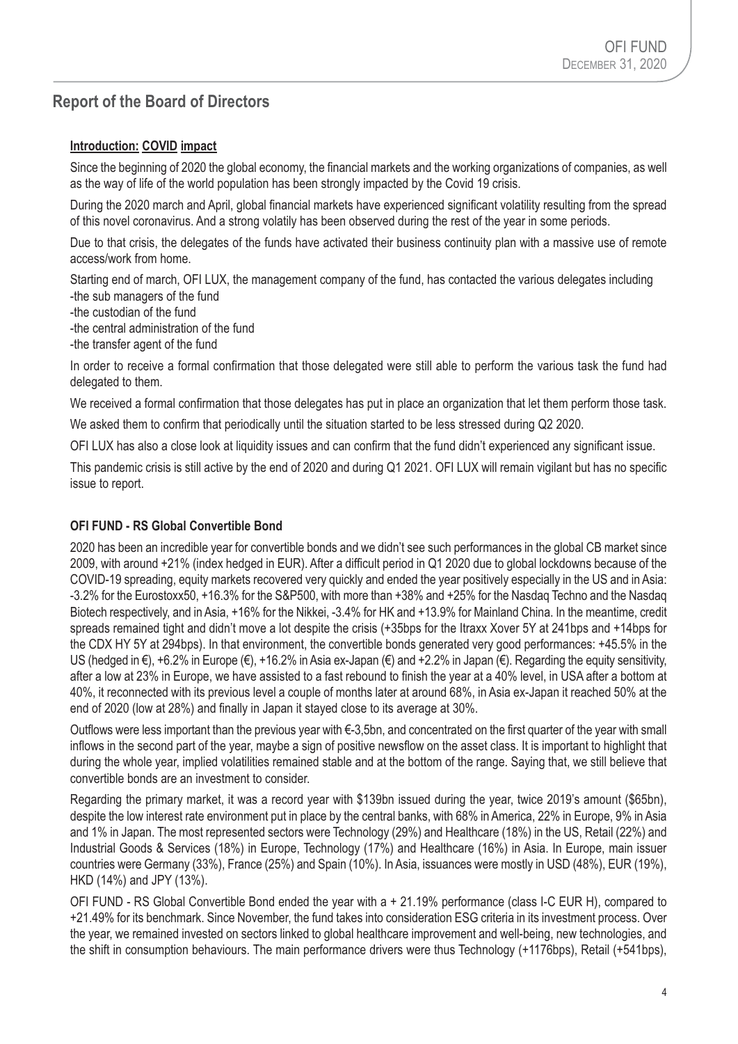## Report of the Board of Directors

**Introduction: COVID impact**

Since the beginning of 2020 the global economy, the financial markets and the working organizations of companies, as well as the way of life of the world population has been strongly impacted by the Covid 19 crisis.

During the 2020 march and April, global financial markets have experienced significant volatility resulting from the spread of this novel coronavirus. And a strong volatily has been observed during the rest of the year in some periods.

Due to that crisis, the delegates of the funds have activated their business continuity plan with a massive use of remote access/work from home.

Starting end of march, OFI LUX, the management company of the fund, has contacted the various delegates including
-the sub managers of the fund
-the custodian of the fund
-the central administration of the fund
-the transfer agent of the fund

In order to receive a formal confirmation that those delegated were still able to perform the various task the fund had delegated to them.

We received a formal confirmation that those delegates has put in place an organization that let them perform those task.

We asked them to confirm that periodically until the situation started to be less stressed during Q2 2020.

OFI LUX has also a close look at liquidity issues and can confirm that the fund didn't experienced any significant issue.

This pandemic crisis is still active by the end of 2020 and during Q1 2021. OFI LUX will remain vigilant but has no specific issue to report.

**OFI FUND - RS Global Convertible Bond**

2020 has been an incredible year for convertible bonds and we didn't see such performances in the global CB market since 2009, with around +21% (index hedged in EUR). After a difficult period in Q1 2020 due to global lockdowns because of the COVID-19 spreading, equity markets recovered very quickly and ended the year positively especially in the US and in Asia: -3.2% for the Eurostoxx50, +16.3% for the S&P500, with more than +38% and +25% for the Nasdaq Techno and the Nasdaq Biotech respectively, and in Asia, +16% for the Nikkei, -3.4% for HK and +13.9% for Mainland China. In the meantime, credit spreads remained tight and didn't move a lot despite the crisis (+35bps for the Itraxx Xover 5Y at 241bps and +14bps for the CDX HY 5Y at 294bps). In that environment, the convertible bonds generated very good performances: +45.5% in the US (hedged in €), +6.2% in Europe (€), +16.2% in Asia ex-Japan (€) and +2.2% in Japan (€). Regarding the equity sensitivity, after a low at 23% in Europe, we have assisted to a fast rebound to finish the year at a 40% level, in USA after a bottom at 40%, it reconnected with its previous level a couple of months later at around 68%, in Asia ex-Japan it reached 50% at the end of 2020 (low at 28%) and finally in Japan it stayed close to its average at 30%.

Outflows were less important than the previous year with €-3,5bn, and concentrated on the first quarter of the year with small inflows in the second part of the year, maybe a sign of positive newsflow on the asset class. It is important to highlight that during the whole year, implied volatilities remained stable and at the bottom of the range. Saying that, we still believe that convertible bonds are an investment to consider.

Regarding the primary market, it was a record year with $139bn issued during the year, twice 2019's amount ($65bn), despite the low interest rate environment put in place by the central banks, with 68% in America, 22% in Europe, 9% in Asia and 1% in Japan. The most represented sectors were Technology (29%) and Healthcare (18%) in the US, Retail (22%) and Industrial Goods & Services (18%) in Europe, Technology (17%) and Healthcare (16%) in Asia. In Europe, main issuer countries were Germany (33%), France (25%) and Spain (10%). In Asia, issuances were mostly in USD (48%), EUR (19%), HKD (14%) and JPY (13%).

OFI FUND - RS Global Convertible Bond ended the year with a + 21.19% performance (class I-C EUR H), compared to +21.49% for its benchmark. Since November, the fund takes into consideration ESG criteria in its investment process. Over the year, we remained invested on sectors linked to global healthcare improvement and well-being, new technologies, and the shift in consumption behaviours. The main performance drivers were thus Technology (+1176bps), Retail (+541bps),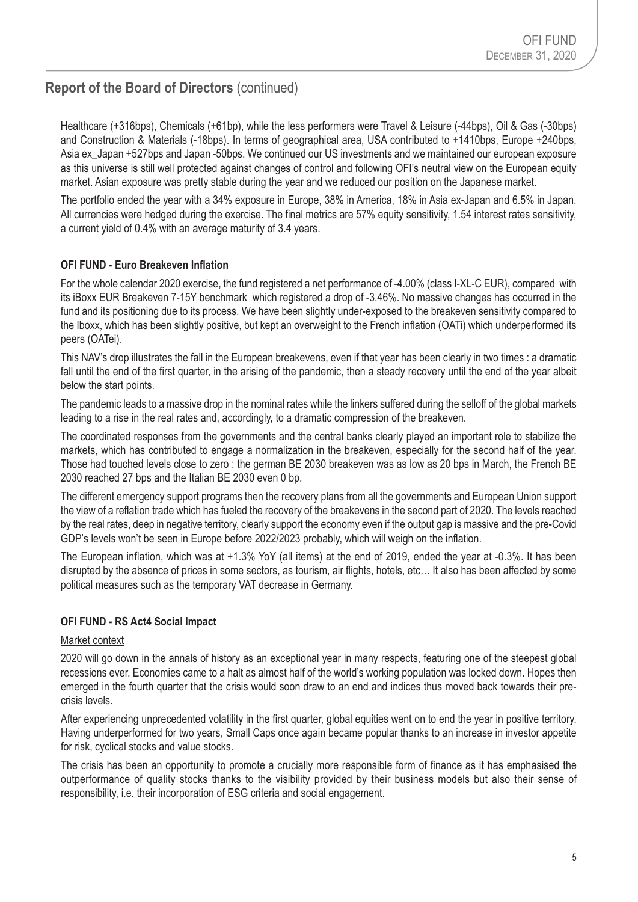## Report of the Board of Directors (continued)

Healthcare (+316bps), Chemicals (+61bp), while the less performers were Travel & Leisure (-44bps), Oil & Gas (-30bps) and Construction & Materials (-18bps). In terms of geographical area, USA contributed to +1410bps, Europe +240bps, Asia ex_Japan +527bps and Japan -50bps. We continued our US investments and we maintained our european exposure as this universe is still well protected against changes of control and following OFI's neutral view on the European equity market. Asian exposure was pretty stable during the year and we reduced our position on the Japanese market.

The portfolio ended the year with a 34% exposure in Europe, 38% in America, 18% in Asia ex-Japan and 6.5% in Japan. All currencies were hedged during the exercise. The final metrics are 57% equity sensitivity, 1.54 interest rates sensitivity, a current yield of 0.4% with an average maturity of 3.4 years.

### OFI FUND - Euro Breakeven Inflation

For the whole calendar 2020 exercise, the fund registered a net performance of -4.00% (class I-XL-C EUR), compared with its iBoxx EUR Breakeven 7-15Y benchmark which registered a drop of -3.46%. No massive changes has occurred in the fund and its positioning due to its process. We have been slightly under-exposed to the breakeven sensitivity compared to the Iboxx, which has been slightly positive, but kept an overweight to the French inflation (OATi) which underperformed its peers (OATei).

This NAV's drop illustrates the fall in the European breakevens, even if that year has been clearly in two times : a dramatic fall until the end of the first quarter, in the arising of the pandemic, then a steady recovery until the end of the year albeit below the start points.

The pandemic leads to a massive drop in the nominal rates while the linkers suffered during the selloff of the global markets leading to a rise in the real rates and, accordingly, to a dramatic compression of the breakeven.

The coordinated responses from the governments and the central banks clearly played an important role to stabilize the markets, which has contributed to engage a normalization in the breakeven, especially for the second half of the year. Those had touched levels close to zero : the german BE 2030 breakeven was as low as 20 bps in March, the French BE 2030 reached 27 bps and the Italian BE 2030 even 0 bp.

The different emergency support programs then the recovery plans from all the governments and European Union support the view of a reflation trade which has fueled the recovery of the breakevens in the second part of 2020. The levels reached by the real rates, deep in negative territory, clearly support the economy even if the output gap is massive and the pre-Covid GDP's levels won't be seen in Europe before 2022/2023 probably, which will weigh on the inflation.

The European inflation, which was at +1.3% YoY (all items) at the end of 2019, ended the year at -0.3%. It has been disrupted by the absence of prices in some sectors, as tourism, air flights, hotels, etc… It also has been affected by some political measures such as the temporary VAT decrease in Germany.

### OFI FUND - RS Act4 Social Impact

Market context

2020 will go down in the annals of history as an exceptional year in many respects, featuring one of the steepest global recessions ever. Economies came to a halt as almost half of the world's working population was locked down. Hopes then emerged in the fourth quarter that the crisis would soon draw to an end and indices thus moved back towards their pre-crisis levels.

After experiencing unprecedented volatility in the first quarter, global equities went on to end the year in positive territory. Having underperformed for two years, Small Caps once again became popular thanks to an increase in investor appetite for risk, cyclical stocks and value stocks.

The crisis has been an opportunity to promote a crucially more responsible form of finance as it has emphasised the outperformance of quality stocks thanks to the visibility provided by their business models but also their sense of responsibility, i.e. their incorporation of ESG criteria and social engagement.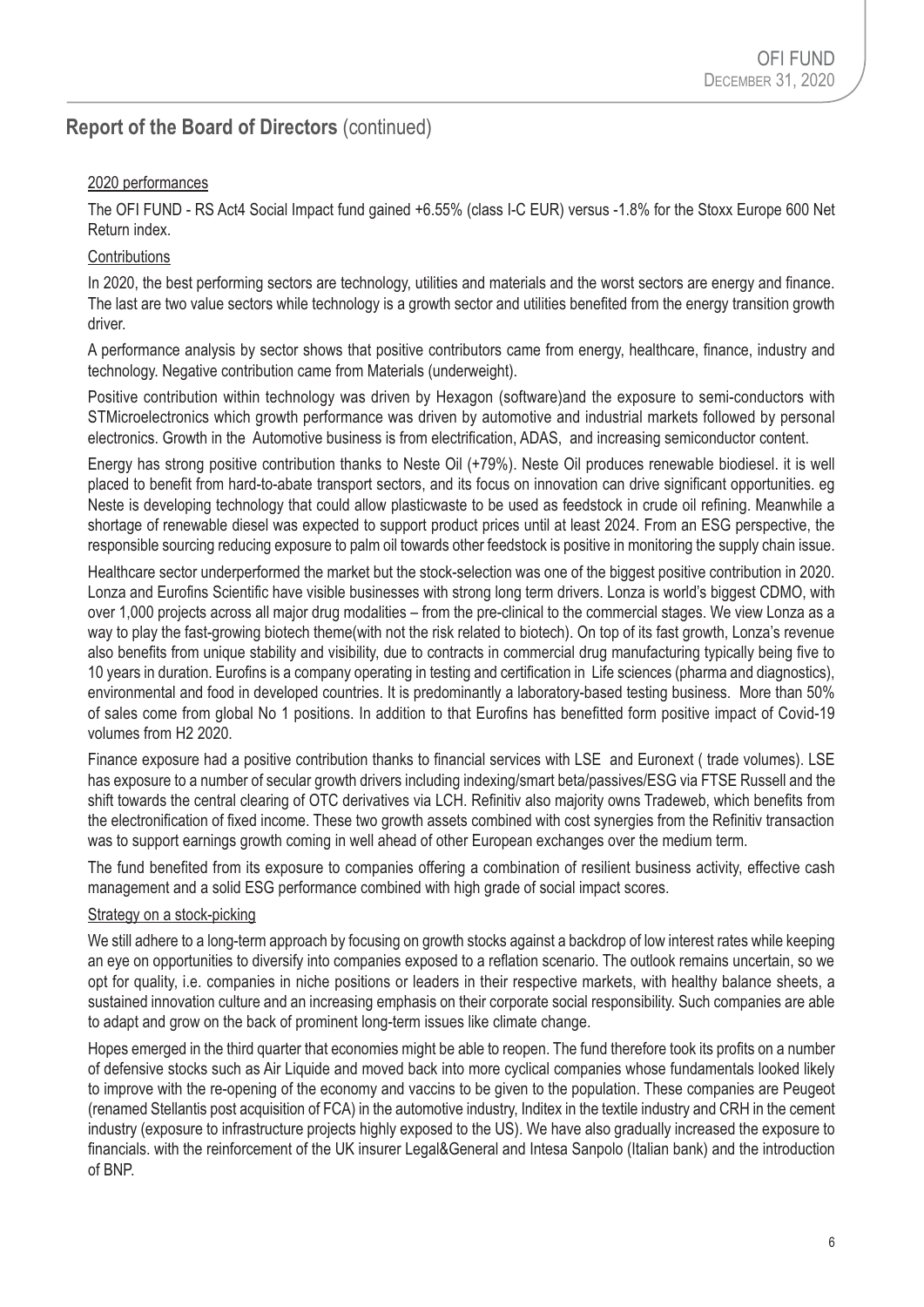## Report of the Board of Directors (continued)

2020 performances

The OFI FUND - RS Act4 Social Impact fund gained +6.55% (class I-C EUR) versus -1.8% for the Stoxx Europe 600 Net Return index.

Contributions

In 2020, the best performing sectors are technology, utilities and materials and the worst sectors are energy and finance. The last are two value sectors while technology is a growth sector and utilities benefited from the energy transition growth driver.

A performance analysis by sector shows that positive contributors came from energy, healthcare, finance, industry and technology. Negative contribution came from Materials (underweight).

Positive contribution within technology was driven by Hexagon (software)and the exposure to semi-conductors with STMicroelectronics which growth performance was driven by automotive and industrial markets followed by personal electronics. Growth in the Automotive business is from electrification, ADAS, and increasing semiconductor content.

Energy has strong positive contribution thanks to Neste Oil (+79%). Neste Oil produces renewable biodiesel. it is well placed to benefit from hard-to-abate transport sectors, and its focus on innovation can drive significant opportunities. eg Neste is developing technology that could allow plasticwaste to be used as feedstock in crude oil refining. Meanwhile a shortage of renewable diesel was expected to support product prices until at least 2024. From an ESG perspective, the responsible sourcing reducing exposure to palm oil towards other feedstock is positive in monitoring the supply chain issue.

Healthcare sector underperformed the market but the stock-selection was one of the biggest positive contribution in 2020. Lonza and Eurofins Scientific have visible businesses with strong long term drivers. Lonza is world's biggest CDMO, with over 1,000 projects across all major drug modalities – from the pre-clinical to the commercial stages. We view Lonza as a way to play the fast-growing biotech theme(with not the risk related to biotech). On top of its fast growth, Lonza's revenue also benefits from unique stability and visibility, due to contracts in commercial drug manufacturing typically being five to 10 years in duration. Eurofins is a company operating in testing and certification in Life sciences (pharma and diagnostics), environmental and food in developed countries. It is predominantly a laboratory-based testing business. More than 50% of sales come from global No 1 positions. In addition to that Eurofins has benefitted form positive impact of Covid-19 volumes from H2 2020.

Finance exposure had a positive contribution thanks to financial services with LSE and Euronext ( trade volumes). LSE has exposure to a number of secular growth drivers including indexing/smart beta/passives/ESG via FTSE Russell and the shift towards the central clearing of OTC derivatives via LCH. Refinitiv also majority owns Tradeweb, which benefits from the electronification of fixed income. These two growth assets combined with cost synergies from the Refinitiv transaction was to support earnings growth coming in well ahead of other European exchanges over the medium term.

The fund benefited from its exposure to companies offering a combination of resilient business activity, effective cash management and a solid ESG performance combined with high grade of social impact scores.

Strategy on a stock-picking

We still adhere to a long-term approach by focusing on growth stocks against a backdrop of low interest rates while keeping an eye on opportunities to diversify into companies exposed to a reflation scenario. The outlook remains uncertain, so we opt for quality, i.e. companies in niche positions or leaders in their respective markets, with healthy balance sheets, a sustained innovation culture and an increasing emphasis on their corporate social responsibility. Such companies are able to adapt and grow on the back of prominent long-term issues like climate change.

Hopes emerged in the third quarter that economies might be able to reopen. The fund therefore took its profits on a number of defensive stocks such as Air Liquide and moved back into more cyclical companies whose fundamentals looked likely to improve with the re-opening of the economy and vaccins to be given to the population. These companies are Peugeot (renamed Stellantis post acquisition of FCA) in the automotive industry, Inditex in the textile industry and CRH in the cement industry (exposure to infrastructure projects highly exposed to the US). We have also gradually increased the exposure to financials. with the reinforcement of the UK insurer Legal&General and Intesa Sanpolo (Italian bank) and the introduction of BNP.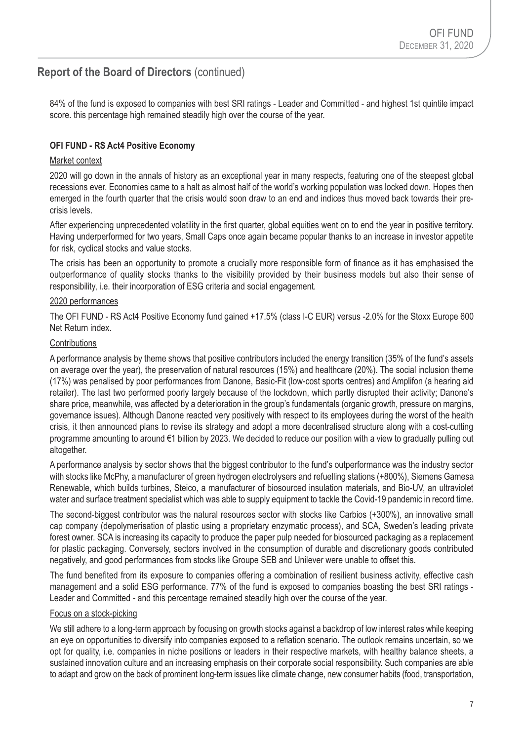## Report of the Board of Directors (continued)

84% of the fund is exposed to companies with best SRI ratings - Leader and Committed - and highest 1st quintile impact score. this percentage high remained steadily high over the course of the year.

### OFI FUND - RS Act4 Positive Economy

Market context

2020 will go down in the annals of history as an exceptional year in many respects, featuring one of the steepest global recessions ever. Economies came to a halt as almost half of the world's working population was locked down. Hopes then emerged in the fourth quarter that the crisis would soon draw to an end and indices thus moved back towards their pre-crisis levels.

After experiencing unprecedented volatility in the first quarter, global equities went on to end the year in positive territory. Having underperformed for two years, Small Caps once again became popular thanks to an increase in investor appetite for risk, cyclical stocks and value stocks.

The crisis has been an opportunity to promote a crucially more responsible form of finance as it has emphasised the outperformance of quality stocks thanks to the visibility provided by their business models but also their sense of responsibility, i.e. their incorporation of ESG criteria and social engagement.

2020 performances

The OFI FUND - RS Act4 Positive Economy fund gained +17.5% (class I-C EUR) versus -2.0% for the Stoxx Europe 600 Net Return index.

Contributions

A performance analysis by theme shows that positive contributors included the energy transition (35% of the fund's assets on average over the year), the preservation of natural resources (15%) and healthcare (20%). The social inclusion theme (17%) was penalised by poor performances from Danone, Basic-Fit (low-cost sports centres) and Amplifon (a hearing aid retailer). The last two performed poorly largely because of the lockdown, which partly disrupted their activity; Danone's share price, meanwhile, was affected by a deterioration in the group's fundamentals (organic growth, pressure on margins, governance issues). Although Danone reacted very positively with respect to its employees during the worst of the health crisis, it then announced plans to revise its strategy and adopt a more decentralised structure along with a cost-cutting programme amounting to around €1 billion by 2023. We decided to reduce our position with a view to gradually pulling out altogether.

A performance analysis by sector shows that the biggest contributor to the fund's outperformance was the industry sector with stocks like McPhy, a manufacturer of green hydrogen electrolysers and refuelling stations (+800%), Siemens Gamesa Renewable, which builds turbines, Steico, a manufacturer of biosourced insulation materials, and Bio-UV, an ultraviolet water and surface treatment specialist which was able to supply equipment to tackle the Covid-19 pandemic in record time.

The second-biggest contributor was the natural resources sector with stocks like Carbios (+300%), an innovative small cap company (depolymerisation of plastic using a proprietary enzymatic process), and SCA, Sweden's leading private forest owner. SCA is increasing its capacity to produce the paper pulp needed for biosourced packaging as a replacement for plastic packaging. Conversely, sectors involved in the consumption of durable and discretionary goods contributed negatively, and good performances from stocks like Groupe SEB and Unilever were unable to offset this.

The fund benefited from its exposure to companies offering a combination of resilient business activity, effective cash management and a solid ESG performance. 77% of the fund is exposed to companies boasting the best SRI ratings - Leader and Committed - and this percentage remained steadily high over the course of the year.

Focus on a stock-picking

We still adhere to a long-term approach by focusing on growth stocks against a backdrop of low interest rates while keeping an eye on opportunities to diversify into companies exposed to a reflation scenario. The outlook remains uncertain, so we opt for quality, i.e. companies in niche positions or leaders in their respective markets, with healthy balance sheets, a sustained innovation culture and an increasing emphasis on their corporate social responsibility. Such companies are able to adapt and grow on the back of prominent long-term issues like climate change, new consumer habits (food, transportation,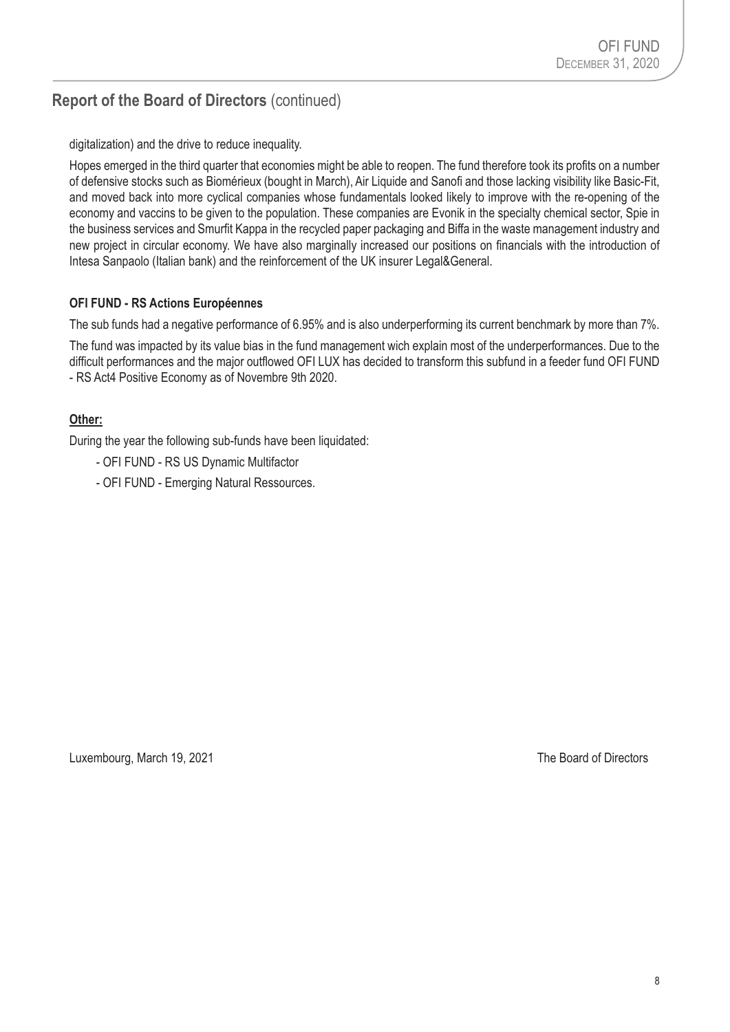## Report of the Board of Directors (continued)

digitalization) and the drive to reduce inequality.

Hopes emerged in the third quarter that economies might be able to reopen. The fund therefore took its profits on a number of defensive stocks such as Biomérieux (bought in March), Air Liquide and Sanofi and those lacking visibility like Basic-Fit, and moved back into more cyclical companies whose fundamentals looked likely to improve with the re-opening of the economy and vaccins to be given to the population. These companies are Evonik in the specialty chemical sector, Spie in the business services and Smurfit Kappa in the recycled paper packaging and Biffa in the waste management industry and new project in circular economy. We have also marginally increased our positions on financials with the introduction of Intesa Sanpaolo (Italian bank) and the reinforcement of the UK insurer Legal&General.

**OFI FUND - RS Actions Européennes**

The sub funds had a negative performance of 6.95% and is also underperforming its current benchmark by more than 7%.

The fund was impacted by its value bias in the fund management wich explain most of the underperformances. Due to the difficult performances and the major outflowed OFI LUX has decided to transform this subfund in a feeder fund OFI FUND - RS Act4 Positive Economy as of Novembre 9th 2020.

**Other:**

During the year the following sub-funds have been liquidated:

- OFI FUND - RS US Dynamic Multifactor
- OFI FUND - Emerging Natural Ressources.

Luxembourg, March 19, 2021

The Board of Directors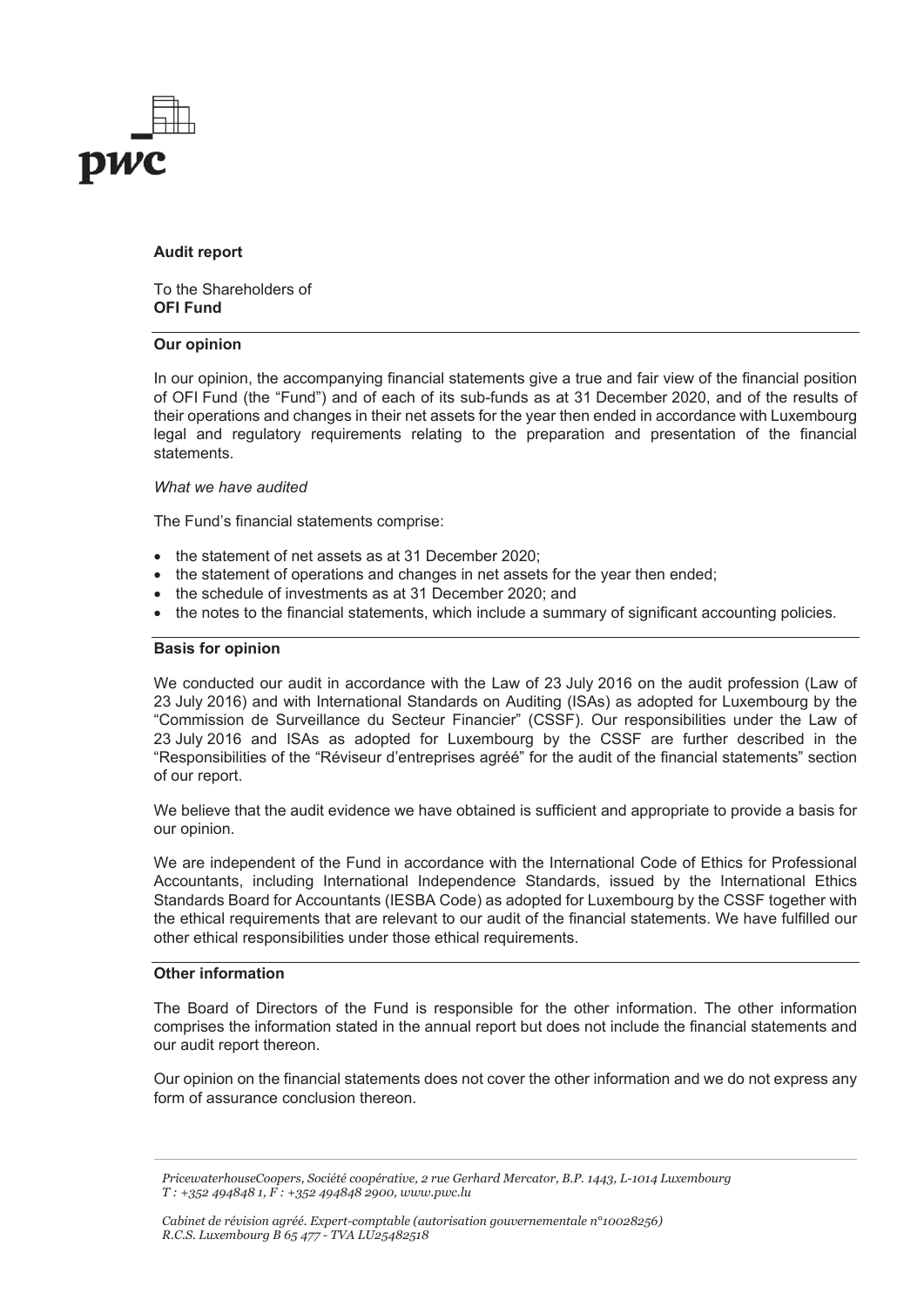**Audit report**

To the Shareholders of
**OFI Fund**

**Our opinion**

In our opinion, the accompanying financial statements give a true and fair view of the financial position of OFI Fund (the "Fund") and of each of its sub-funds as at 31 December 2020, and of the results of their operations and changes in their net assets for the year then ended in accordance with Luxembourg legal and regulatory requirements relating to the preparation and presentation of the financial statements.

*What we have audited*

The Fund's financial statements comprise:

- the statement of net assets as at 31 December 2020;
- the statement of operations and changes in net assets for the year then ended;
- the schedule of investments as at 31 December 2020; and
- the notes to the financial statements, which include a summary of significant accounting policies.

**Basis for opinion**

We conducted our audit in accordance with the Law of 23 July 2016 on the audit profession (Law of 23 July 2016) and with International Standards on Auditing (ISAs) as adopted for Luxembourg by the "Commission de Surveillance du Secteur Financier" (CSSF). Our responsibilities under the Law of 23 July 2016 and ISAs as adopted for Luxembourg by the CSSF are further described in the "Responsibilities of the "Réviseur d'entreprises agréé" for the audit of the financial statements" section of our report.

We believe that the audit evidence we have obtained is sufficient and appropriate to provide a basis for our opinion.

We are independent of the Fund in accordance with the International Code of Ethics for Professional Accountants, including International Independence Standards, issued by the International Ethics Standards Board for Accountants (IESBA Code) as adopted for Luxembourg by the CSSF together with the ethical requirements that are relevant to our audit of the financial statements. We have fulfilled our other ethical responsibilities under those ethical requirements.

**Other information**

The Board of Directors of the Fund is responsible for the other information. The other information comprises the information stated in the annual report but does not include the financial statements and our audit report thereon.

Our opinion on the financial statements does not cover the other information and we do not express any form of assurance conclusion thereon.

*PricewaterhouseCoopers, Société coopérative, 2 rue Gerhard Mercator, B.P. 1443, L-1014 Luxembourg*
*T : +352 494848 1, F : +352 494848 2900, www.pwc.lu*

*Cabinet de révision agréé. Expert-comptable (autorisation gouvernementale n°10028256)*
*R.C.S. Luxembourg B 65 477 - TVA LU25482518*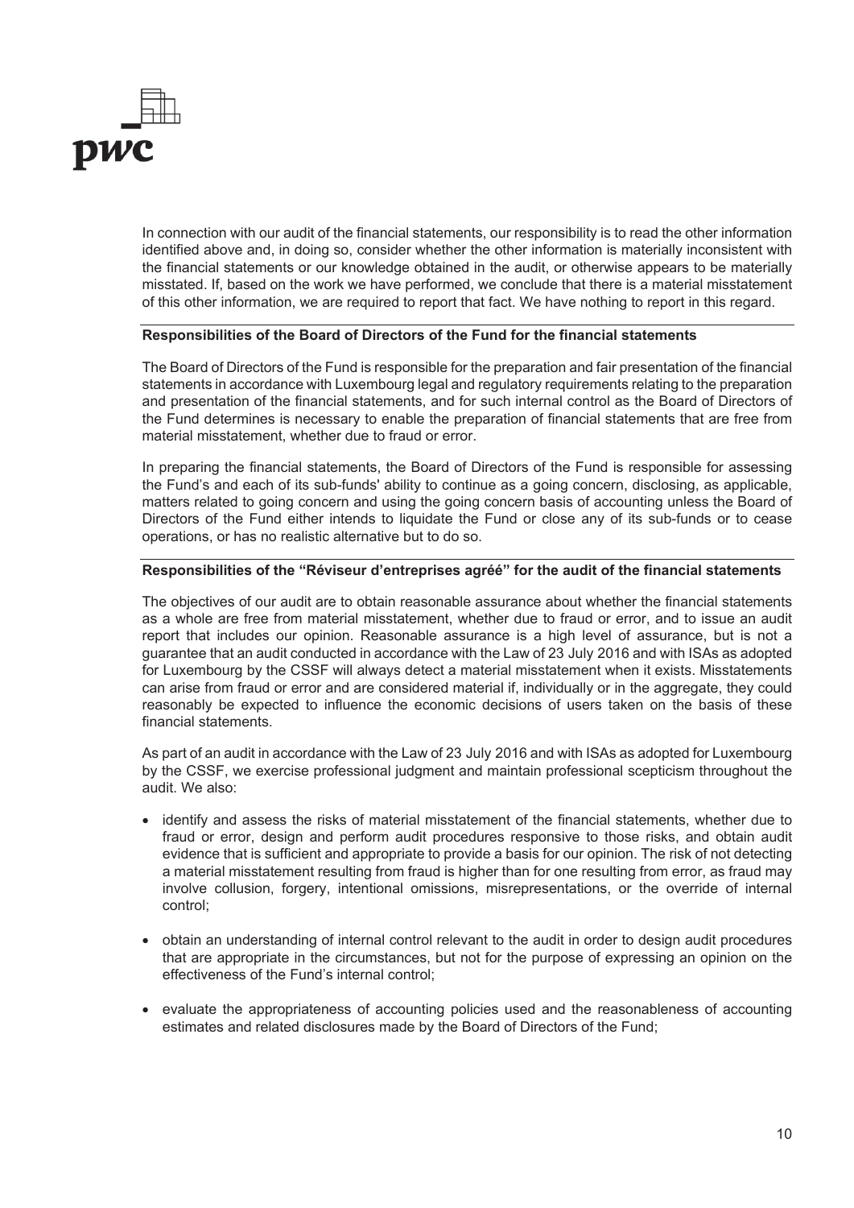In connection with our audit of the financial statements, our responsibility is to read the other information identified above and, in doing so, consider whether the other information is materially inconsistent with the financial statements or our knowledge obtained in the audit, or otherwise appears to be materially misstated. If, based on the work we have performed, we conclude that there is a material misstatement of this other information, we are required to report that fact. We have nothing to report in this regard.

**Responsibilities of the Board of Directors of the Fund for the financial statements**

The Board of Directors of the Fund is responsible for the preparation and fair presentation of the financial statements in accordance with Luxembourg legal and regulatory requirements relating to the preparation and presentation of the financial statements, and for such internal control as the Board of Directors of the Fund determines is necessary to enable the preparation of financial statements that are free from material misstatement, whether due to fraud or error.

In preparing the financial statements, the Board of Directors of the Fund is responsible for assessing the Fund's and each of its sub-funds' ability to continue as a going concern, disclosing, as applicable, matters related to going concern and using the going concern basis of accounting unless the Board of Directors of the Fund either intends to liquidate the Fund or close any of its sub-funds or to cease operations, or has no realistic alternative but to do so.

**Responsibilities of the "Réviseur d'entreprises agréé" for the audit of the financial statements**

The objectives of our audit are to obtain reasonable assurance about whether the financial statements as a whole are free from material misstatement, whether due to fraud or error, and to issue an audit report that includes our opinion. Reasonable assurance is a high level of assurance, but is not a guarantee that an audit conducted in accordance with the Law of 23 July 2016 and with ISAs as adopted for Luxembourg by the CSSF will always detect a material misstatement when it exists. Misstatements can arise from fraud or error and are considered material if, individually or in the aggregate, they could reasonably be expected to influence the economic decisions of users taken on the basis of these financial statements.

As part of an audit in accordance with the Law of 23 July 2016 and with ISAs as adopted for Luxembourg by the CSSF, we exercise professional judgment and maintain professional scepticism throughout the audit. We also:

- identify and assess the risks of material misstatement of the financial statements, whether due to fraud or error, design and perform audit procedures responsive to those risks, and obtain audit evidence that is sufficient and appropriate to provide a basis for our opinion. The risk of not detecting a material misstatement resulting from fraud is higher than for one resulting from error, as fraud may involve collusion, forgery, intentional omissions, misrepresentations, or the override of internal control;

- obtain an understanding of internal control relevant to the audit in order to design audit procedures that are appropriate in the circumstances, but not for the purpose of expressing an opinion on the effectiveness of the Fund's internal control;

- evaluate the appropriateness of accounting policies used and the reasonableness of accounting estimates and related disclosures made by the Board of Directors of the Fund;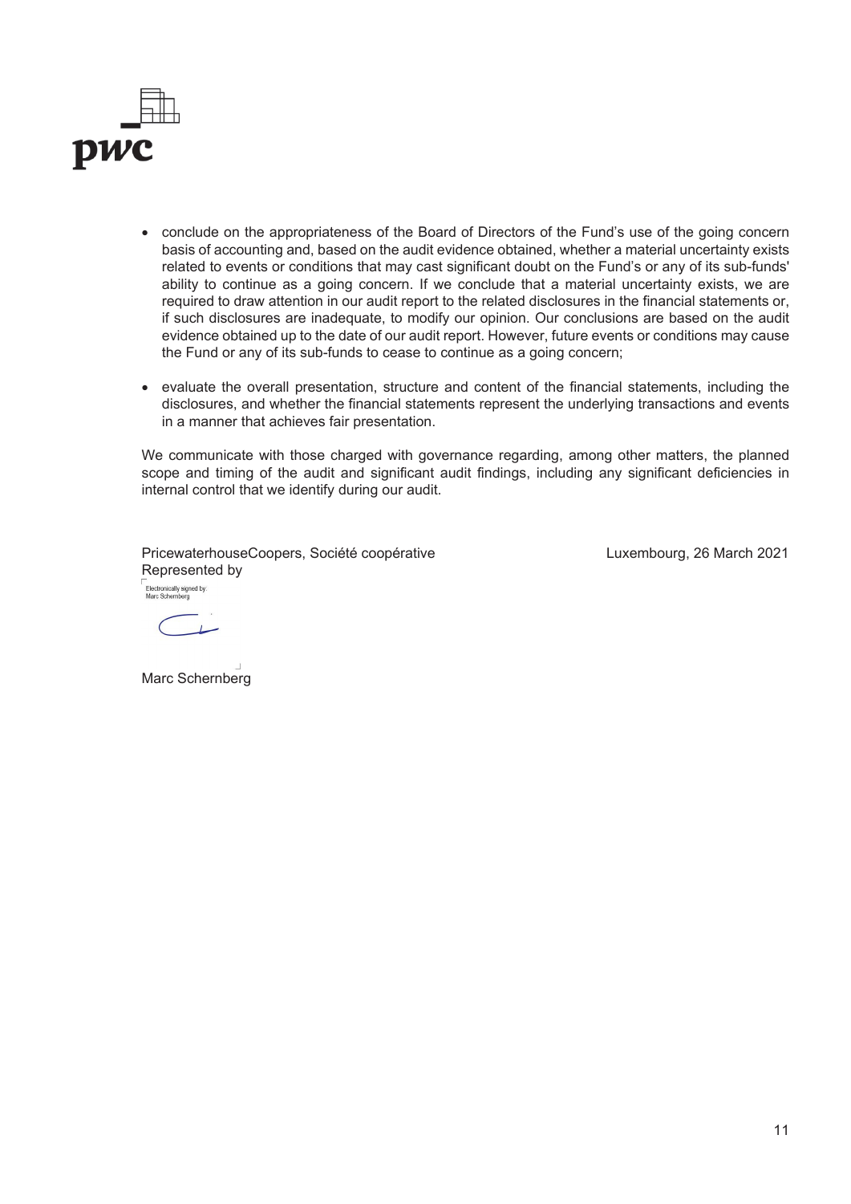- conclude on the appropriateness of the Board of Directors of the Fund's use of the going concern basis of accounting and, based on the audit evidence obtained, whether a material uncertainty exists related to events or conditions that may cast significant doubt on the Fund's or any of its sub-funds' ability to continue as a going concern. If we conclude that a material uncertainty exists, we are required to draw attention in our audit report to the related disclosures in the financial statements or, if such disclosures are inadequate, to modify our opinion. Our conclusions are based on the audit evidence obtained up to the date of our audit report. However, future events or conditions may cause the Fund or any of its sub-funds to cease to continue as a going concern;

- evaluate the overall presentation, structure and content of the financial statements, including the disclosures, and whether the financial statements represent the underlying transactions and events in a manner that achieves fair presentation.

We communicate with those charged with governance regarding, among other matters, the planned scope and timing of the audit and significant audit findings, including any significant deficiencies in internal control that we identify during our audit.

PricewaterhouseCoopers, Société coopérative
Represented by

Electronically signed by:
Marc Schernberg

Marc Schernberg

Luxembourg, 26 March 2021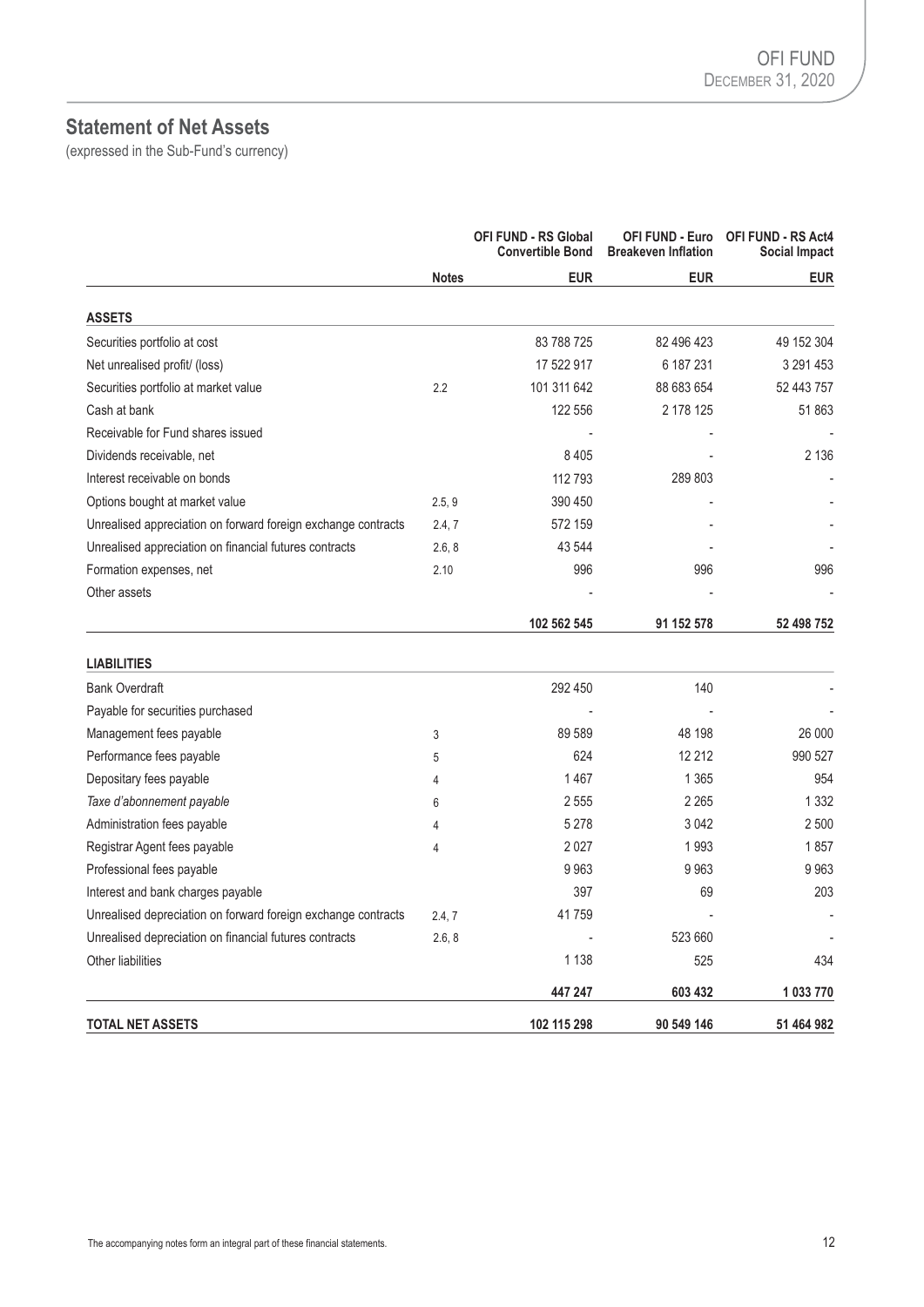# Statement of Net Assets

(expressed in the Sub-Fund's currency)

| | Notes | OFI FUND - RS Global Convertible Bond | OFI FUND - Euro Breakeven Inflation | OFI FUND - RS Act4 Social Impact |
|---|---|---|---|---|
| | | EUR | EUR | EUR |
| **ASSETS** | | | | |
| Securities portfolio at cost | | 83 788 725 | 82 496 423 | 49 152 304 |
| Net unrealised profit/ (loss) | | 17 522 917 | 6 187 231 | 3 291 453 |
| Securities portfolio at market value | 2.2 | 101 311 642 | 88 683 654 | 52 443 757 |
| Cash at bank | | 122 556 | 2 178 125 | 51 863 |
| Receivable for Fund shares issued | | - | - | - |
| Dividends receivable, net | | 8 405 | - | 2 136 |
| Interest receivable on bonds | | 112 793 | 289 803 | - |
| Options bought at market value | 2.5, 9 | 390 450 | - | - |
| Unrealised appreciation on forward foreign exchange contracts | 2.4, 7 | 572 159 | - | - |
| Unrealised appreciation on financial futures contracts | 2.6, 8 | 43 544 | - | - |
| Formation expenses, net | 2.10 | 996 | 996 | 996 |
| Other assets | | - | - | - |
| | | **102 562 545** | **91 152 578** | **52 498 752** |
| **LIABILITIES** | | | | |
| Bank Overdraft | | 292 450 | 140 | - |
| Payable for securities purchased | | - | - | - |
| Management fees payable | 3 | 89 589 | 48 198 | 26 000 |
| Performance fees payable | 5 | 624 | 12 212 | 990 527 |
| Depositary fees payable | 4 | 1 467 | 1 365 | 954 |
| *Taxe d'abonnement payable* | 6 | 2 555 | 2 265 | 1 332 |
| Administration fees payable | 4 | 5 278 | 3 042 | 2 500 |
| Registrar Agent fees payable | 4 | 2 027 | 1 993 | 1 857 |
| Professional fees payable | | 9 963 | 9 963 | 9 963 |
| Interest and bank charges payable | | 397 | 69 | 203 |
| Unrealised depreciation on forward foreign exchange contracts | 2.4, 7 | 41 759 | - | - |
| Unrealised depreciation on financial futures contracts | 2.6, 8 | - | 523 660 | - |
| Other liabilities | | 1 138 | 525 | 434 |
| | | **447 247** | **603 432** | **1 033 770** |
| **TOTAL NET ASSETS** | | **102 115 298** | **90 549 146** | **51 464 982** |

The accompanying notes form an integral part of these financial statements.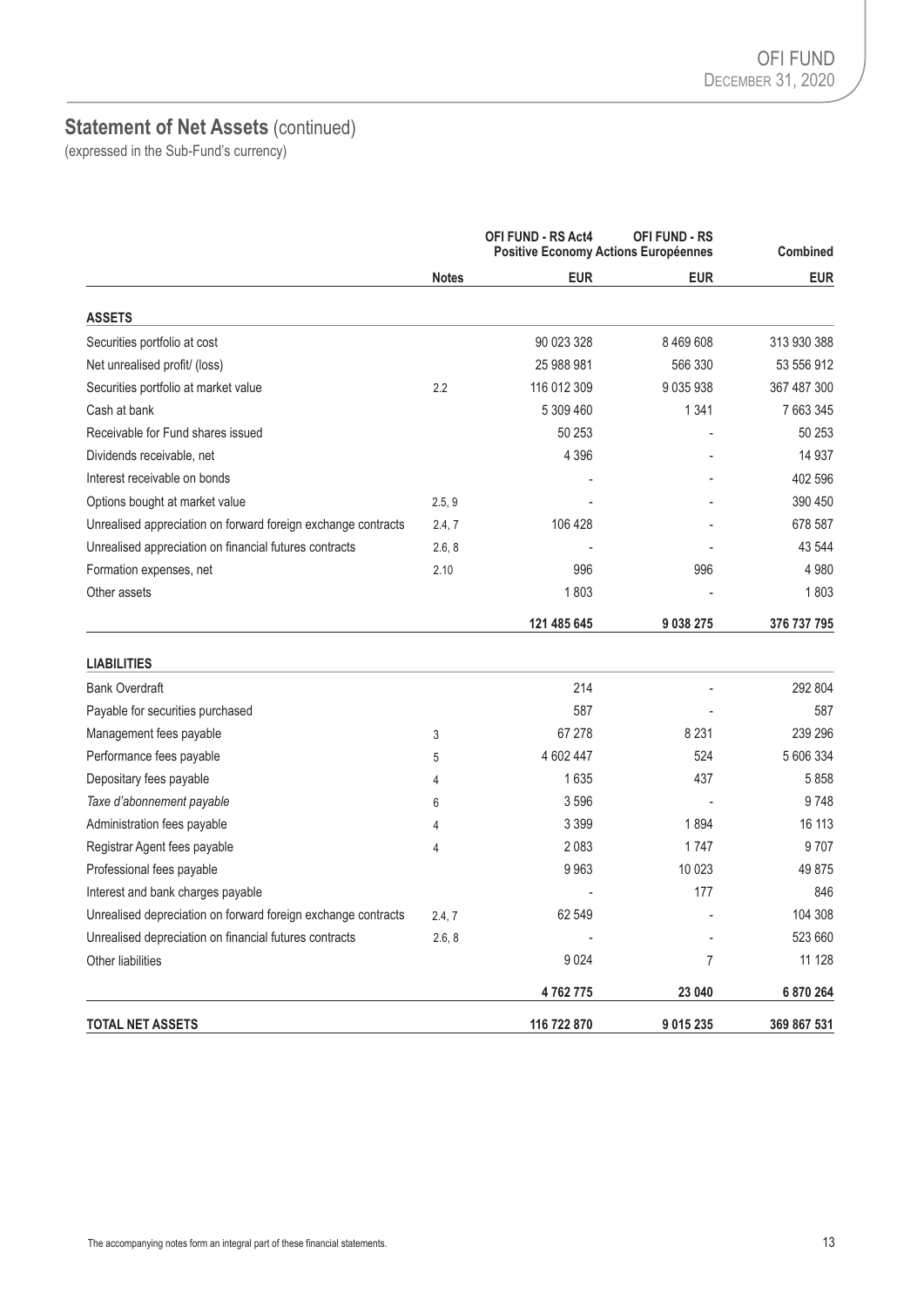## Statement of Net Assets (continued)

(expressed in the Sub-Fund's currency)

| | Notes | OFI FUND - RS Act4 Positive Economy | OFI FUND - RS Actions Européennes | Combined |
|---|---|---|---|---|
| | | EUR | EUR | EUR |
| **ASSETS** | | | | |
| Securities portfolio at cost | | 90 023 328 | 8 469 608 | 313 930 388 |
| Net unrealised profit/ (loss) | | 25 988 981 | 566 330 | 53 556 912 |
| Securities portfolio at market value | 2.2 | 116 012 309 | 9 035 938 | 367 487 300 |
| Cash at bank | | 5 309 460 | 1 341 | 7 663 345 |
| Receivable for Fund shares issued | | 50 253 | - | 50 253 |
| Dividends receivable, net | | 4 396 | - | 14 937 |
| Interest receivable on bonds | | - | - | 402 596 |
| Options bought at market value | 2.5, 9 | - | - | 390 450 |
| Unrealised appreciation on forward foreign exchange contracts | 2.4, 7 | 106 428 | - | 678 587 |
| Unrealised appreciation on financial futures contracts | 2.6, 8 | - | - | 43 544 |
| Formation expenses, net | 2.10 | 996 | 996 | 4 980 |
| Other assets | | 1 803 | - | 1 803 |
| | | **121 485 645** | **9 038 275** | **376 737 795** |
| **LIABILITIES** | | | | |
| Bank Overdraft | | 214 | - | 292 804 |
| Payable for securities purchased | | 587 | - | 587 |
| Management fees payable | 3 | 67 278 | 8 231 | 239 296 |
| Performance fees payable | 5 | 4 602 447 | 524 | 5 606 334 |
| Depositary fees payable | 4 | 1 635 | 437 | 5 858 |
| *Taxe d'abonnement payable* | 6 | 3 596 | - | 9 748 |
| Administration fees payable | 4 | 3 399 | 1 894 | 16 113 |
| Registrar Agent fees payable | 4 | 2 083 | 1 747 | 9 707 |
| Professional fees payable | | 9 963 | 10 023 | 49 875 |
| Interest and bank charges payable | | - | 177 | 846 |
| Unrealised depreciation on forward foreign exchange contracts | 2.4, 7 | 62 549 | - | 104 308 |
| Unrealised depreciation on financial futures contracts | 2.6, 8 | - | - | 523 660 |
| Other liabilities | | 9 024 | 7 | 11 128 |
| | | **4 762 775** | **23 040** | **6 870 264** |
| **TOTAL NET ASSETS** | | **116 722 870** | **9 015 235** | **369 867 531** |

The accompanying notes form an integral part of these financial statements.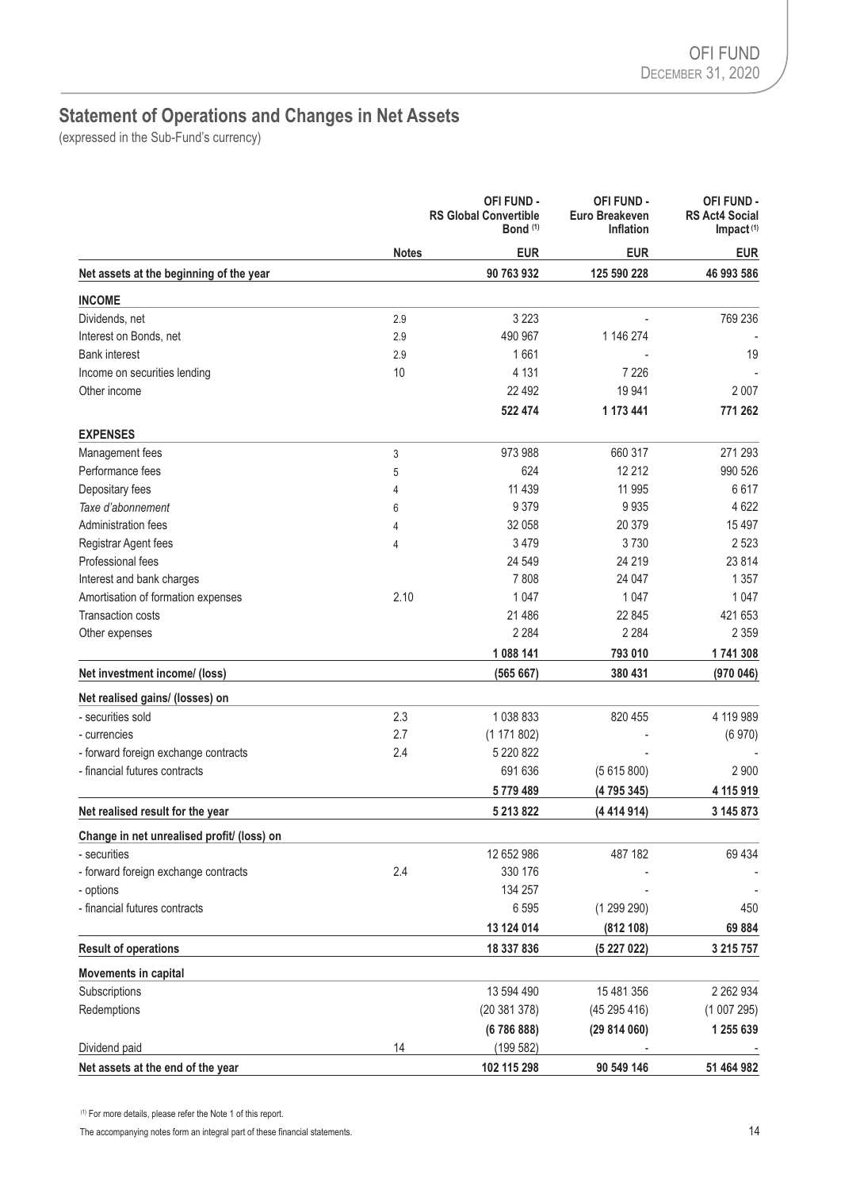## Statement of Operations and Changes in Net Assets

(expressed in the Sub-Fund's currency)

| | Notes | OFI FUND - RS Global Convertible Bond [1] | OFI FUND - Euro Breakeven Inflation | OFI FUND - RS Act4 Social Impact [1] |
|---|---|---|---|---|
| | | **EUR** | **EUR** | **EUR** |
| **Net assets at the beginning of the year** | | **90 763 932** | **125 590 228** | **46 993 586** |
| **INCOME** | | | | |
| Dividends, net | 2.9 | 3 223 | - | 769 236 |
| Interest on Bonds, net | 2.9 | 490 967 | 1 146 274 | - |
| Bank interest | 2.9 | 1 661 | - | 19 |
| Income on securities lending | 10 | 4 131 | 7 226 | - |
| Other income | | 22 492 | 19 941 | 2 007 |
| | | **522 474** | **1 173 441** | **771 262** |
| **EXPENSES** | | | | |
| Management fees | 3 | 973 988 | 660 317 | 271 293 |
| Performance fees | 5 | 624 | 12 212 | 990 526 |
| Depositary fees | 4 | 11 439 | 11 995 | 6 617 |
| *Taxe d'abonnement* | 6 | 9 379 | 9 935 | 4 622 |
| Administration fees | 4 | 32 058 | 20 379 | 15 497 |
| Registrar Agent fees | 4 | 3 479 | 3 730 | 2 523 |
| Professional fees | | 24 549 | 24 219 | 23 814 |
| Interest and bank charges | | 7 808 | 24 047 | 1 357 |
| Amortisation of formation expenses | 2.10 | 1 047 | 1 047 | 1 047 |
| Transaction costs | | 21 486 | 22 845 | 421 653 |
| Other expenses | | 2 284 | 2 284 | 2 359 |
| | | **1 088 141** | **793 010** | **1 741 308** |
| **Net investment income/ (loss)** | | **(565 667)** | **380 431** | **(970 046)** |
| **Net realised gains/ (losses) on** | | | | |
| - securities sold | 2.3 | 1 038 833 | 820 455 | 4 119 989 |
| - currencies | 2.7 | (1 171 802) | - | (6 970) |
| - forward foreign exchange contracts | 2.4 | 5 220 822 | - | - |
| - financial futures contracts | | 691 636 | (5 615 800) | 2 900 |
| | | **5 779 489** | **(4 795 345)** | **4 115 919** |
| **Net realised result for the year** | | **5 213 822** | **(4 414 914)** | **3 145 873** |
| **Change in net unrealised profit/ (loss) on** | | | | |
| - securities | | 12 652 986 | 487 182 | 69 434 |
| - forward foreign exchange contracts | 2.4 | 330 176 | - | - |
| - options | | 134 257 | - | - |
| - financial futures contracts | | 6 595 | (1 299 290) | 450 |
| | | **13 124 014** | **(812 108)** | **69 884** |
| **Result of operations** | | **18 337 836** | **(5 227 022)** | **3 215 757** |
| **Movements in capital** | | | | |
| Subscriptions | | 13 594 490 | 15 481 356 | 2 262 934 |
| Redemptions | | (20 381 378) | (45 295 416) | (1 007 295) |
| | | **(6 786 888)** | **(29 814 060)** | **1 255 639** |
| Dividend paid | 14 | (199 582) | - | - |
| **Net assets at the end of the year** | | **102 115 298** | **90 549 146** | **51 464 982** |

[1] For more details, please refer the Note 1 of this report.

The accompanying notes form an integral part of these financial statements.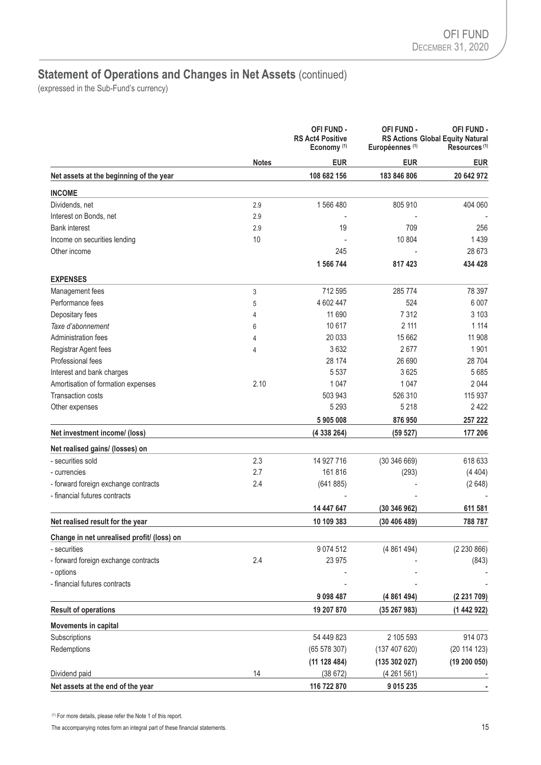## Statement of Operations and Changes in Net Assets (continued)

(expressed in the Sub-Fund's currency)

| | Notes | OFI FUND - RS Act4 Positive Economy [1] | OFI FUND - RS Actions Européennes [1] | OFI FUND - Global Equity Natural Resources [1] |
|---|---|---|---|---|
| | | EUR | EUR | EUR |
| **Net assets at the beginning of the year** | | 108 682 156 | 183 846 806 | 20 642 972 |
| **INCOME** | | | | |
| Dividends, net | 2.9 | 1 566 480 | 805 910 | 404 060 |
| Interest on Bonds, net | 2.9 | - | - | - |
| Bank interest | 2.9 | 19 | 709 | 256 |
| Income on securities lending | 10 | - | 10 804 | 1 439 |
| Other income | | 245 | - | 28 673 |
| | | **1 566 744** | **817 423** | **434 428** |
| **EXPENSES** | | | | |
| Management fees | 3 | 712 595 | 285 774 | 78 397 |
| Performance fees | 5 | 4 602 447 | 524 | 6 007 |
| Depositary fees | 4 | 11 690 | 7 312 | 3 103 |
| *Taxe d'abonnement* | 6 | 10 617 | 2 111 | 1 114 |
| Administration fees | 4 | 20 033 | 15 662 | 11 908 |
| Registrar Agent fees | 4 | 3 632 | 2 677 | 1 901 |
| Professional fees | | 28 174 | 26 690 | 28 704 |
| Interest and bank charges | | 5 537 | 3 625 | 5 685 |
| Amortisation of formation expenses | 2.10 | 1 047 | 1 047 | 2 044 |
| Transaction costs | | 503 943 | 526 310 | 115 937 |
| Other expenses | | 5 293 | 5 218 | 2 422 |
| | | **5 905 008** | **876 950** | **257 222** |
| **Net investment income/ (loss)** | | **(4 338 264)** | **(59 527)** | **177 206** |
| **Net realised gains/ (losses) on** | | | | |
| - securities sold | 2.3 | 14 927 716 | (30 346 669) | 618 633 |
| - currencies | 2.7 | 161 816 | (293) | (4 404) |
| - forward foreign exchange contracts | 2.4 | (641 885) | - | (2 648) |
| - financial futures contracts | | - | - | - |
| | | **14 447 647** | **(30 346 962)** | **611 581** |
| **Net realised result for the year** | | **10 109 383** | **(30 406 489)** | **788 787** |
| **Change in net unrealised profit/ (loss) on** | | | | |
| - securities | | 9 074 512 | (4 861 494) | (2 230 866) |
| - forward foreign exchange contracts | 2.4 | 23 975 | - | (843) |
| - options | | - | - | - |
| - financial futures contracts | | - | - | - |
| | | **9 098 487** | **(4 861 494)** | **(2 231 709)** |
| **Result of operations** | | **19 207 870** | **(35 267 983)** | **(1 442 922)** |
| **Movements in capital** | | | | |
| Subscriptions | | 54 449 823 | 2 105 593 | 914 073 |
| Redemptions | | (65 578 307) | (137 407 620) | (20 114 123) |
| | | **(11 128 484)** | **(135 302 027)** | **(19 200 050)** |
| Dividend paid | 14 | (38 672) | (4 261 561) | - |
| **Net assets at the end of the year** | | **116 722 870** | **9 015 235** | **-** |

[1] For more details, please refer the Note 1 of this report.

The accompanying notes form an integral part of these financial statements.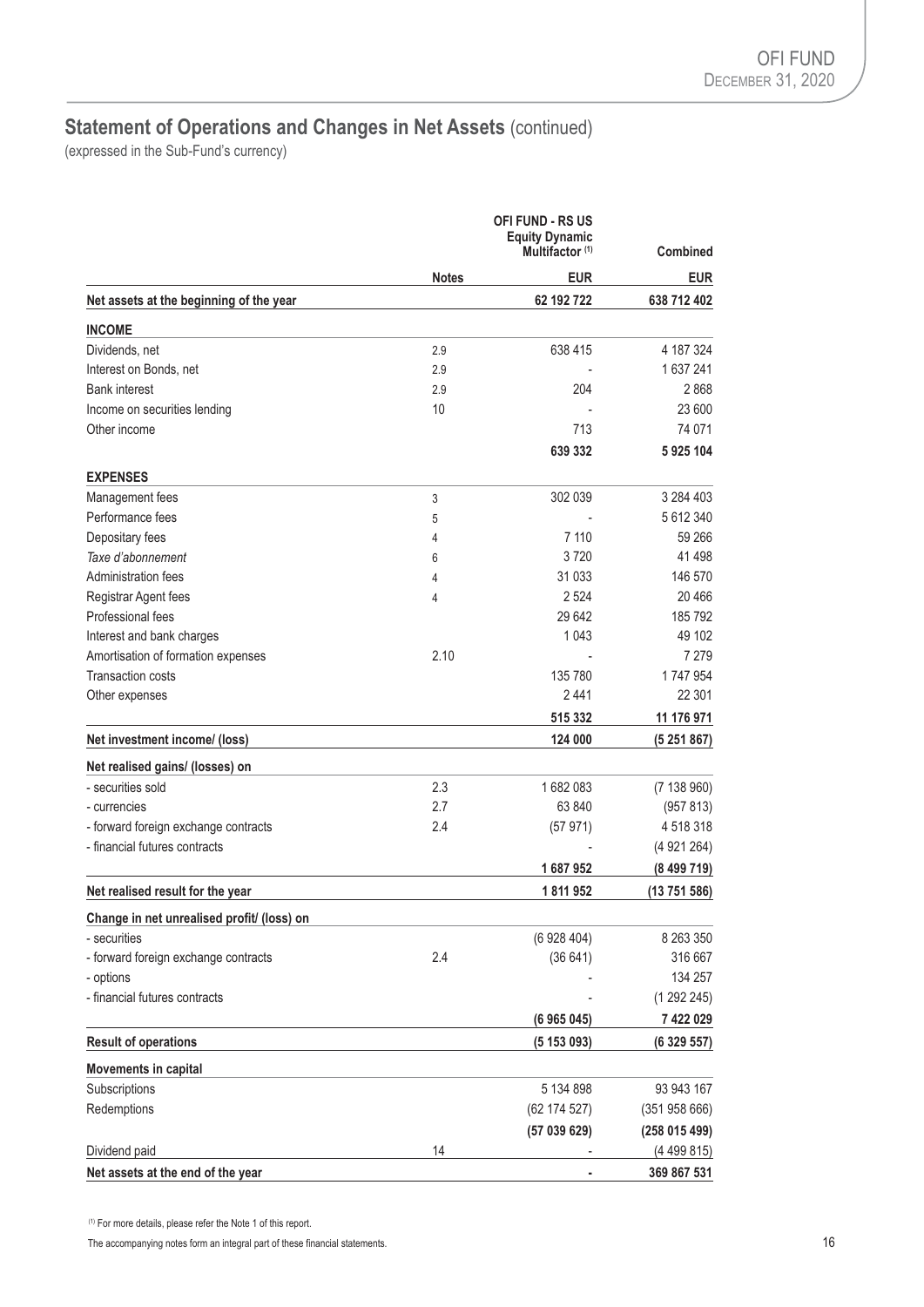# Statement of Operations and Changes in Net Assets (continued)

(expressed in the Sub-Fund's currency)

| | Notes | OFI FUND - RS US Equity Dynamic Multifactor [(1)] | Combined |
|---|---|---|---|
| | | EUR | EUR |
| **Net assets at the beginning of the year** | | **62 192 722** | **638 712 402** |
| **INCOME** | | | |
| Dividends, net | 2.9 | 638 415 | 4 187 324 |
| Interest on Bonds, net | 2.9 | - | 1 637 241 |
| Bank interest | 2.9 | 204 | 2 868 |
| Income on securities lending | 10 | - | 23 600 |
| Other income | | 713 | 74 071 |
| | | **639 332** | **5 925 104** |
| **EXPENSES** | | | |
| Management fees | 3 | 302 039 | 3 284 403 |
| Performance fees | 5 | - | 5 612 340 |
| Depositary fees | 4 | 7 110 | 59 266 |
| *Taxe d'abonnement* | 6 | 3 720 | 41 498 |
| Administration fees | 4 | 31 033 | 146 570 |
| Registrar Agent fees | 4 | 2 524 | 20 466 |
| Professional fees | | 29 642 | 185 792 |
| Interest and bank charges | | 1 043 | 49 102 |
| Amortisation of formation expenses | 2.10 | - | 7 279 |
| Transaction costs | | 135 780 | 1 747 954 |
| Other expenses | | 2 441 | 22 301 |
| | | **515 332** | **11 176 971** |
| **Net investment income/ (loss)** | | **124 000** | **(5 251 867)** |
| **Net realised gains/ (losses) on** | | | |
| - securities sold | 2.3 | 1 682 083 | (7 138 960) |
| - currencies | 2.7 | 63 840 | (957 813) |
| - forward foreign exchange contracts | 2.4 | (57 971) | 4 518 318 |
| - financial futures contracts | | - | (4 921 264) |
| | | **1 687 952** | **(8 499 719)** |
| **Net realised result for the year** | | **1 811 952** | **(13 751 586)** |
| **Change in net unrealised profit/ (loss) on** | | | |
| - securities | | (6 928 404) | 8 263 350 |
| - forward foreign exchange contracts | 2.4 | (36 641) | 316 667 |
| - options | | - | 134 257 |
| - financial futures contracts | | - | (1 292 245) |
| | | **(6 965 045)** | **7 422 029** |
| **Result of operations** | | **(5 153 093)** | **(6 329 557)** |
| **Movements in capital** | | | |
| Subscriptions | | 5 134 898 | 93 943 167 |
| Redemptions | | (62 174 527) | (351 958 666) |
| | | **(57 039 629)** | **(258 015 499)** |
| Dividend paid | 14 | - | (4 499 815) |
| **Net assets at the end of the year** | | **-** | **369 867 531** |

[(1)] For more details, please refer the Note 1 of this report.

The accompanying notes form an integral part of these financial statements.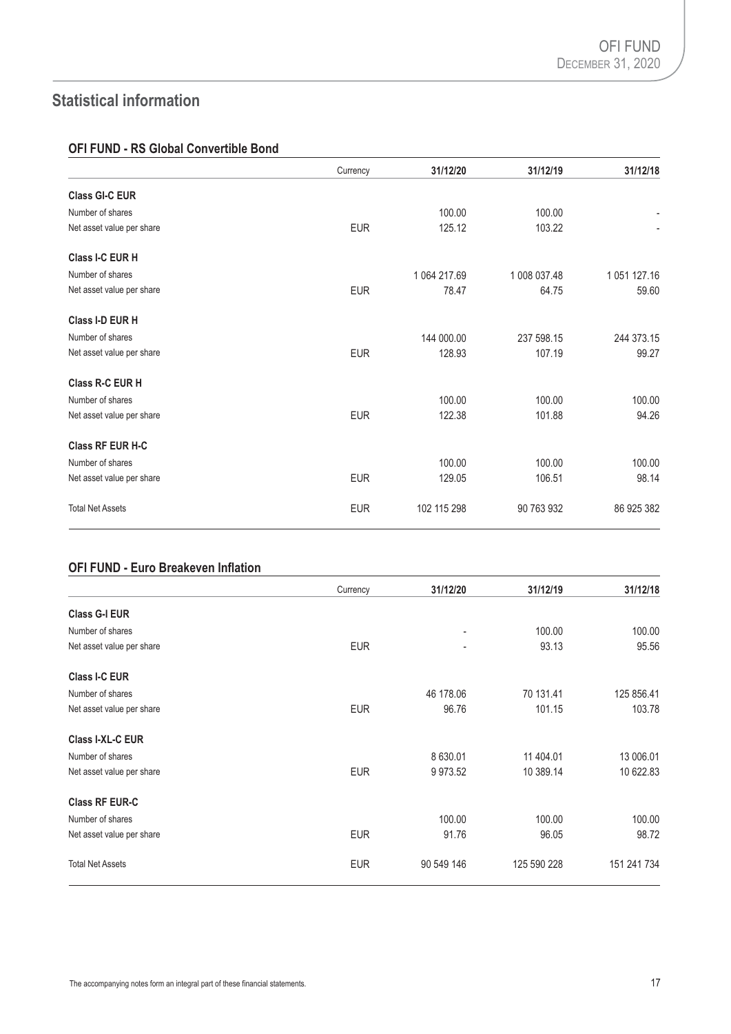## Statistical information

### OFI FUND - RS Global Convertible Bond

| | Currency | 31/12/20 | 31/12/19 | 31/12/18 |
|---|---|---|---|---|
| **Class GI-C EUR** | | | | |
| Number of shares | | 100.00 | 100.00 | - |
| Net asset value per share | EUR | 125.12 | 103.22 | - |
| **Class I-C EUR H** | | | | |
| Number of shares | | 1 064 217.69 | 1 008 037.48 | 1 051 127.16 |
| Net asset value per share | EUR | 78.47 | 64.75 | 59.60 |
| **Class I-D EUR H** | | | | |
| Number of shares | | 144 000.00 | 237 598.15 | 244 373.15 |
| Net asset value per share | EUR | 128.93 | 107.19 | 99.27 |
| **Class R-C EUR H** | | | | |
| Number of shares | | 100.00 | 100.00 | 100.00 |
| Net asset value per share | EUR | 122.38 | 101.88 | 94.26 |
| **Class RF EUR H-C** | | | | |
| Number of shares | | 100.00 | 100.00 | 100.00 |
| Net asset value per share | EUR | 129.05 | 106.51 | 98.14 |
| Total Net Assets | EUR | 102 115 298 | 90 763 932 | 86 925 382 |

### OFI FUND - Euro Breakeven Inflation

| | Currency | 31/12/20 | 31/12/19 | 31/12/18 |
|---|---|---|---|---|
| **Class G-I EUR** | | | | |
| Number of shares | | - | 100.00 | 100.00 |
| Net asset value per share | EUR | - | 93.13 | 95.56 |
| **Class I-C EUR** | | | | |
| Number of shares | | 46 178.06 | 70 131.41 | 125 856.41 |
| Net asset value per share | EUR | 96.76 | 101.15 | 103.78 |
| **Class I-XL-C EUR** | | | | |
| Number of shares | | 8 630.01 | 11 404.01 | 13 006.01 |
| Net asset value per share | EUR | 9 973.52 | 10 389.14 | 10 622.83 |
| **Class RF EUR-C** | | | | |
| Number of shares | | 100.00 | 100.00 | 100.00 |
| Net asset value per share | EUR | 91.76 | 96.05 | 98.72 |
| Total Net Assets | EUR | 90 549 146 | 125 590 228 | 151 241 734 |

The accompanying notes form an integral part of these financial statements.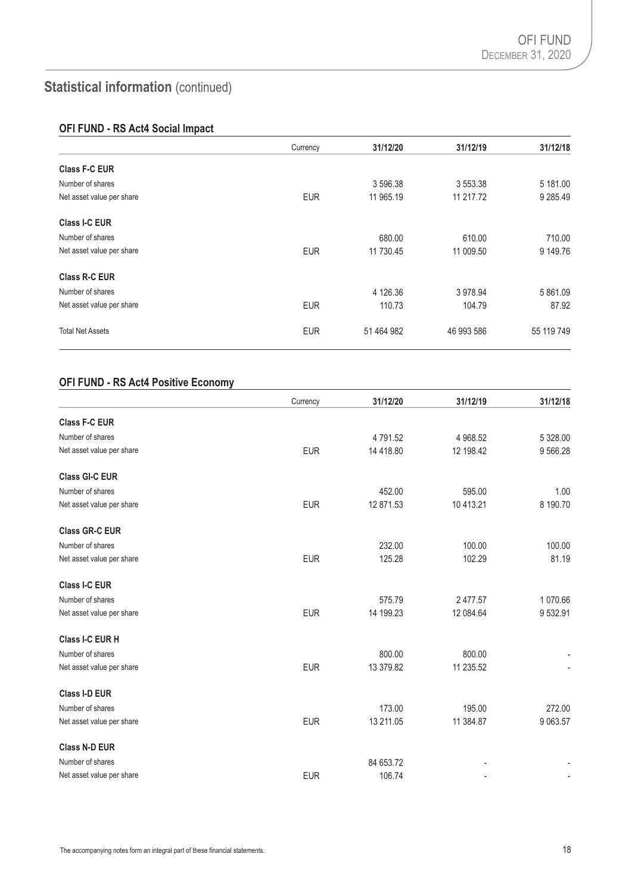## Statistical information (continued)

### OFI FUND - RS Act4 Social Impact

| | Currency | 31/12/20 | 31/12/19 | 31/12/18 |
|---|---|---|---|---|
| **Class F-C EUR** | | | | |
| Number of shares | | 3 596.38 | 3 553.38 | 5 181.00 |
| Net asset value per share | EUR | 11 965.19 | 11 217.72 | 9 285.49 |
| **Class I-C EUR** | | | | |
| Number of shares | | 680.00 | 610.00 | 710.00 |
| Net asset value per share | EUR | 11 730.45 | 11 009.50 | 9 149.76 |
| **Class R-C EUR** | | | | |
| Number of shares | | 4 126.36 | 3 978.94 | 5 861.09 |
| Net asset value per share | EUR | 110.73 | 104.79 | 87.92 |
| Total Net Assets | EUR | 51 464 982 | 46 993 586 | 55 119 749 |

### OFI FUND - RS Act4 Positive Economy

| | Currency | 31/12/20 | 31/12/19 | 31/12/18 |
|---|---|---|---|---|
| **Class F-C EUR** | | | | |
| Number of shares | | 4 791.52 | 4 968.52 | 5 328.00 |
| Net asset value per share | EUR | 14 418.80 | 12 198.42 | 9 566.28 |
| **Class GI-C EUR** | | | | |
| Number of shares | | 452.00 | 595.00 | 1.00 |
| Net asset value per share | EUR | 12 871.53 | 10 413.21 | 8 190.70 |
| **Class GR-C EUR** | | | | |
| Number of shares | | 232.00 | 100.00 | 100.00 |
| Net asset value per share | EUR | 125.28 | 102.29 | 81.19 |
| **Class I-C EUR** | | | | |
| Number of shares | | 575.79 | 2 477.57 | 1 070.66 |
| Net asset value per share | EUR | 14 199.23 | 12 084.64 | 9 532.91 |
| **Class I-C EUR H** | | | | |
| Number of shares | | 800.00 | 800.00 | - |
| Net asset value per share | EUR | 13 379.82 | 11 235.52 | - |
| **Class I-D EUR** | | | | |
| Number of shares | | 173.00 | 195.00 | 272.00 |
| Net asset value per share | EUR | 13 211.05 | 11 384.87 | 9 063.57 |
| **Class N-D EUR** | | | | |
| Number of shares | | 84 653.72 | - | - |
| Net asset value per share | EUR | 106.74 | - | - |

The accompanying notes form an integral part of these financial statements.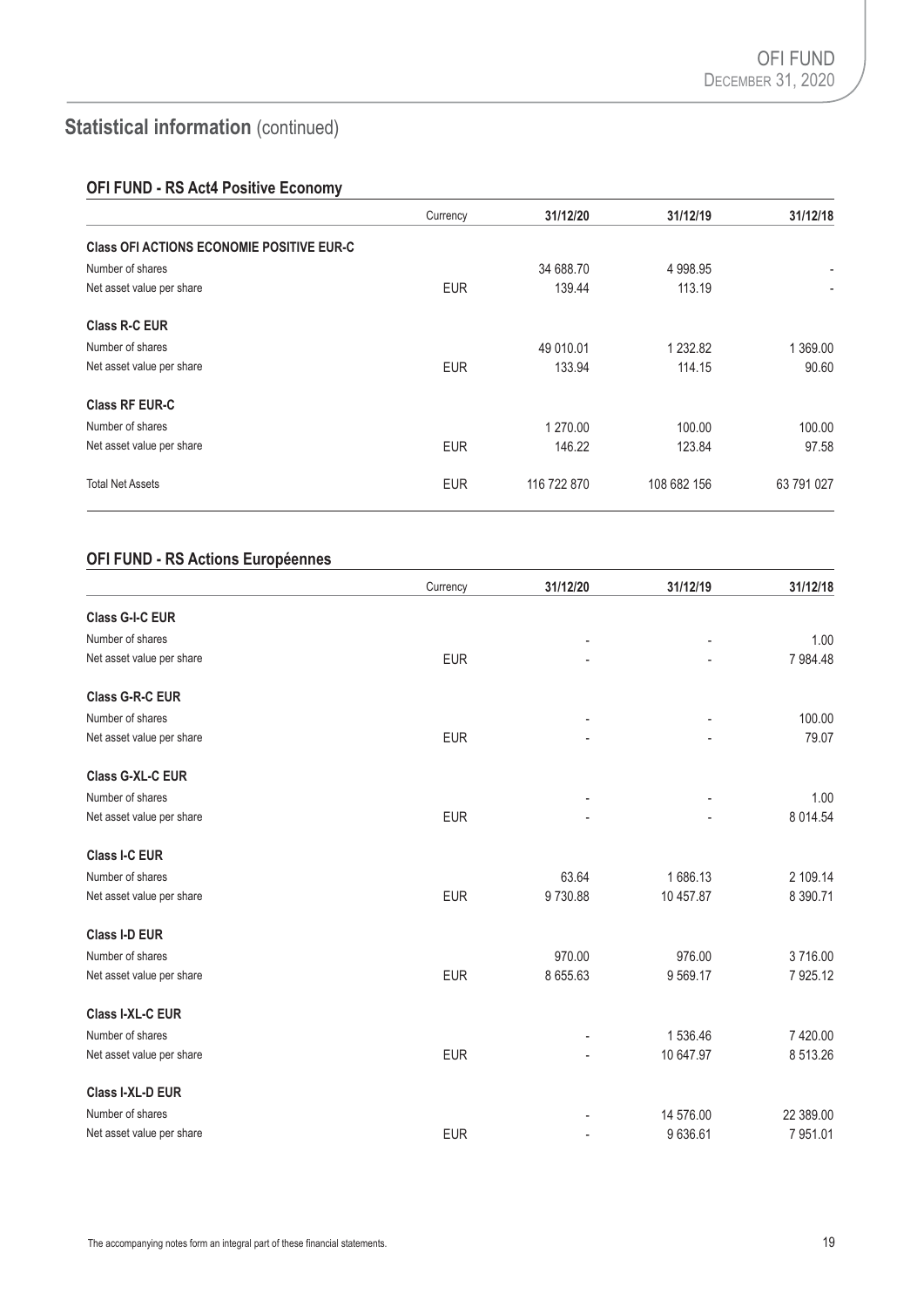# Statistical information (continued)

## OFI FUND - RS Act4 Positive Economy

| | Currency | 31/12/20 | 31/12/19 | 31/12/18 |
|---|---|---|---|---|
| **Class OFI ACTIONS ECONOMIE POSITIVE EUR-C** | | | | |
| Number of shares | | 34 688.70 | 4 998.95 | - |
| Net asset value per share | EUR | 139.44 | 113.19 | - |
| **Class R-C EUR** | | | | |
| Number of shares | | 49 010.01 | 1 232.82 | 1 369.00 |
| Net asset value per share | EUR | 133.94 | 114.15 | 90.60 |
| **Class RF EUR-C** | | | | |
| Number of shares | | 1 270.00 | 100.00 | 100.00 |
| Net asset value per share | EUR | 146.22 | 123.84 | 97.58 |
| Total Net Assets | EUR | 116 722 870 | 108 682 156 | 63 791 027 |

## OFI FUND - RS Actions Européennes

| | Currency | 31/12/20 | 31/12/19 | 31/12/18 |
|---|---|---|---|---|
| **Class G-I-C EUR** | | | | |
| Number of shares | | - | - | 1.00 |
| Net asset value per share | EUR | - | - | 7 984.48 |
| **Class G-R-C EUR** | | | | |
| Number of shares | | - | - | 100.00 |
| Net asset value per share | EUR | - | - | 79.07 |
| **Class G-XL-C EUR** | | | | |
| Number of shares | | - | - | 1.00 |
| Net asset value per share | EUR | - | - | 8 014.54 |
| **Class I-C EUR** | | | | |
| Number of shares | | 63.64 | 1 686.13 | 2 109.14 |
| Net asset value per share | EUR | 9 730.88 | 10 457.87 | 8 390.71 |
| **Class I-D EUR** | | | | |
| Number of shares | | 970.00 | 976.00 | 3 716.00 |
| Net asset value per share | EUR | 8 655.63 | 9 569.17 | 7 925.12 |
| **Class I-XL-C EUR** | | | | |
| Number of shares | | - | 1 536.46 | 7 420.00 |
| Net asset value per share | EUR | - | 10 647.97 | 8 513.26 |
| **Class I-XL-D EUR** | | | | |
| Number of shares | | - | 14 576.00 | 22 389.00 |
| Net asset value per share | EUR | - | 9 636.61 | 7 951.01 |

The accompanying notes form an integral part of these financial statements.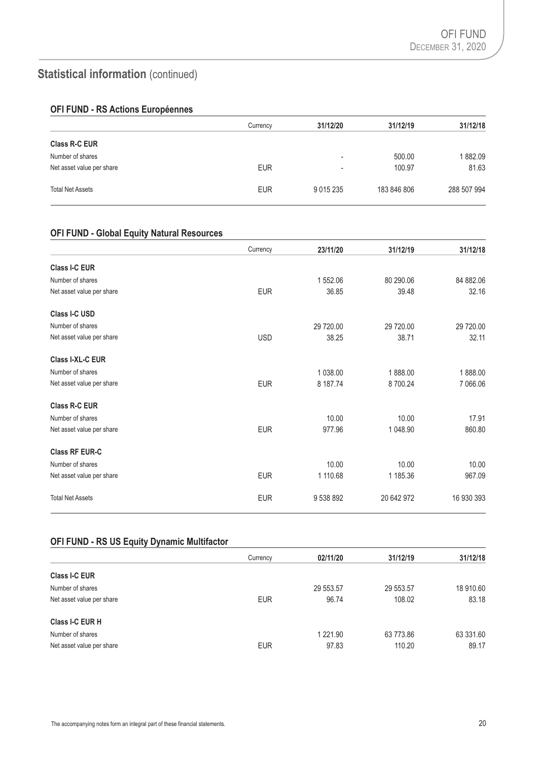## Statistical information (continued)

### OFI FUND - RS Actions Européennes

| | Currency | 31/12/20 | 31/12/19 | 31/12/18 |
|---|---|---|---|---|
| **Class R-C EUR** | | | | |
| Number of shares | | - | 500.00 | 1 882.09 |
| Net asset value per share | EUR | - | 100.97 | 81.63 |
| Total Net Assets | EUR | 9 015 235 | 183 846 806 | 288 507 994 |

### OFI FUND - Global Equity Natural Resources

| | Currency | 23/11/20 | 31/12/19 | 31/12/18 |
|---|---|---|---|---|
| **Class I-C EUR** | | | | |
| Number of shares | | 1 552.06 | 80 290.06 | 84 882.06 |
| Net asset value per share | EUR | 36.85 | 39.48 | 32.16 |
| **Class I-C USD** | | | | |
| Number of shares | | 29 720.00 | 29 720.00 | 29 720.00 |
| Net asset value per share | USD | 38.25 | 38.71 | 32.11 |
| **Class I-XL-C EUR** | | | | |
| Number of shares | | 1 038.00 | 1 888.00 | 1 888.00 |
| Net asset value per share | EUR | 8 187.74 | 8 700.24 | 7 066.06 |
| **Class R-C EUR** | | | | |
| Number of shares | | 10.00 | 10.00 | 17.91 |
| Net asset value per share | EUR | 977.96 | 1 048.90 | 860.80 |
| **Class RF EUR-C** | | | | |
| Number of shares | | 10.00 | 10.00 | 10.00 |
| Net asset value per share | EUR | 1 110.68 | 1 185.36 | 967.09 |
| Total Net Assets | EUR | 9 538 892 | 20 642 972 | 16 930 393 |

### OFI FUND - RS US Equity Dynamic Multifactor

| | Currency | 02/11/20 | 31/12/19 | 31/12/18 |
|---|---|---|---|---|
| **Class I-C EUR** | | | | |
| Number of shares | | 29 553.57 | 29 553.57 | 18 910.60 |
| Net asset value per share | EUR | 96.74 | 108.02 | 83.18 |
| **Class I-C EUR H** | | | | |
| Number of shares | | 1 221.90 | 63 773.86 | 63 331.60 |
| Net asset value per share | EUR | 97.83 | 110.20 | 89.17 |

The accompanying notes form an integral part of these financial statements.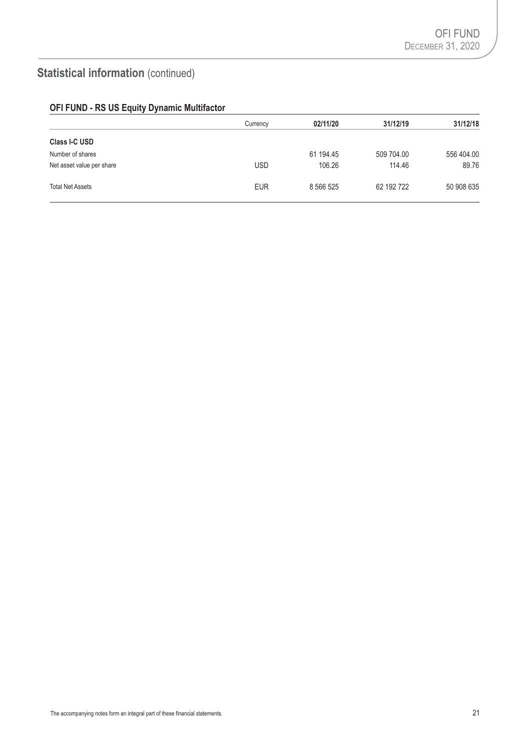## Statistical information (continued)

### OFI FUND - RS US Equity Dynamic Multifactor

| | Currency | 02/11/20 | 31/12/19 | 31/12/18 |
|---|---|---|---|---|
| **Class I-C USD** | | | | |
| Number of shares | | 61 194.45 | 509 704.00 | 556 404.00 |
| Net asset value per share | USD | 106.26 | 114.46 | 89.76 |
| Total Net Assets | EUR | 8 566 525 | 62 192 722 | 50 908 635 |

The accompanying notes form an integral part of these financial statements.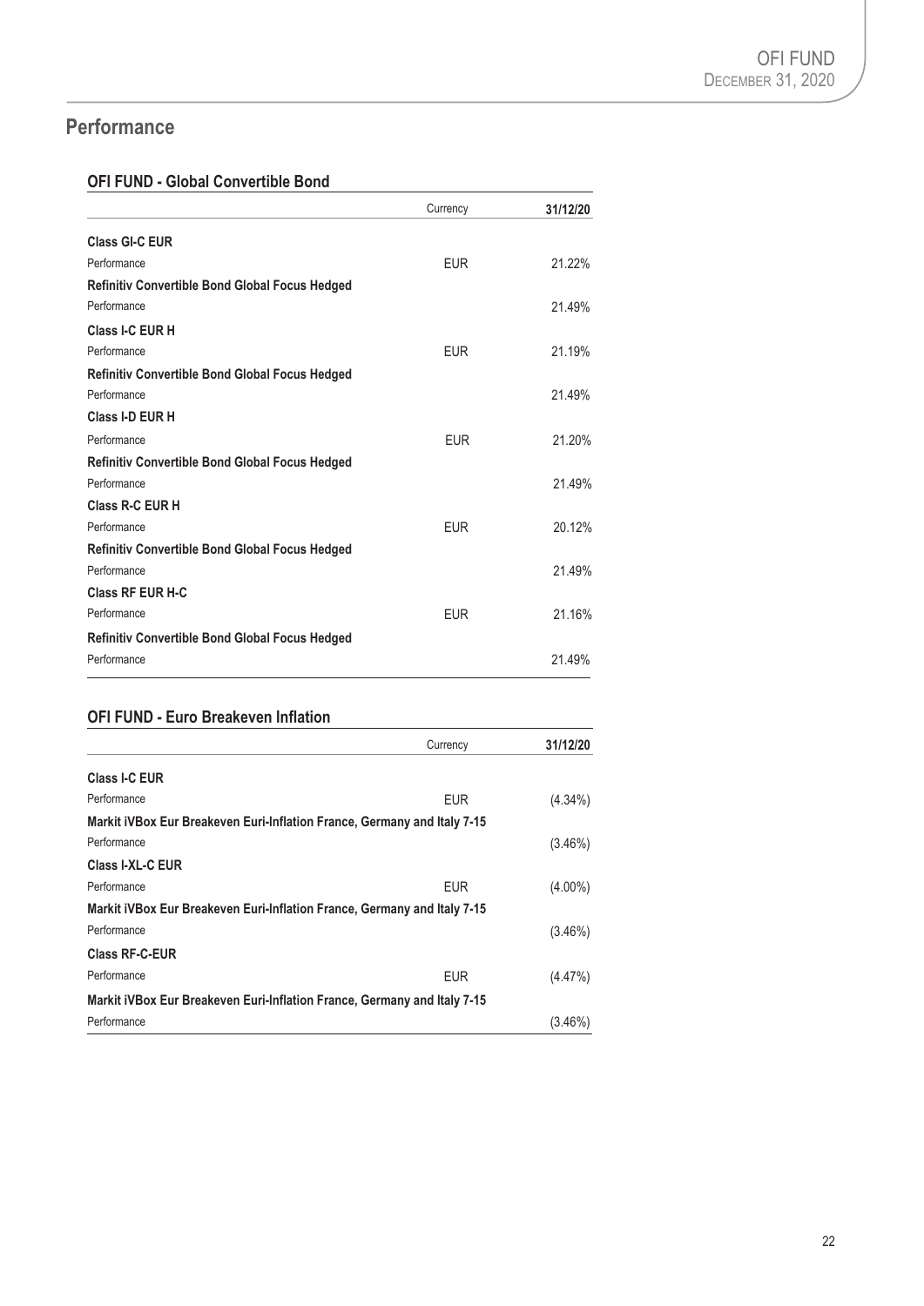## Performance

### OFI FUND - Global Convertible Bond

| | Currency | 31/12/20 |
|---|---|---|
| **Class GI-C EUR** | | |
| Performance | EUR | 21.22% |
| **Refinitiv Convertible Bond Global Focus Hedged** | | |
| Performance | | 21.49% |
| **Class I-C EUR H** | | |
| Performance | EUR | 21.19% |
| **Refinitiv Convertible Bond Global Focus Hedged** | | |
| Performance | | 21.49% |
| **Class I-D EUR H** | | |
| Performance | EUR | 21.20% |
| **Refinitiv Convertible Bond Global Focus Hedged** | | |
| Performance | | 21.49% |
| **Class R-C EUR H** | | |
| Performance | EUR | 20.12% |
| **Refinitiv Convertible Bond Global Focus Hedged** | | |
| Performance | | 21.49% |
| **Class RF EUR H-C** | | |
| Performance | EUR | 21.16% |
| **Refinitiv Convertible Bond Global Focus Hedged** | | |
| Performance | | 21.49% |

### OFI FUND - Euro Breakeven Inflation

| | Currency | 31/12/20 |
|---|---|---|
| **Class I-C EUR** | | |
| Performance | EUR | (4.34%) |
| **Markit iVBox Eur Breakeven Euri-Inflation France, Germany and Italy 7-15** | | |
| Performance | | (3.46%) |
| **Class I-XL-C EUR** | | |
| Performance | EUR | (4.00%) |
| **Markit iVBox Eur Breakeven Euri-Inflation France, Germany and Italy 7-15** | | |
| Performance | | (3.46%) |
| **Class RF-C-EUR** | | |
| Performance | EUR | (4.47%) |
| **Markit iVBox Eur Breakeven Euri-Inflation France, Germany and Italy 7-15** | | |
| Performance | | (3.46%) |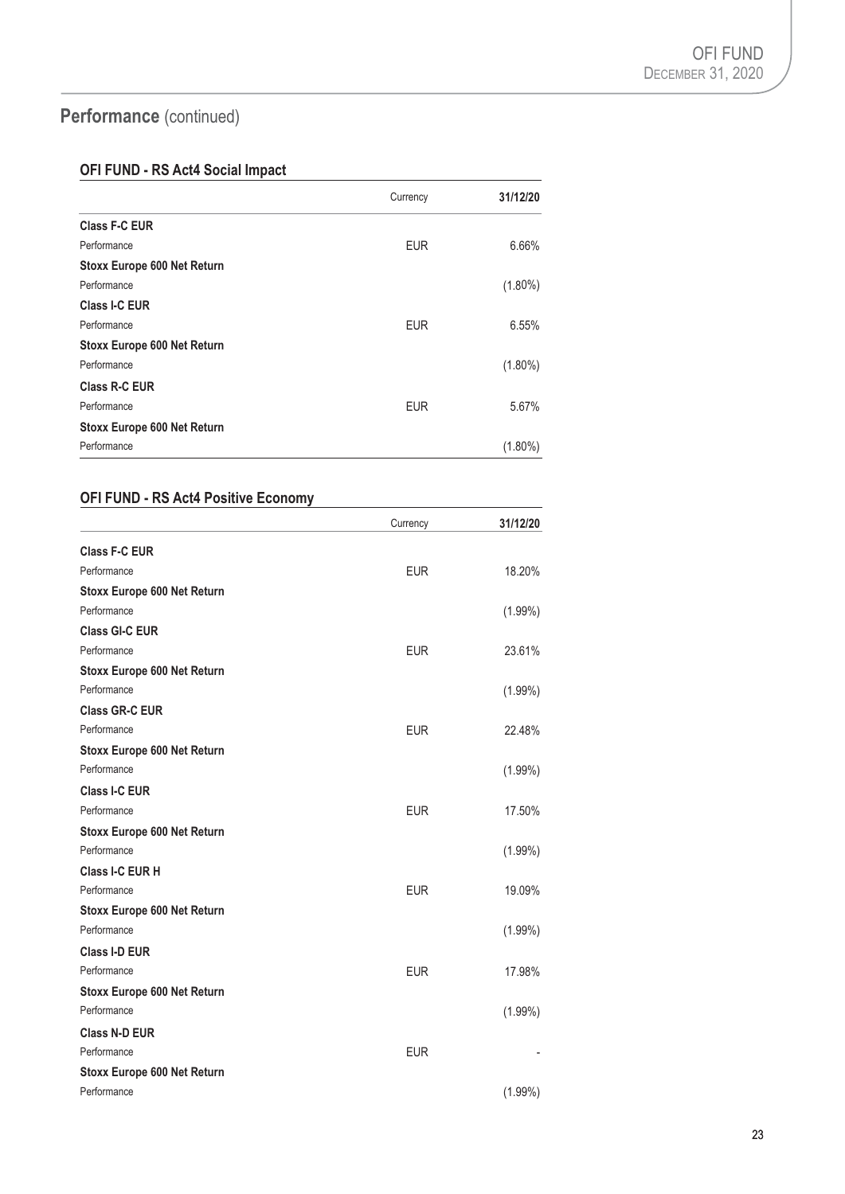## Performance (continued)

### OFI FUND - RS Act4 Social Impact

| | Currency | 31/12/20 |
|---|---|---|
| **Class F-C EUR** | | |
| Performance | EUR | 6.66% |
| **Stoxx Europe 600 Net Return** | | |
| Performance | | (1.80%) |
| **Class I-C EUR** | | |
| Performance | EUR | 6.55% |
| **Stoxx Europe 600 Net Return** | | |
| Performance | | (1.80%) |
| **Class R-C EUR** | | |
| Performance | EUR | 5.67% |
| **Stoxx Europe 600 Net Return** | | |
| Performance | | (1.80%) |

### OFI FUND - RS Act4 Positive Economy

| | Currency | 31/12/20 |
|---|---|---|
| **Class F-C EUR** | | |
| Performance | EUR | 18.20% |
| **Stoxx Europe 600 Net Return** | | |
| Performance | | (1.99%) |
| **Class GI-C EUR** | | |
| Performance | EUR | 23.61% |
| **Stoxx Europe 600 Net Return** | | |
| Performance | | (1.99%) |
| **Class GR-C EUR** | | |
| Performance | EUR | 22.48% |
| **Stoxx Europe 600 Net Return** | | |
| Performance | | (1.99%) |
| **Class I-C EUR** | | |
| Performance | EUR | 17.50% |
| **Stoxx Europe 600 Net Return** | | |
| Performance | | (1.99%) |
| **Class I-C EUR H** | | |
| Performance | EUR | 19.09% |
| **Stoxx Europe 600 Net Return** | | |
| Performance | | (1.99%) |
| **Class I-D EUR** | | |
| Performance | EUR | 17.98% |
| **Stoxx Europe 600 Net Return** | | |
| Performance | | (1.99%) |
| **Class N-D EUR** | | |
| Performance | EUR | - |
| **Stoxx Europe 600 Net Return** | | |
| Performance | | (1.99%) |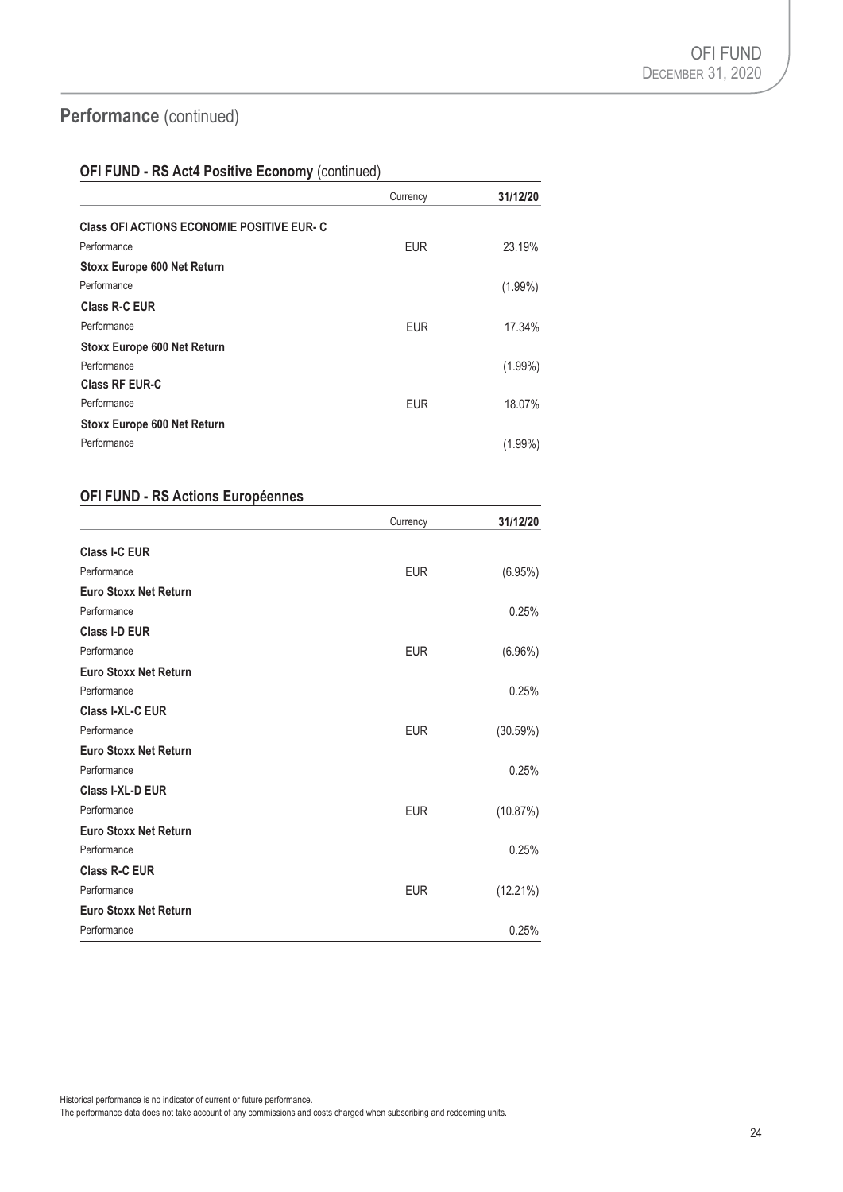## Performance (continued)

### OFI FUND - RS Act4 Positive Economy (continued)

| | Currency | 31/12/20 |
|---|---|---|
| **Class OFI ACTIONS ECONOMIE POSITIVE EUR- C** | | |
| Performance | EUR | 23.19% |
| **Stoxx Europe 600 Net Return** | | |
| Performance | | (1.99%) |
| **Class R-C EUR** | | |
| Performance | EUR | 17.34% |
| **Stoxx Europe 600 Net Return** | | |
| Performance | | (1.99%) |
| **Class RF EUR-C** | | |
| Performance | EUR | 18.07% |
| **Stoxx Europe 600 Net Return** | | |
| Performance | | (1.99%) |

### OFI FUND - RS Actions Européennes

| | Currency | 31/12/20 |
|---|---|---|
| **Class I-C EUR** | | |
| Performance | EUR | (6.95%) |
| **Euro Stoxx Net Return** | | |
| Performance | | 0.25% |
| **Class I-D EUR** | | |
| Performance | EUR | (6.96%) |
| **Euro Stoxx Net Return** | | |
| Performance | | 0.25% |
| **Class I-XL-C EUR** | | |
| Performance | EUR | (30.59%) |
| **Euro Stoxx Net Return** | | |
| Performance | | 0.25% |
| **Class I-XL-D EUR** | | |
| Performance | EUR | (10.87%) |
| **Euro Stoxx Net Return** | | |
| Performance | | 0.25% |
| **Class R-C EUR** | | |
| Performance | EUR | (12.21%) |
| **Euro Stoxx Net Return** | | |
| Performance | | 0.25% |

Historical performance is no indicator of current or future performance.
The performance data does not take account of any commissions and costs charged when subscribing and redeeming units.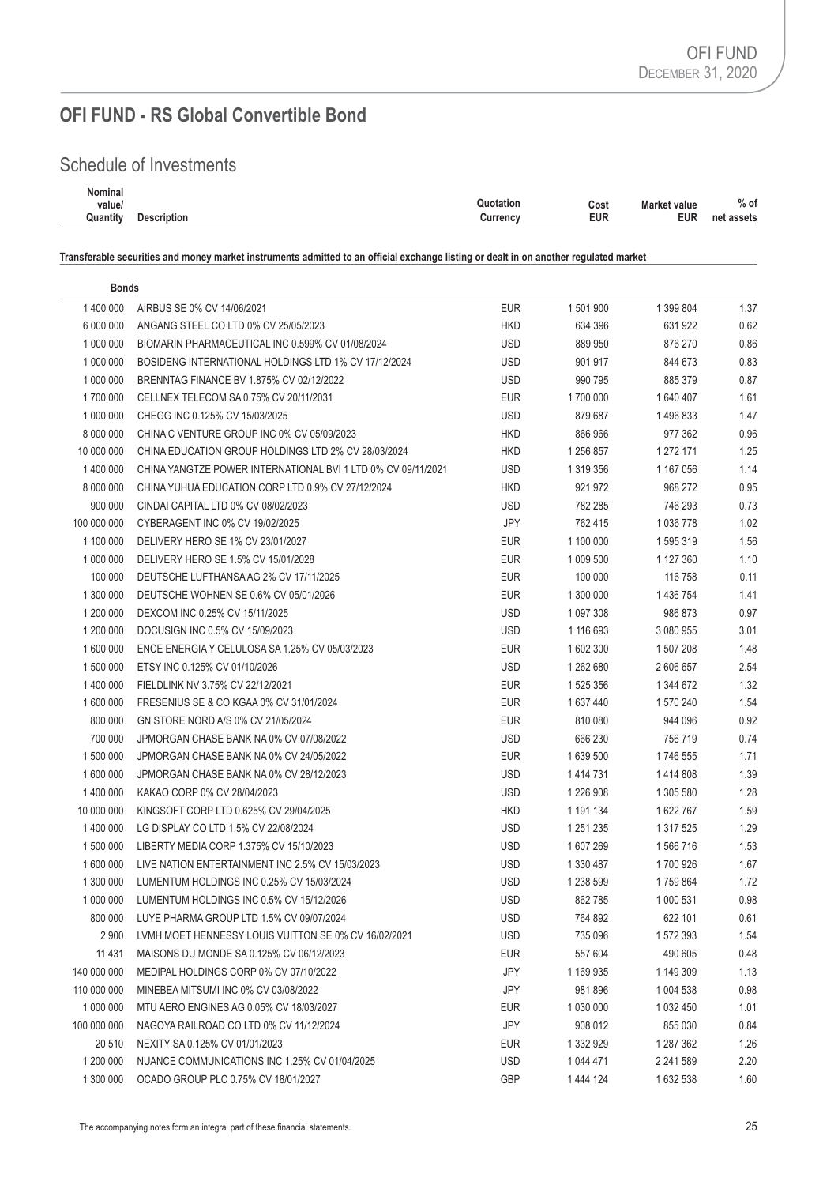## OFI FUND - RS Global Convertible Bond

# Schedule of Investments

| Nominal value/ Quantity | Description | Quotation Currency | Cost EUR | Market value EUR | % of net assets |
|---|---|---|---|---|---|
| **Transferable securities and money market instruments admitted to an official exchange listing or dealt in on another regulated market** | | | | | |
| **Bonds** | | | | | |
| 1 400 000 | AIRBUS SE 0% CV 14/06/2021 | EUR | 1 501 900 | 1 399 804 | 1.37 |
| 6 000 000 | ANGANG STEEL CO LTD 0% CV 25/05/2023 | HKD | 634 396 | 631 922 | 0.62 |
| 1 000 000 | BIOMARIN PHARMACEUTICAL INC 0.599% CV 01/08/2024 | USD | 889 950 | 876 270 | 0.86 |
| 1 000 000 | BOSIDENG INTERNATIONAL HOLDINGS LTD 1% CV 17/12/2024 | USD | 901 917 | 844 673 | 0.83 |
| 1 000 000 | BRENNTAG FINANCE BV 1.875% CV 02/12/2022 | USD | 990 795 | 885 379 | 0.87 |
| 1 700 000 | CELLNEX TELECOM SA 0.75% CV 20/11/2031 | EUR | 1 700 000 | 1 640 407 | 1.61 |
| 1 000 000 | CHEGG INC 0.125% CV 15/03/2025 | USD | 879 687 | 1 496 833 | 1.47 |
| 8 000 000 | CHINA C VENTURE GROUP INC 0% CV 05/09/2023 | HKD | 866 966 | 977 362 | 0.96 |
| 10 000 000 | CHINA EDUCATION GROUP HOLDINGS LTD 2% CV 28/03/2024 | HKD | 1 256 857 | 1 272 171 | 1.25 |
| 1 400 000 | CHINA YANGTZE POWER INTERNATIONAL BVI 1 LTD 0% CV 09/11/2021 | USD | 1 319 356 | 1 167 056 | 1.14 |
| 8 000 000 | CHINA YUHUA EDUCATION CORP LTD 0.9% CV 27/12/2024 | HKD | 921 972 | 968 272 | 0.95 |
| 900 000 | CINDAI CAPITAL LTD 0% CV 08/02/2023 | USD | 782 285 | 746 293 | 0.73 |
| 100 000 000 | CYBERAGENT INC 0% CV 19/02/2025 | JPY | 762 415 | 1 036 778 | 1.02 |
| 1 100 000 | DELIVERY HERO SE 1% CV 23/01/2027 | EUR | 1 100 000 | 1 595 319 | 1.56 |
| 1 000 000 | DELIVERY HERO SE 1.5% CV 15/01/2028 | EUR | 1 009 500 | 1 127 360 | 1.10 |
| 100 000 | DEUTSCHE LUFTHANSA AG 2% CV 17/11/2025 | EUR | 100 000 | 116 758 | 0.11 |
| 1 300 000 | DEUTSCHE WOHNEN SE 0.6% CV 05/01/2026 | EUR | 1 300 000 | 1 436 754 | 1.41 |
| 1 200 000 | DEXCOM INC 0.25% CV 15/11/2025 | USD | 1 097 308 | 986 873 | 0.97 |
| 1 200 000 | DOCUSIGN INC 0.5% CV 15/09/2023 | USD | 1 116 693 | 3 080 955 | 3.01 |
| 1 600 000 | ENCE ENERGIA Y CELULOSA SA 1.25% CV 05/03/2023 | EUR | 1 602 300 | 1 507 208 | 1.48 |
| 1 500 000 | ETSY INC 0.125% CV 01/10/2026 | USD | 1 262 680 | 2 606 657 | 2.54 |
| 1 400 000 | FIELDLINK NV 3.75% CV 22/12/2021 | EUR | 1 525 356 | 1 344 672 | 1.32 |
| 1 600 000 | FRESENIUS SE & CO KGAA 0% CV 31/01/2024 | EUR | 1 637 440 | 1 570 240 | 1.54 |
| 800 000 | GN STORE NORD A/S 0% CV 21/05/2024 | EUR | 810 080 | 944 096 | 0.92 |
| 700 000 | JPMORGAN CHASE BANK NA 0% CV 07/08/2022 | USD | 666 230 | 756 719 | 0.74 |
| 1 500 000 | JPMORGAN CHASE BANK NA 0% CV 24/05/2022 | EUR | 1 639 500 | 1 746 555 | 1.71 |
| 1 600 000 | JPMORGAN CHASE BANK NA 0% CV 28/12/2023 | USD | 1 414 731 | 1 414 808 | 1.39 |
| 1 400 000 | KAKAO CORP 0% CV 28/04/2023 | USD | 1 226 908 | 1 305 580 | 1.28 |
| 10 000 000 | KINGSOFT CORP LTD 0.625% CV 29/04/2025 | HKD | 1 191 134 | 1 622 767 | 1.59 |
| 1 400 000 | LG DISPLAY CO LTD 1.5% CV 22/08/2024 | USD | 1 251 235 | 1 317 525 | 1.29 |
| 1 500 000 | LIBERTY MEDIA CORP 1.375% CV 15/10/2023 | USD | 1 607 269 | 1 566 716 | 1.53 |
| 1 600 000 | LIVE NATION ENTERTAINMENT INC 2.5% CV 15/03/2023 | USD | 1 330 487 | 1 700 926 | 1.67 |
| 1 300 000 | LUMENTUM HOLDINGS INC 0.25% CV 15/03/2024 | USD | 1 238 599 | 1 759 864 | 1.72 |
| 1 000 000 | LUMENTUM HOLDINGS INC 0.5% CV 15/12/2026 | USD | 862 785 | 1 000 531 | 0.98 |
| 800 000 | LUYE PHARMA GROUP LTD 1.5% CV 09/07/2024 | USD | 764 892 | 622 101 | 0.61 |
| 2 900 | LVMH MOET HENNESSY LOUIS VUITTON SE 0% CV 16/02/2021 | USD | 735 096 | 1 572 393 | 1.54 |
| 11 431 | MAISONS DU MONDE SA 0.125% CV 06/12/2023 | EUR | 557 604 | 490 605 | 0.48 |
| 140 000 000 | MEDIPAL HOLDINGS CORP 0% CV 07/10/2022 | JPY | 1 169 935 | 1 149 309 | 1.13 |
| 110 000 000 | MINEBEA MITSUMI INC 0% CV 03/08/2022 | JPY | 981 896 | 1 004 538 | 0.98 |
| 1 000 000 | MTU AERO ENGINES AG 0.05% CV 18/03/2027 | EUR | 1 030 000 | 1 032 450 | 1.01 |
| 100 000 000 | NAGOYA RAILROAD CO LTD 0% CV 11/12/2024 | JPY | 908 012 | 855 030 | 0.84 |
| 20 510 | NEXITY SA 0.125% CV 01/01/2023 | EUR | 1 332 929 | 1 287 362 | 1.26 |
| 1 200 000 | NUANCE COMMUNICATIONS INC 1.25% CV 01/04/2025 | USD | 1 044 471 | 2 241 589 | 2.20 |
| 1 300 000 | OCADO GROUP PLC 0.75% CV 18/01/2027 | GBP | 1 444 124 | 1 632 538 | 1.60 |

The accompanying notes form an integral part of these financial statements.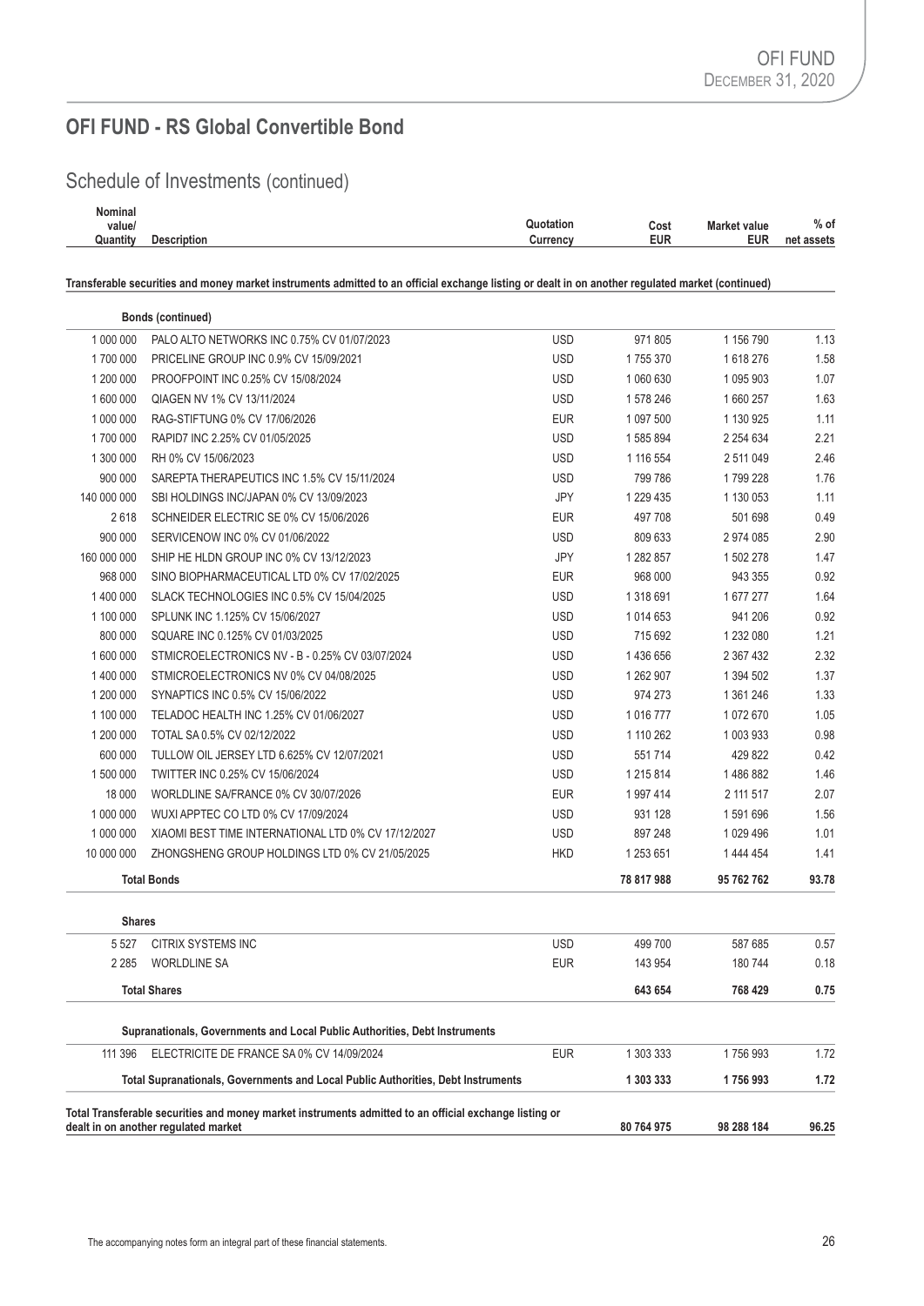## OFI FUND - RS Global Convertible Bond

# Schedule of Investments (continued)

| Nominal value/ Quantity | Description | Quotation Currency | Cost EUR | Market value EUR | % of net assets |
|---|---|---|---|---|---|
| **Transferable securities and money market instruments admitted to an official exchange listing or dealt in on another regulated market (continued)** | | | | | |
| | **Bonds (continued)** | | | | |
| 1 000 000 | PALO ALTO NETWORKS INC 0.75% CV 01/07/2023 | USD | 971 805 | 1 156 790 | 1.13 |
| 1 700 000 | PRICELINE GROUP INC 0.9% CV 15/09/2021 | USD | 1 755 370 | 1 618 276 | 1.58 |
| 1 200 000 | PROOFPOINT INC 0.25% CV 15/08/2024 | USD | 1 060 630 | 1 095 903 | 1.07 |
| 1 600 000 | QIAGEN NV 1% CV 13/11/2024 | USD | 1 578 246 | 1 660 257 | 1.63 |
| 1 000 000 | RAG-STIFTUNG 0% CV 17/06/2026 | EUR | 1 097 500 | 1 130 925 | 1.11 |
| 1 700 000 | RAPID7 INC 2.25% CV 01/05/2025 | USD | 1 585 894 | 2 254 634 | 2.21 |
| 1 300 000 | RH 0% CV 15/06/2023 | USD | 1 116 554 | 2 511 049 | 2.46 |
| 900 000 | SAREPTA THERAPEUTICS INC 1.5% CV 15/11/2024 | USD | 799 786 | 1 799 228 | 1.76 |
| 140 000 000 | SBI HOLDINGS INC/JAPAN 0% CV 13/09/2023 | JPY | 1 229 435 | 1 130 053 | 1.11 |
| 2 618 | SCHNEIDER ELECTRIC SE 0% CV 15/06/2026 | EUR | 497 708 | 501 698 | 0.49 |
| 900 000 | SERVICENOW INC 0% CV 01/06/2022 | USD | 809 633 | 2 974 085 | 2.90 |
| 160 000 000 | SHIP HE HLDN GROUP INC 0% CV 13/12/2023 | JPY | 1 282 857 | 1 502 278 | 1.47 |
| 968 000 | SINO BIOPHARMACEUTICAL LTD 0% CV 17/02/2025 | EUR | 968 000 | 943 355 | 0.92 |
| 1 400 000 | SLACK TECHNOLOGIES INC 0.5% CV 15/04/2025 | USD | 1 318 691 | 1 677 277 | 1.64 |
| 1 100 000 | SPLUNK INC 1.125% CV 15/06/2027 | USD | 1 014 653 | 941 206 | 0.92 |
| 800 000 | SQUARE INC 0.125% CV 01/03/2025 | USD | 715 692 | 1 232 080 | 1.21 |
| 1 600 000 | STMICROELECTRONICS NV - B - 0.25% CV 03/07/2024 | USD | 1 436 656 | 2 367 432 | 2.32 |
| 1 400 000 | STMICROELECTRONICS NV 0% CV 04/08/2025 | USD | 1 262 907 | 1 394 502 | 1.37 |
| 1 200 000 | SYNAPTICS INC 0.5% CV 15/06/2022 | USD | 974 273 | 1 361 246 | 1.33 |
| 1 100 000 | TELADOC HEALTH INC 1.25% CV 01/06/2027 | USD | 1 016 777 | 1 072 670 | 1.05 |
| 1 200 000 | TOTAL SA 0.5% CV 02/12/2022 | USD | 1 110 262 | 1 003 933 | 0.98 |
| 600 000 | TULLOW OIL JERSEY LTD 6.625% CV 12/07/2021 | USD | 551 714 | 429 822 | 0.42 |
| 1 500 000 | TWITTER INC 0.25% CV 15/06/2024 | USD | 1 215 814 | 1 486 882 | 1.46 |
| 18 000 | WORLDLINE SA/FRANCE 0% CV 30/07/2026 | EUR | 1 997 414 | 2 111 517 | 2.07 |
| 1 000 000 | WUXI APPTEC CO LTD 0% CV 17/09/2024 | USD | 931 128 | 1 591 696 | 1.56 |
| 1 000 000 | XIAOMI BEST TIME INTERNATIONAL LTD 0% CV 17/12/2027 | USD | 897 248 | 1 029 496 | 1.01 |
| 10 000 000 | ZHONGSHENG GROUP HOLDINGS LTD 0% CV 21/05/2025 | HKD | 1 253 651 | 1 444 454 | 1.41 |
| | **Total Bonds** | | **78 817 988** | **95 762 762** | **93.78** |
| | **Shares** | | | | |
| 5 527 | CITRIX SYSTEMS INC | USD | 499 700 | 587 685 | 0.57 |
| 2 285 | WORLDLINE SA | EUR | 143 954 | 180 744 | 0.18 |
| | **Total Shares** | | **643 654** | **768 429** | **0.75** |
| | **Supranationals, Governments and Local Public Authorities, Debt Instruments** | | | | |
| 111 396 | ELECTRICITE DE FRANCE SA 0% CV 14/09/2024 | EUR | 1 303 333 | 1 756 993 | 1.72 |
| | **Total Supranationals, Governments and Local Public Authorities, Debt Instruments** | | **1 303 333** | **1 756 993** | **1.72** |
| **Total Transferable securities and money market instruments admitted to an official exchange listing or dealt in on another regulated market** | | | **80 764 975** | **98 288 184** | **96.25** |

The accompanying notes form an integral part of these financial statements.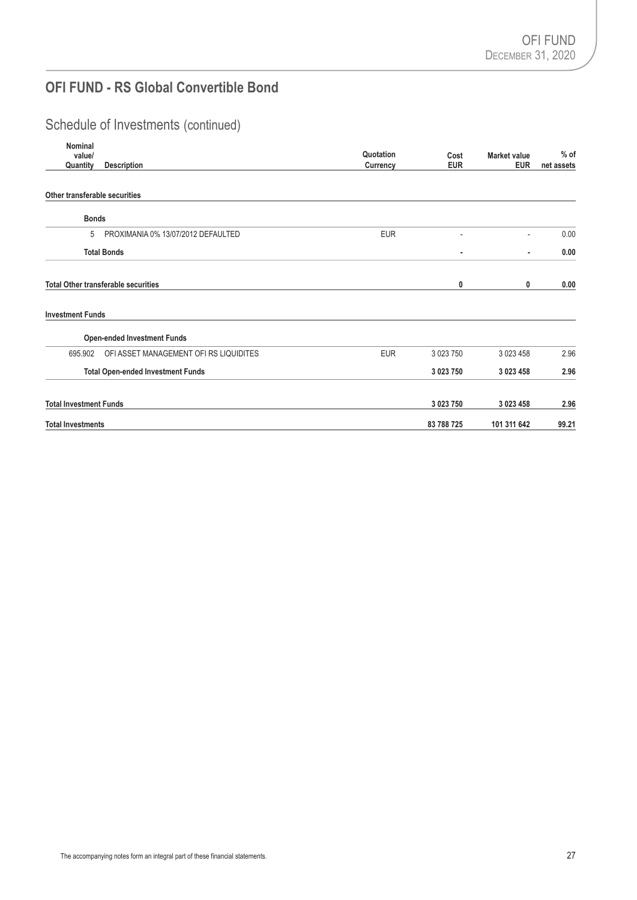## OFI FUND - RS Global Convertible Bond

# Schedule of Investments (continued)

| Nominal value/ Quantity | Description | Quotation Currency | Cost EUR | Market value EUR | % of net assets |
|---|---|---|---|---|---|
| **Other transferable securities** | | | | | |
| | **Bonds** | | | | |
| 5 | PROXIMANIA 0% 13/07/2012 DEFAULTED | EUR | - | - | 0.00 |
| | **Total Bonds** | | **-** | **-** | **0.00** |
| **Total Other transferable securities** | | | **0** | **0** | **0.00** |
| **Investment Funds** | | | | | |
| | **Open-ended Investment Funds** | | | | |
| 695.902 | OFI ASSET MANAGEMENT OFI RS LIQUIDITES | EUR | 3 023 750 | 3 023 458 | 2.96 |
| | **Total Open-ended Investment Funds** | | **3 023 750** | **3 023 458** | **2.96** |
| **Total Investment Funds** | | | **3 023 750** | **3 023 458** | **2.96** |
| **Total Investments** | | | **83 788 725** | **101 311 642** | **99.21** |

The accompanying notes form an integral part of these financial statements.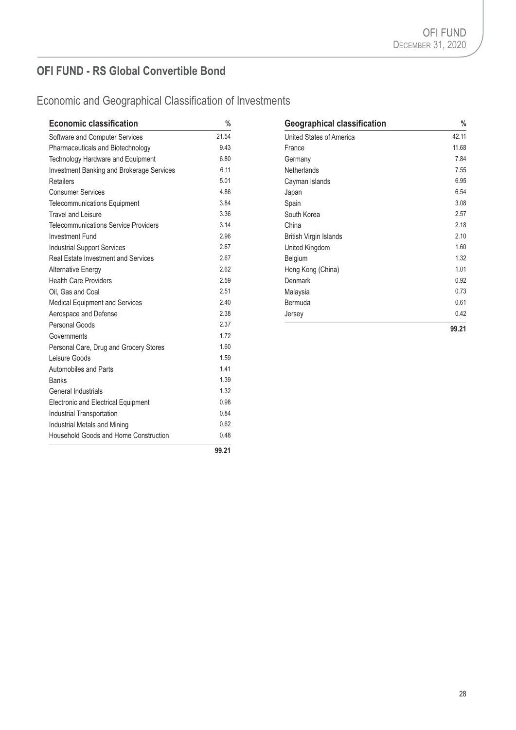## OFI FUND - RS Global Convertible Bond

### Economic and Geographical Classification of Investments

| Economic classification | % |
|---|---|
| Software and Computer Services | 21.54 |
| Pharmaceuticals and Biotechnology | 9.43 |
| Technology Hardware and Equipment | 6.80 |
| Investment Banking and Brokerage Services | 6.11 |
| Retailers | 5.01 |
| Consumer Services | 4.86 |
| Telecommunications Equipment | 3.84 |
| Travel and Leisure | 3.36 |
| Telecommunications Service Providers | 3.14 |
| Investment Fund | 2.96 |
| Industrial Support Services | 2.67 |
| Real Estate Investment and Services | 2.67 |
| Alternative Energy | 2.62 |
| Health Care Providers | 2.59 |
| Oil, Gas and Coal | 2.51 |
| Medical Equipment and Services | 2.40 |
| Aerospace and Defense | 2.38 |
| Personal Goods | 2.37 |
| Governments | 1.72 |
| Personal Care, Drug and Grocery Stores | 1.60 |
| Leisure Goods | 1.59 |
| Automobiles and Parts | 1.41 |
| Banks | 1.39 |
| General Industrials | 1.32 |
| Electronic and Electrical Equipment | 0.98 |
| Industrial Transportation | 0.84 |
| Industrial Metals and Mining | 0.62 |
| Household Goods and Home Construction | 0.48 |
| | **99.21** |

| Geographical classification | % |
|---|---|
| United States of America | 42.11 |
| France | 11.68 |
| Germany | 7.84 |
| Netherlands | 7.55 |
| Cayman Islands | 6.95 |
| Japan | 6.54 |
| Spain | 3.08 |
| South Korea | 2.57 |
| China | 2.18 |
| British Virgin Islands | 2.10 |
| United Kingdom | 1.60 |
| Belgium | 1.32 |
| Hong Kong (China) | 1.01 |
| Denmark | 0.92 |
| Malaysia | 0.73 |
| Bermuda | 0.61 |
| Jersey | 0.42 |
| | **99.21** |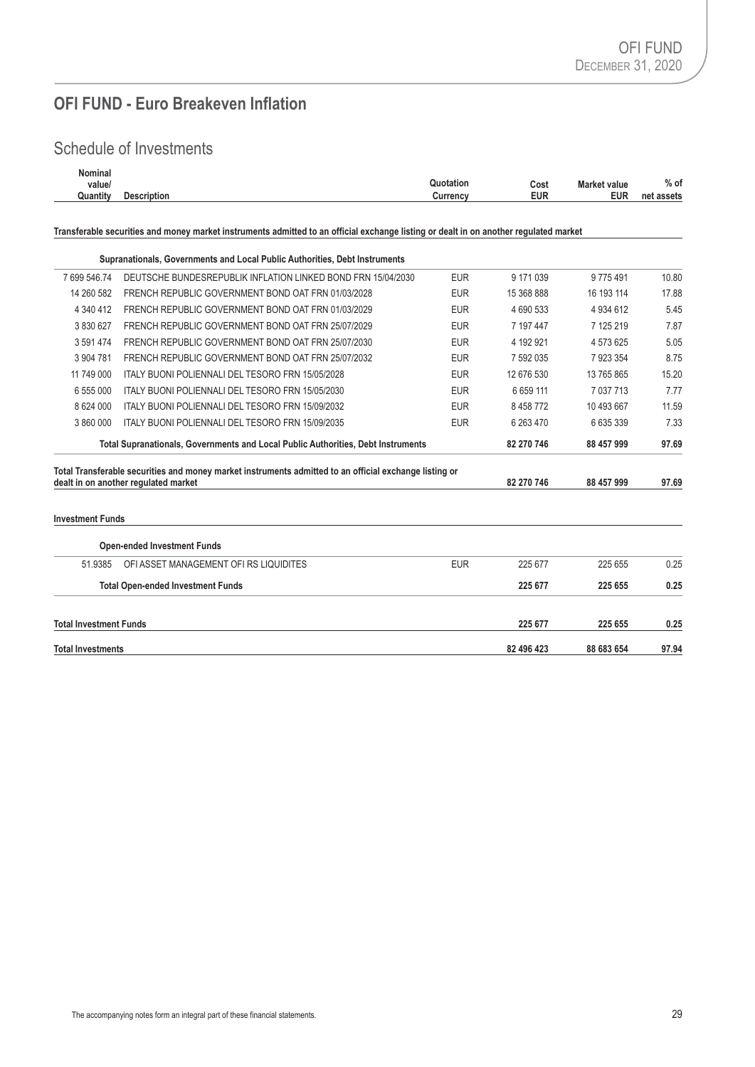## OFI FUND - Euro Breakeven Inflation

### Schedule of Investments

| Nominal value/ Quantity | Description | Quotation Currency | Cost EUR | Market value EUR | % of net assets |
|---|---|---|---|---|---|
| **Transferable securities and money market instruments admitted to an official exchange listing or dealt in on another regulated market** | | | | | |
| | **Supranationals, Governments and Local Public Authorities, Debt Instruments** | | | | |
| 7 699 546.74 | DEUTSCHE BUNDESREPUBLIK INFLATION LINKED BOND FRN 15/04/2030 | EUR | 9 171 039 | 9 775 491 | 10.80 |
| 14 260 582 | FRENCH REPUBLIC GOVERNMENT BOND OAT FRN 01/03/2028 | EUR | 15 368 888 | 16 193 114 | 17.88 |
| 4 340 412 | FRENCH REPUBLIC GOVERNMENT BOND OAT FRN 01/03/2029 | EUR | 4 690 533 | 4 934 612 | 5.45 |
| 3 830 627 | FRENCH REPUBLIC GOVERNMENT BOND OAT FRN 25/07/2029 | EUR | 7 197 447 | 7 125 219 | 7.87 |
| 3 591 474 | FRENCH REPUBLIC GOVERNMENT BOND OAT FRN 25/07/2030 | EUR | 4 192 921 | 4 573 625 | 5.05 |
| 3 904 781 | FRENCH REPUBLIC GOVERNMENT BOND OAT FRN 25/07/2032 | EUR | 7 592 035 | 7 923 354 | 8.75 |
| 11 749 000 | ITALY BUONI POLIENNALI DEL TESORO FRN 15/05/2028 | EUR | 12 676 530 | 13 765 865 | 15.20 |
| 6 555 000 | ITALY BUONI POLIENNALI DEL TESORO FRN 15/05/2030 | EUR | 6 659 111 | 7 037 713 | 7.77 |
| 8 624 000 | ITALY BUONI POLIENNALI DEL TESORO FRN 15/09/2032 | EUR | 8 458 772 | 10 493 667 | 11.59 |
| 3 860 000 | ITALY BUONI POLIENNALI DEL TESORO FRN 15/09/2035 | EUR | 6 263 470 | 6 635 339 | 7.33 |
| | **Total Supranationals, Governments and Local Public Authorities, Debt Instruments** | | **82 270 746** | **88 457 999** | **97.69** |
| **Total Transferable securities and money market instruments admitted to an official exchange listing or dealt in on another regulated market** | | | **82 270 746** | **88 457 999** | **97.69** |
| **Investment Funds** | | | | | |
| | **Open-ended Investment Funds** | | | | |
| 51.9385 | OFI ASSET MANAGEMENT OFI RS LIQUIDITES | EUR | 225 677 | 225 655 | 0.25 |
| | **Total Open-ended Investment Funds** | | **225 677** | **225 655** | **0.25** |
| **Total Investment Funds** | | | **225 677** | **225 655** | **0.25** |
| **Total Investments** | | | **82 496 423** | **88 683 654** | **97.94** |

The accompanying notes form an integral part of these financial statements.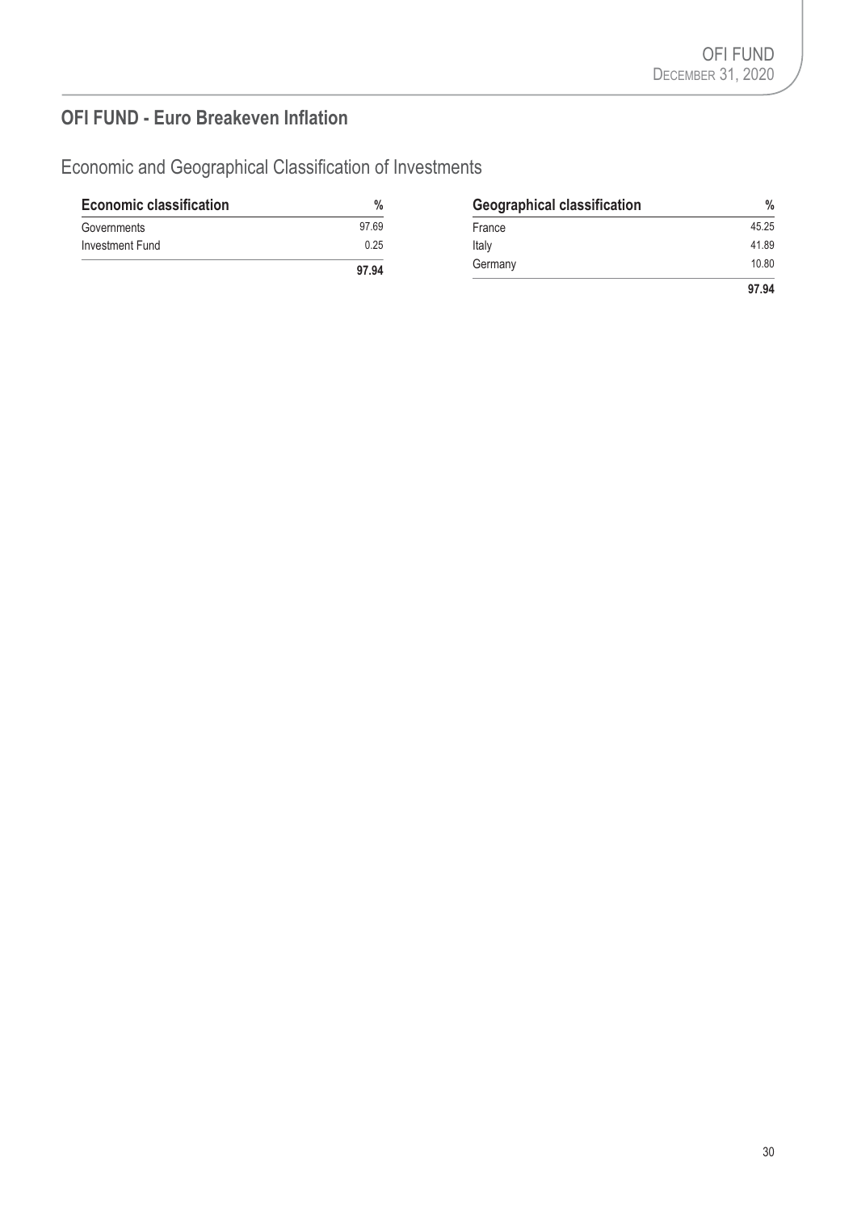## OFI FUND - Euro Breakeven Inflation

### Economic and Geographical Classification of Investments

| Economic classification | % |
|---|---|
| Governments | 97.69 |
| Investment Fund | 0.25 |
| | **97.94** |

| Geographical classification | % |
|---|---|
| France | 45.25 |
| Italy | 41.89 |
| Germany | 10.80 |
| | **97.94** |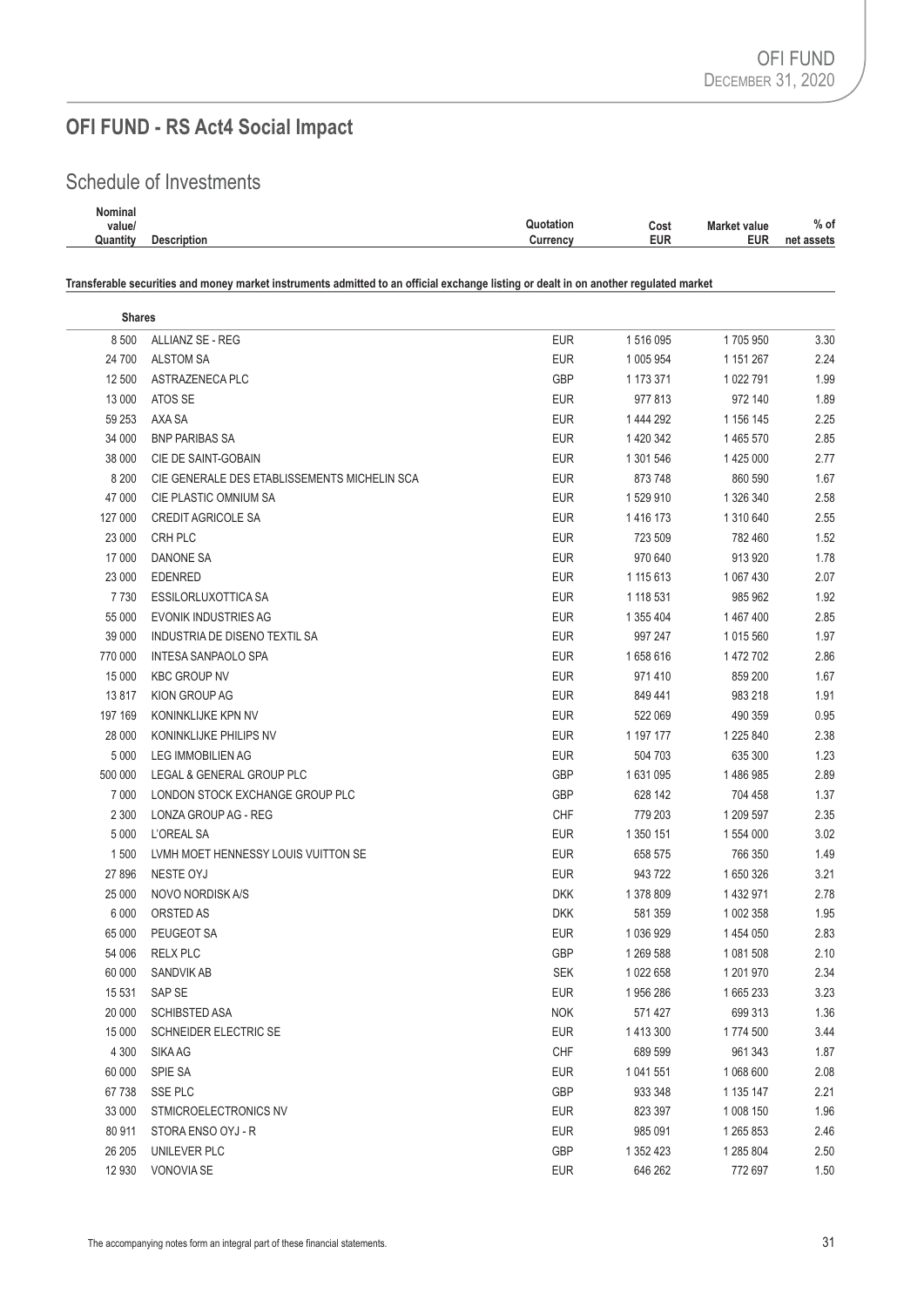# OFI FUND - RS Act4 Social Impact

## Schedule of Investments

| Nominal value/ Quantity | Description | Quotation Currency | Cost EUR | Market value EUR | % of net assets |
|---|---|---|---|---|---|
| **Transferable securities and money market instruments admitted to an official exchange listing or dealt in on another regulated market** | | | | | |
| **Shares** | | | | | |
| 8 500 | ALLIANZ SE - REG | EUR | 1 516 095 | 1 705 950 | 3.30 |
| 24 700 | ALSTOM SA | EUR | 1 005 954 | 1 151 267 | 2.24 |
| 12 500 | ASTRAZENECA PLC | GBP | 1 173 371 | 1 022 791 | 1.99 |
| 13 000 | ATOS SE | EUR | 977 813 | 972 140 | 1.89 |
| 59 253 | AXA SA | EUR | 1 444 292 | 1 156 145 | 2.25 |
| 34 000 | BNP PARIBAS SA | EUR | 1 420 342 | 1 465 570 | 2.85 |
| 38 000 | CIE DE SAINT-GOBAIN | EUR | 1 301 546 | 1 425 000 | 2.77 |
| 8 200 | CIE GENERALE DES ETABLISSEMENTS MICHELIN SCA | EUR | 873 748 | 860 590 | 1.67 |
| 47 000 | CIE PLASTIC OMNIUM SA | EUR | 1 529 910 | 1 326 340 | 2.58 |
| 127 000 | CREDIT AGRICOLE SA | EUR | 1 416 173 | 1 310 640 | 2.55 |
| 23 000 | CRH PLC | EUR | 723 509 | 782 460 | 1.52 |
| 17 000 | DANONE SA | EUR | 970 640 | 913 920 | 1.78 |
| 23 000 | EDENRED | EUR | 1 115 613 | 1 067 430 | 2.07 |
| 7 730 | ESSILORLUXOTTICA SA | EUR | 1 118 531 | 985 962 | 1.92 |
| 55 000 | EVONIK INDUSTRIES AG | EUR | 1 355 404 | 1 467 400 | 2.85 |
| 39 000 | INDUSTRIA DE DISENO TEXTIL SA | EUR | 997 247 | 1 015 560 | 1.97 |
| 770 000 | INTESA SANPAOLO SPA | EUR | 1 658 616 | 1 472 702 | 2.86 |
| 15 000 | KBC GROUP NV | EUR | 971 410 | 859 200 | 1.67 |
| 13 817 | KION GROUP AG | EUR | 849 441 | 983 218 | 1.91 |
| 197 169 | KONINKLIJKE KPN NV | EUR | 522 069 | 490 359 | 0.95 |
| 28 000 | KONINKLIJKE PHILIPS NV | EUR | 1 197 177 | 1 225 840 | 2.38 |
| 5 000 | LEG IMMOBILIEN AG | EUR | 504 703 | 635 300 | 1.23 |
| 500 000 | LEGAL & GENERAL GROUP PLC | GBP | 1 631 095 | 1 486 985 | 2.89 |
| 7 000 | LONDON STOCK EXCHANGE GROUP PLC | GBP | 628 142 | 704 458 | 1.37 |
| 2 300 | LONZA GROUP AG - REG | CHF | 779 203 | 1 209 597 | 2.35 |
| 5 000 | L'OREAL SA | EUR | 1 350 151 | 1 554 000 | 3.02 |
| 1 500 | LVMH MOET HENNESSY LOUIS VUITTON SE | EUR | 658 575 | 766 350 | 1.49 |
| 27 896 | NESTE OYJ | EUR | 943 722 | 1 650 326 | 3.21 |
| 25 000 | NOVO NORDISK A/S | DKK | 1 378 809 | 1 432 971 | 2.78 |
| 6 000 | ORSTED AS | DKK | 581 359 | 1 002 358 | 1.95 |
| 65 000 | PEUGEOT SA | EUR | 1 036 929 | 1 454 050 | 2.83 |
| 54 006 | RELX PLC | GBP | 1 269 588 | 1 081 508 | 2.10 |
| 60 000 | SANDVIK AB | SEK | 1 022 658 | 1 201 970 | 2.34 |
| 15 531 | SAP SE | EUR | 1 956 286 | 1 665 233 | 3.23 |
| 20 000 | SCHIBSTED ASA | NOK | 571 427 | 699 313 | 1.36 |
| 15 000 | SCHNEIDER ELECTRIC SE | EUR | 1 413 300 | 1 774 500 | 3.44 |
| 4 300 | SIKA AG | CHF | 689 599 | 961 343 | 1.87 |
| 60 000 | SPIE SA | EUR | 1 041 551 | 1 068 600 | 2.08 |
| 67 738 | SSE PLC | GBP | 933 348 | 1 135 147 | 2.21 |
| 33 000 | STMICROELECTRONICS NV | EUR | 823 397 | 1 008 150 | 1.96 |
| 80 911 | STORA ENSO OYJ - R | EUR | 985 091 | 1 265 853 | 2.46 |
| 26 205 | UNILEVER PLC | GBP | 1 352 423 | 1 285 804 | 2.50 |
| 12 930 | VONOVIA SE | EUR | 646 262 | 772 697 | 1.50 |

The accompanying notes form an integral part of these financial statements.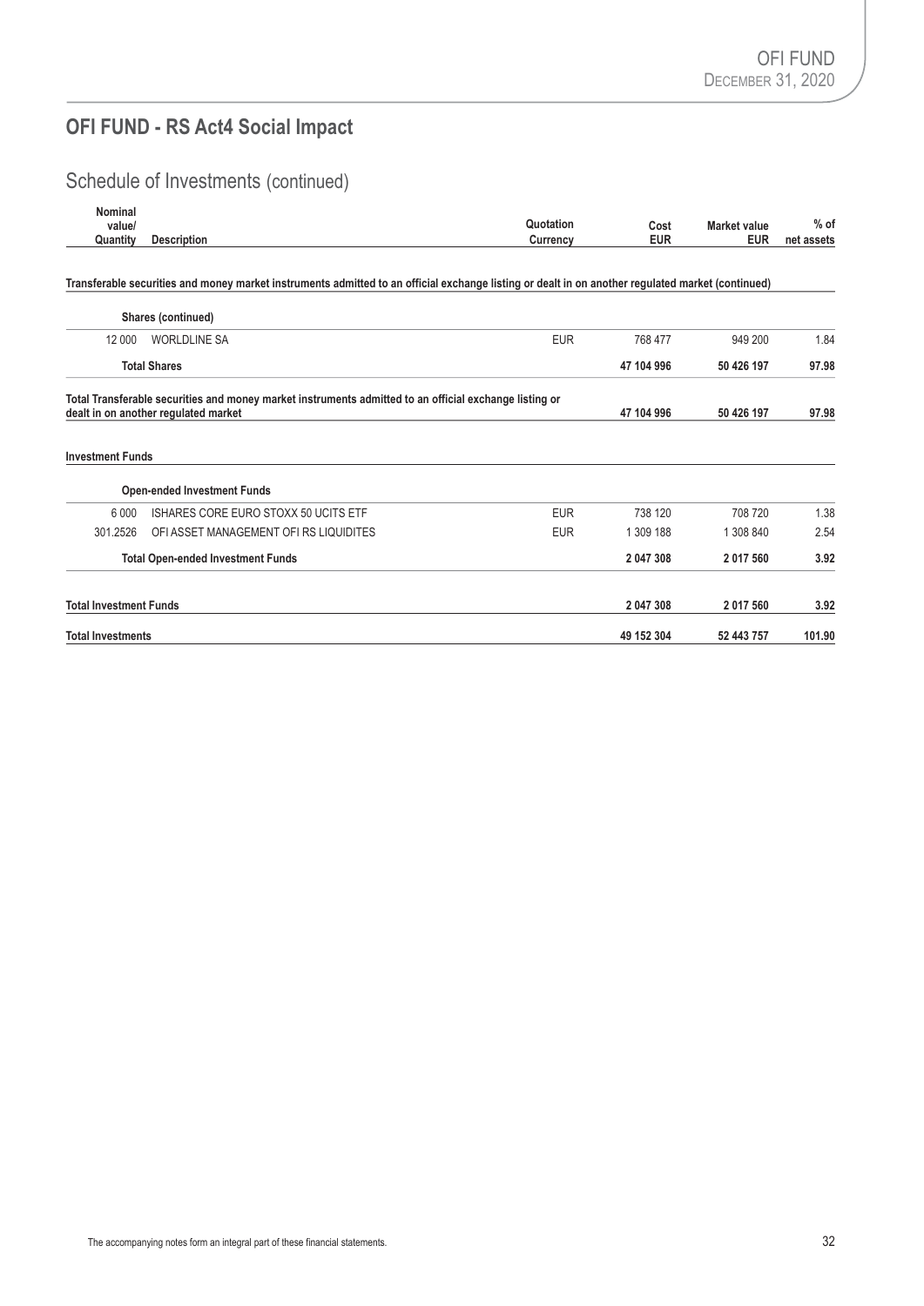## OFI FUND - RS Act4 Social Impact

# Schedule of Investments (continued)

| Nominal value/ Quantity | Description | Quotation Currency | Cost EUR | Market value EUR | % of net assets |
|---|---|---|---|---|---|
| **Transferable securities and money market instruments admitted to an official exchange listing or dealt in on another regulated market (continued)** | | | | | |
| | **Shares (continued)** | | | | |
| 12 000 | WORLDLINE SA | EUR | 768 477 | 949 200 | 1.84 |
| | **Total Shares** | | **47 104 996** | **50 426 197** | **97.98** |
| **Total Transferable securities and money market instruments admitted to an official exchange listing or dealt in on another regulated market** | | | **47 104 996** | **50 426 197** | **97.98** |
| **Investment Funds** | | | | | |
| | **Open-ended Investment Funds** | | | | |
| 6 000 | ISHARES CORE EURO STOXX 50 UCITS ETF | EUR | 738 120 | 708 720 | 1.38 |
| 301.2526 | OFI ASSET MANAGEMENT OFI RS LIQUIDITES | EUR | 1 309 188 | 1 308 840 | 2.54 |
| | **Total Open-ended Investment Funds** | | **2 047 308** | **2 017 560** | **3.92** |
| **Total Investment Funds** | | | **2 047 308** | **2 017 560** | **3.92** |
| **Total Investments** | | | **49 152 304** | **52 443 757** | **101.90** |

The accompanying notes form an integral part of these financial statements.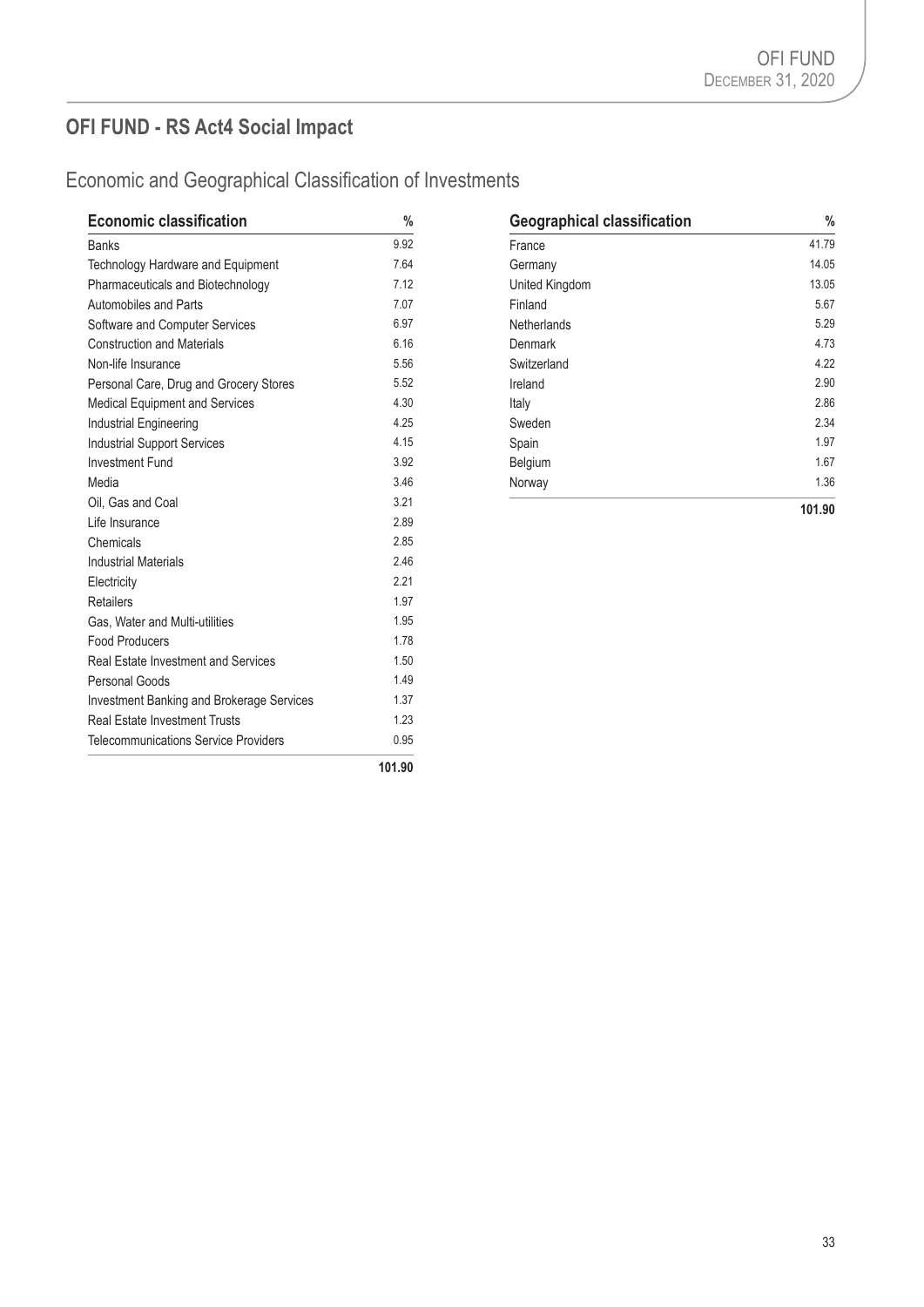## OFI FUND - RS Act4 Social Impact

### Economic and Geographical Classification of Investments

| Economic classification | % |
|---|---|
| Banks | 9.92 |
| Technology Hardware and Equipment | 7.64 |
| Pharmaceuticals and Biotechnology | 7.12 |
| Automobiles and Parts | 7.07 |
| Software and Computer Services | 6.97 |
| Construction and Materials | 6.16 |
| Non-life Insurance | 5.56 |
| Personal Care, Drug and Grocery Stores | 5.52 |
| Medical Equipment and Services | 4.30 |
| Industrial Engineering | 4.25 |
| Industrial Support Services | 4.15 |
| Investment Fund | 3.92 |
| Media | 3.46 |
| Oil, Gas and Coal | 3.21 |
| Life Insurance | 2.89 |
| Chemicals | 2.85 |
| Industrial Materials | 2.46 |
| Electricity | 2.21 |
| Retailers | 1.97 |
| Gas, Water and Multi-utilities | 1.95 |
| Food Producers | 1.78 |
| Real Estate Investment and Services | 1.50 |
| Personal Goods | 1.49 |
| Investment Banking and Brokerage Services | 1.37 |
| Real Estate Investment Trusts | 1.23 |
| Telecommunications Service Providers | 0.95 |
| | **101.90** |

| Geographical classification | % |
|---|---|
| France | 41.79 |
| Germany | 14.05 |
| United Kingdom | 13.05 |
| Finland | 5.67 |
| Netherlands | 5.29 |
| Denmark | 4.73 |
| Switzerland | 4.22 |
| Ireland | 2.90 |
| Italy | 2.86 |
| Sweden | 2.34 |
| Spain | 1.97 |
| Belgium | 1.67 |
| Norway | 1.36 |
| | **101.90** |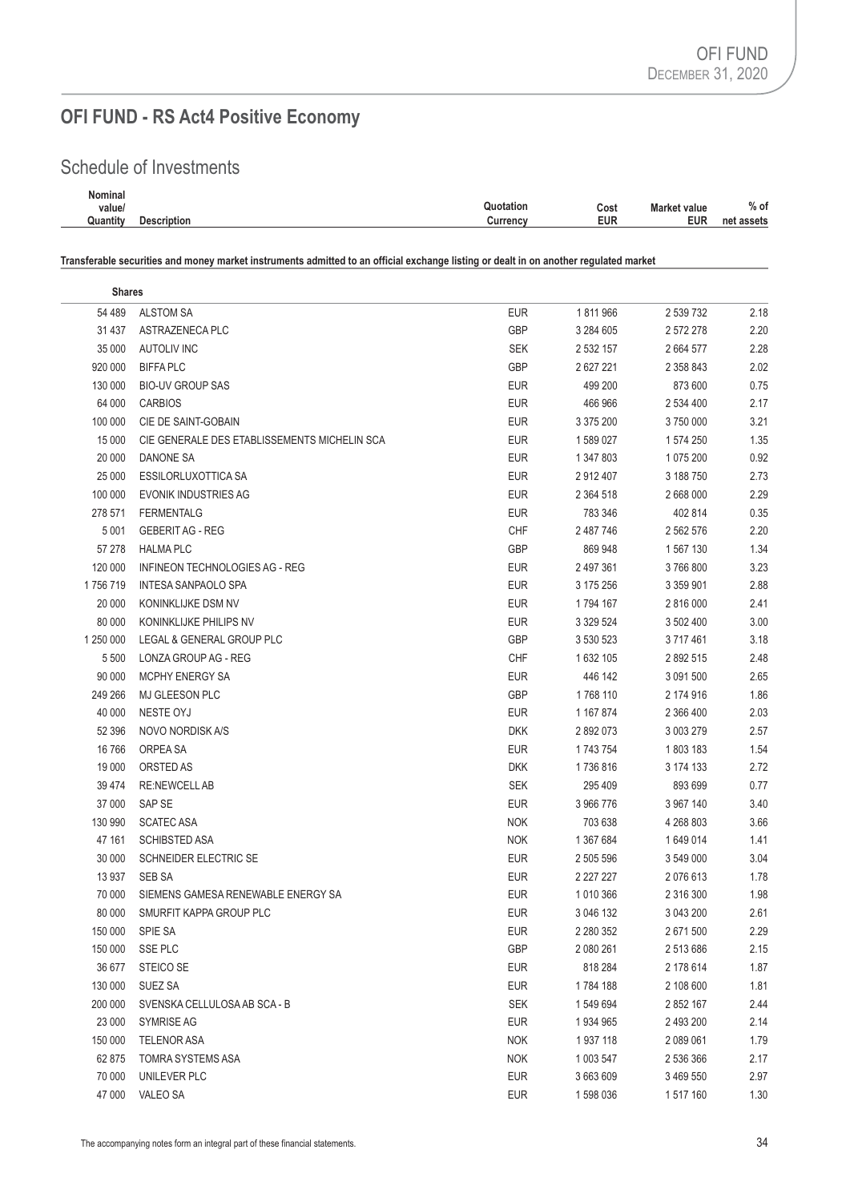# OFI FUND - RS Act4 Positive Economy

## Schedule of Investments

| Nominal value/ Quantity | Description | Quotation Currency | Cost EUR | Market value EUR | % of net assets |
|---|---|---|---|---|---|

**Transferable securities and money market instruments admitted to an official exchange listing or dealt in on another regulated market**

| Nominal value/ Quantity | Description | Quotation Currency | Cost EUR | Market value EUR | % of net assets |
|---|---|---|---|---|---|
| **Shares** | | | | | |
| 54 489 | ALSTOM SA | EUR | 1 811 966 | 2 539 732 | 2.18 |
| 31 437 | ASTRAZENECA PLC | GBP | 3 284 605 | 2 572 278 | 2.20 |
| 35 000 | AUTOLIV INC | SEK | 2 532 157 | 2 664 577 | 2.28 |
| 920 000 | BIFFA PLC | GBP | 2 627 221 | 2 358 843 | 2.02 |
| 130 000 | BIO-UV GROUP SAS | EUR | 499 200 | 873 600 | 0.75 |
| 64 000 | CARBIOS | EUR | 466 966 | 2 534 400 | 2.17 |
| 100 000 | CIE DE SAINT-GOBAIN | EUR | 3 375 200 | 3 750 000 | 3.21 |
| 15 000 | CIE GENERALE DES ETABLISSEMENTS MICHELIN SCA | EUR | 1 589 027 | 1 574 250 | 1.35 |
| 20 000 | DANONE SA | EUR | 1 347 803 | 1 075 200 | 0.92 |
| 25 000 | ESSILORLUXOTTICA SA | EUR | 2 912 407 | 3 188 750 | 2.73 |
| 100 000 | EVONIK INDUSTRIES AG | EUR | 2 364 518 | 2 668 000 | 2.29 |
| 278 571 | FERMENTALG | EUR | 783 346 | 402 814 | 0.35 |
| 5 001 | GEBERIT AG - REG | CHF | 2 487 746 | 2 562 576 | 2.20 |
| 57 278 | HALMA PLC | GBP | 869 948 | 1 567 130 | 1.34 |
| 120 000 | INFINEON TECHNOLOGIES AG - REG | EUR | 2 497 361 | 3 766 800 | 3.23 |
| 1 756 719 | INTESA SANPAOLO SPA | EUR | 3 175 256 | 3 359 901 | 2.88 |
| 20 000 | KONINKLIJKE DSM NV | EUR | 1 794 167 | 2 816 000 | 2.41 |
| 80 000 | KONINKLIJKE PHILIPS NV | EUR | 3 329 524 | 3 502 400 | 3.00 |
| 1 250 000 | LEGAL & GENERAL GROUP PLC | GBP | 3 530 523 | 3 717 461 | 3.18 |
| 5 500 | LONZA GROUP AG - REG | CHF | 1 632 105 | 2 892 515 | 2.48 |
| 90 000 | MCPHY ENERGY SA | EUR | 446 142 | 3 091 500 | 2.65 |
| 249 266 | MJ GLEESON PLC | GBP | 1 768 110 | 2 174 916 | 1.86 |
| 40 000 | NESTE OYJ | EUR | 1 167 874 | 2 366 400 | 2.03 |
| 52 396 | NOVO NORDISK A/S | DKK | 2 892 073 | 3 003 279 | 2.57 |
| 16 766 | ORPEA SA | EUR | 1 743 754 | 1 803 183 | 1.54 |
| 19 000 | ORSTED AS | DKK | 1 736 816 | 3 174 133 | 2.72 |
| 39 474 | RE:NEWCELL AB | SEK | 295 409 | 893 699 | 0.77 |
| 37 000 | SAP SE | EUR | 3 966 776 | 3 967 140 | 3.40 |
| 130 990 | SCATEC ASA | NOK | 703 638 | 4 268 803 | 3.66 |
| 47 161 | SCHIBSTED ASA | NOK | 1 367 684 | 1 649 014 | 1.41 |
| 30 000 | SCHNEIDER ELECTRIC SE | EUR | 2 505 596 | 3 549 000 | 3.04 |
| 13 937 | SEB SA | EUR | 2 227 227 | 2 076 613 | 1.78 |
| 70 000 | SIEMENS GAMESA RENEWABLE ENERGY SA | EUR | 1 010 366 | 2 316 300 | 1.98 |
| 80 000 | SMURFIT KAPPA GROUP PLC | EUR | 3 046 132 | 3 043 200 | 2.61 |
| 150 000 | SPIE SA | EUR | 2 280 352 | 2 671 500 | 2.29 |
| 150 000 | SSE PLC | GBP | 2 080 261 | 2 513 686 | 2.15 |
| 36 677 | STEICO SE | EUR | 818 284 | 2 178 614 | 1.87 |
| 130 000 | SUEZ SA | EUR | 1 784 188 | 2 108 600 | 1.81 |
| 200 000 | SVENSKA CELLULOSA AB SCA - B | SEK | 1 549 694 | 2 852 167 | 2.44 |
| 23 000 | SYMRISE AG | EUR | 1 934 965 | 2 493 200 | 2.14 |
| 150 000 | TELENOR ASA | NOK | 1 937 118 | 2 089 061 | 1.79 |
| 62 875 | TOMRA SYSTEMS ASA | NOK | 1 003 547 | 2 536 366 | 2.17 |
| 70 000 | UNILEVER PLC | EUR | 3 663 609 | 3 469 550 | 2.97 |
| 47 000 | VALEO SA | EUR | 1 598 036 | 1 517 160 | 1.30 |

The accompanying notes form an integral part of these financial statements.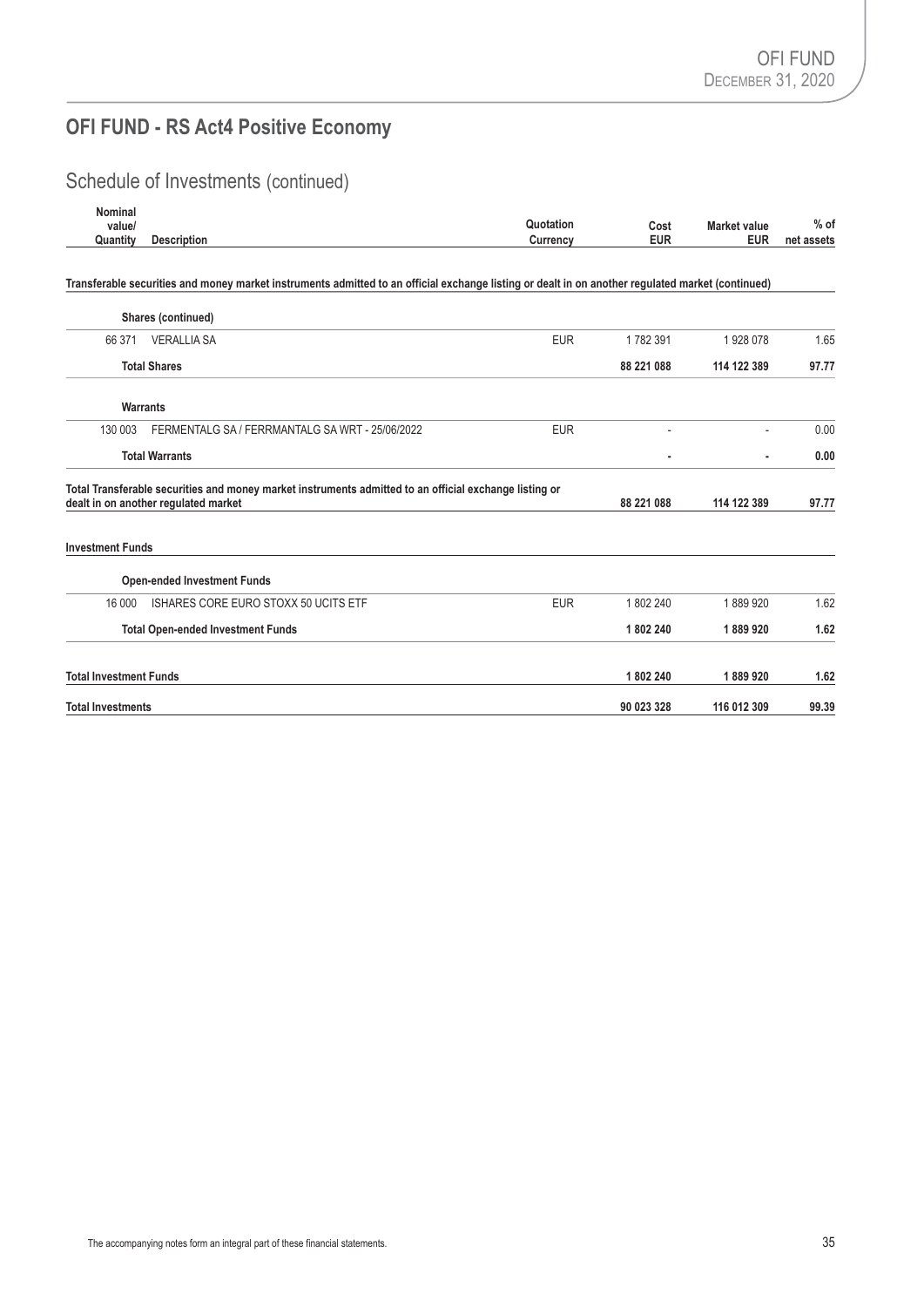## OFI FUND - RS Act4 Positive Economy

### Schedule of Investments (continued)

| Nominal value/ Quantity | Description | Quotation Currency | Cost EUR | Market value EUR | % of net assets |
|---|---|---|---|---|---|
| **Transferable securities and money market instruments admitted to an official exchange listing or dealt in on another regulated market (continued)** | | | | | |
| | **Shares (continued)** | | | | |
| 66 371 | VERALLIA SA | EUR | 1 782 391 | 1 928 078 | 1.65 |
| | **Total Shares** | | **88 221 088** | **114 122 389** | **97.77** |
| | **Warrants** | | | | |
| 130 003 | FERMENTALG SA / FERRMANTALG SA WRT - 25/06/2022 | EUR | - | - | 0.00 |
| | **Total Warrants** | | **-** | **-** | **0.00** |
| **Total Transferable securities and money market instruments admitted to an official exchange listing or dealt in on another regulated market** | | | **88 221 088** | **114 122 389** | **97.77** |
| **Investment Funds** | | | | | |
| | **Open-ended Investment Funds** | | | | |
| 16 000 | ISHARES CORE EURO STOXX 50 UCITS ETF | EUR | 1 802 240 | 1 889 920 | 1.62 |
| | **Total Open-ended Investment Funds** | | **1 802 240** | **1 889 920** | **1.62** |
| **Total Investment Funds** | | | **1 802 240** | **1 889 920** | **1.62** |
| **Total Investments** | | | **90 023 328** | **116 012 309** | **99.39** |

The accompanying notes form an integral part of these financial statements.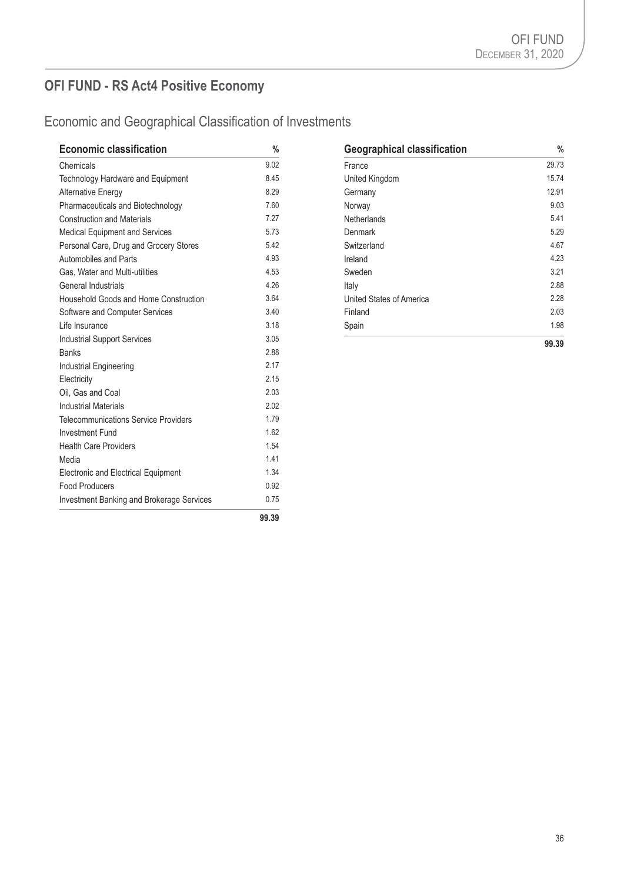## OFI FUND - RS Act4 Positive Economy

### Economic and Geographical Classification of Investments

| Economic classification | % |
|---|---|
| Chemicals | 9.02 |
| Technology Hardware and Equipment | 8.45 |
| Alternative Energy | 8.29 |
| Pharmaceuticals and Biotechnology | 7.60 |
| Construction and Materials | 7.27 |
| Medical Equipment and Services | 5.73 |
| Personal Care, Drug and Grocery Stores | 5.42 |
| Automobiles and Parts | 4.93 |
| Gas, Water and Multi-utilities | 4.53 |
| General Industrials | 4.26 |
| Household Goods and Home Construction | 3.64 |
| Software and Computer Services | 3.40 |
| Life Insurance | 3.18 |
| Industrial Support Services | 3.05 |
| Banks | 2.88 |
| Industrial Engineering | 2.17 |
| Electricity | 2.15 |
| Oil, Gas and Coal | 2.03 |
| Industrial Materials | 2.02 |
| Telecommunications Service Providers | 1.79 |
| Investment Fund | 1.62 |
| Health Care Providers | 1.54 |
| Media | 1.41 |
| Electronic and Electrical Equipment | 1.34 |
| Food Producers | 0.92 |
| Investment Banking and Brokerage Services | 0.75 |
| | **99.39** |

| Geographical classification | % |
|---|---|
| France | 29.73 |
| United Kingdom | 15.74 |
| Germany | 12.91 |
| Norway | 9.03 |
| Netherlands | 5.41 |
| Denmark | 5.29 |
| Switzerland | 4.67 |
| Ireland | 4.23 |
| Sweden | 3.21 |
| Italy | 2.88 |
| United States of America | 2.28 |
| Finland | 2.03 |
| Spain | 1.98 |
| | **99.39** |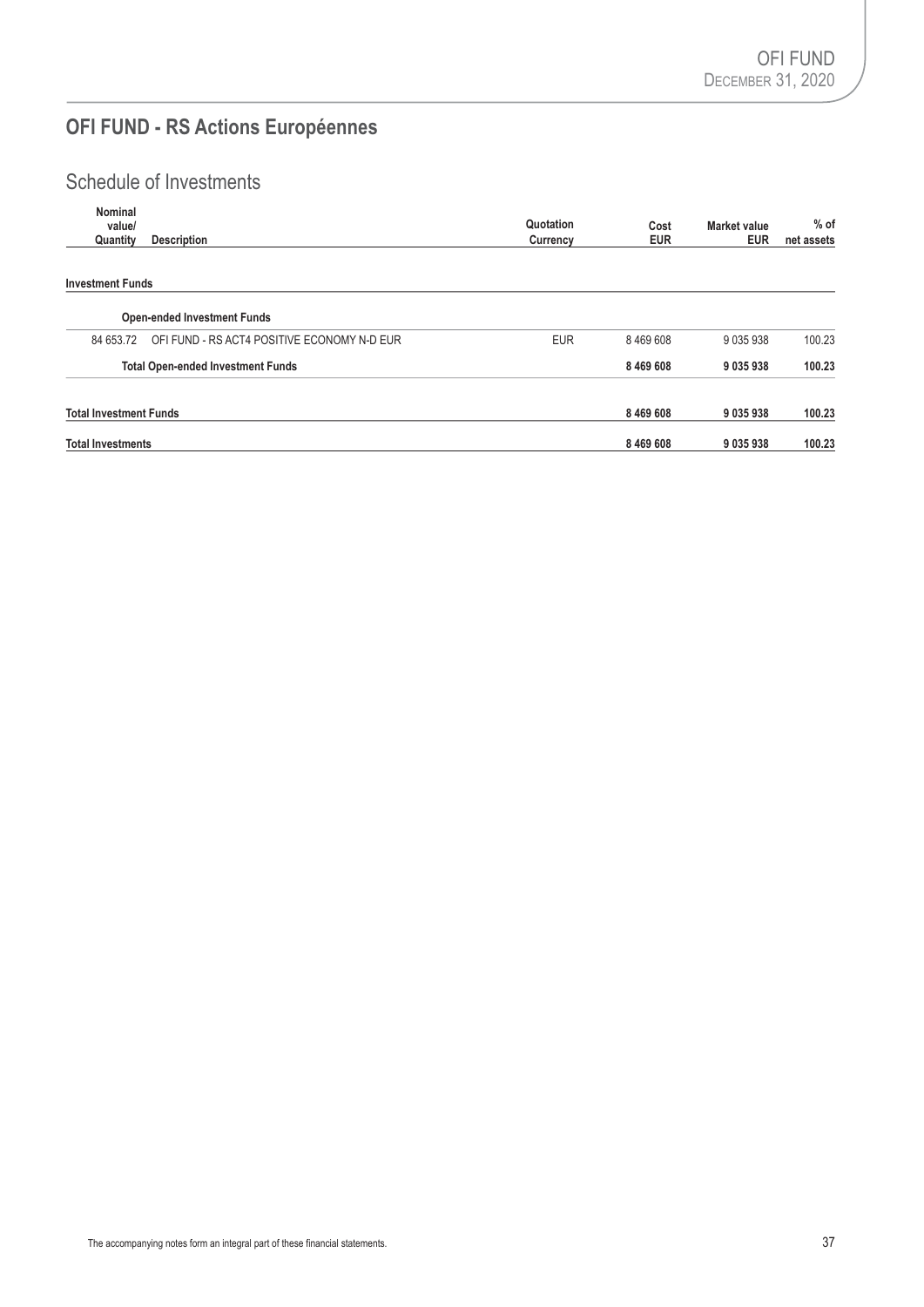# OFI FUND - RS Actions Européennes

## Schedule of Investments

| Nominal value/ Quantity | Description | Quotation Currency | Cost EUR | Market value EUR | % of net assets |
|---|---|---|---|---|---|
| **Investment Funds** | | | | | |
| | **Open-ended Investment Funds** | | | | |
| 84 653.72 | OFI FUND - RS ACT4 POSITIVE ECONOMY N-D EUR | EUR | 8 469 608 | 9 035 938 | 100.23 |
| | **Total Open-ended Investment Funds** | | **8 469 608** | **9 035 938** | **100.23** |
| **Total Investment Funds** | | | **8 469 608** | **9 035 938** | **100.23** |
| **Total Investments** | | | **8 469 608** | **9 035 938** | **100.23** |

The accompanying notes form an integral part of these financial statements.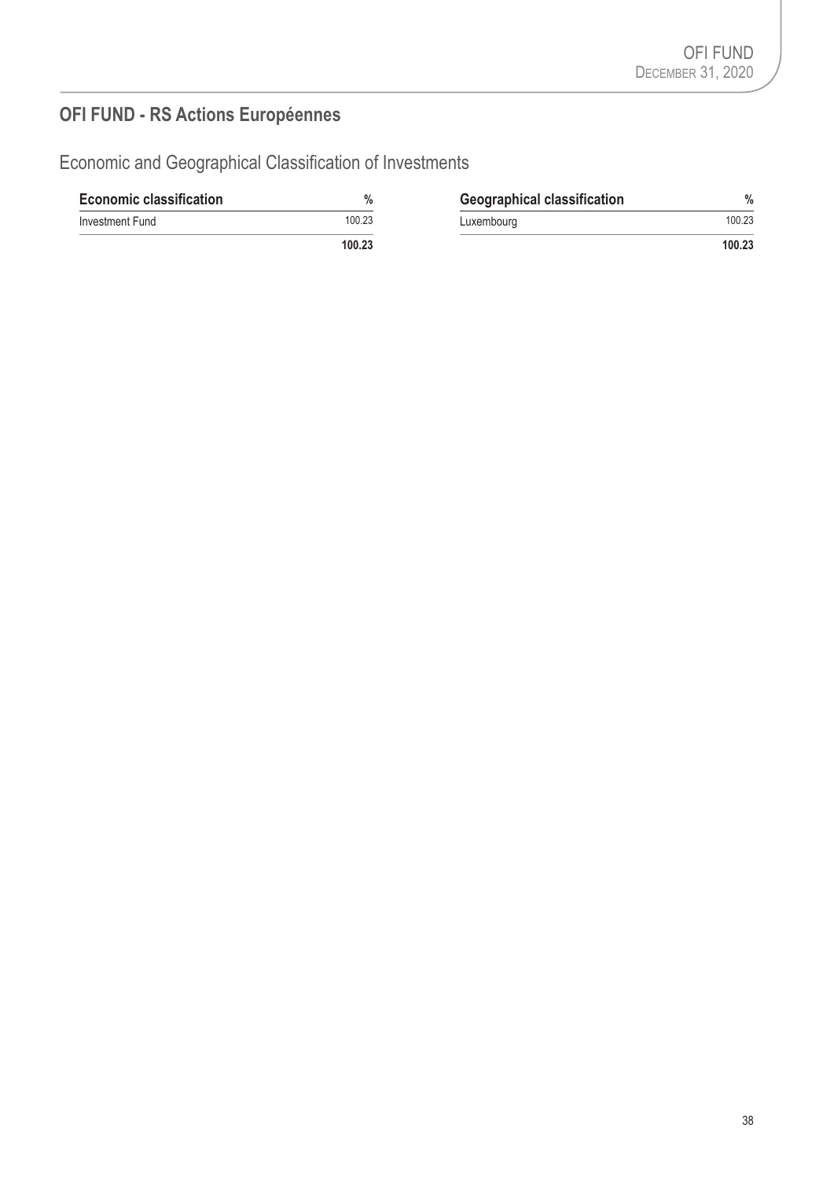## OFI FUND - RS Actions Européennes

### Economic and Geographical Classification of Investments

| Economic classification | % |
|---|---|
| Investment Fund | 100.23 |
| | **100.23** |

| Geographical classification | % |
|---|---|
| Luxembourg | 100.23 |
| | **100.23** |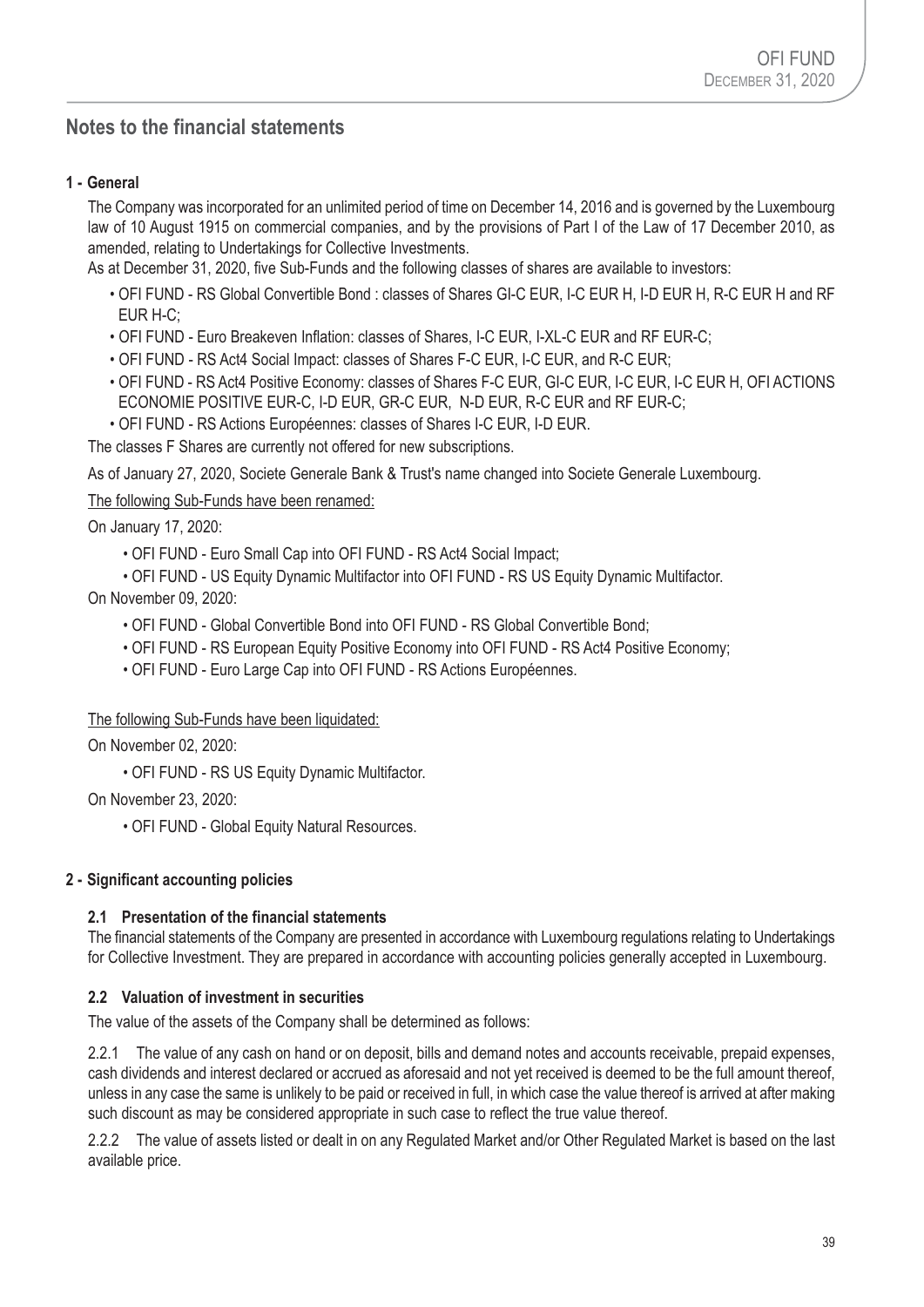# Notes to the financial statements

## 1 - General

The Company was incorporated for an unlimited period of time on December 14, 2016 and is governed by the Luxembourg law of 10 August 1915 on commercial companies, and by the provisions of Part I of the Law of 17 December 2010, as amended, relating to Undertakings for Collective Investments.

As at December 31, 2020, five Sub-Funds and the following classes of shares are available to investors:

- OFI FUND - RS Global Convertible Bond : classes of Shares GI-C EUR, I-C EUR H, I-D EUR H, R-C EUR H and RF EUR H-C;
- OFI FUND - Euro Breakeven Inflation: classes of Shares, I-C EUR, I-XL-C EUR and RF EUR-C;
- OFI FUND - RS Act4 Social Impact: classes of Shares F-C EUR, I-C EUR, and R-C EUR;
- OFI FUND - RS Act4 Positive Economy: classes of Shares F-C EUR, GI-C EUR, I-C EUR, I-C EUR H, OFI ACTIONS ECONOMIE POSITIVE EUR-C, I-D EUR, GR-C EUR, N-D EUR, R-C EUR and RF EUR-C;
- OFI FUND - RS Actions Européennes: classes of Shares I-C EUR, I-D EUR.

The classes F Shares are currently not offered for new subscriptions.

As of January 27, 2020, Societe Generale Bank & Trust's name changed into Societe Generale Luxembourg.

The following Sub-Funds have been renamed:

On January 17, 2020:

- OFI FUND - Euro Small Cap into OFI FUND - RS Act4 Social Impact;
- OFI FUND - US Equity Dynamic Multifactor into OFI FUND - RS US Equity Dynamic Multifactor.

On November 09, 2020:

- OFI FUND - Global Convertible Bond into OFI FUND - RS Global Convertible Bond;
- OFI FUND - RS European Equity Positive Economy into OFI FUND - RS Act4 Positive Economy;
- OFI FUND - Euro Large Cap into OFI FUND - RS Actions Européennes.

The following Sub-Funds have been liquidated:

On November 02, 2020:

- OFI FUND - RS US Equity Dynamic Multifactor.

On November 23, 2020:

- OFI FUND - Global Equity Natural Resources.

## 2 - Significant accounting policies

### 2.1 Presentation of the financial statements

The financial statements of the Company are presented in accordance with Luxembourg regulations relating to Undertakings for Collective Investment. They are prepared in accordance with accounting policies generally accepted in Luxembourg.

### 2.2 Valuation of investment in securities

The value of the assets of the Company shall be determined as follows:

2.2.1 The value of any cash on hand or on deposit, bills and demand notes and accounts receivable, prepaid expenses, cash dividends and interest declared or accrued as aforesaid and not yet received is deemed to be the full amount thereof, unless in any case the same is unlikely to be paid or received in full, in which case the value thereof is arrived at after making such discount as may be considered appropriate in such case to reflect the true value thereof.

2.2.2 The value of assets listed or dealt in on any Regulated Market and/or Other Regulated Market is based on the last available price.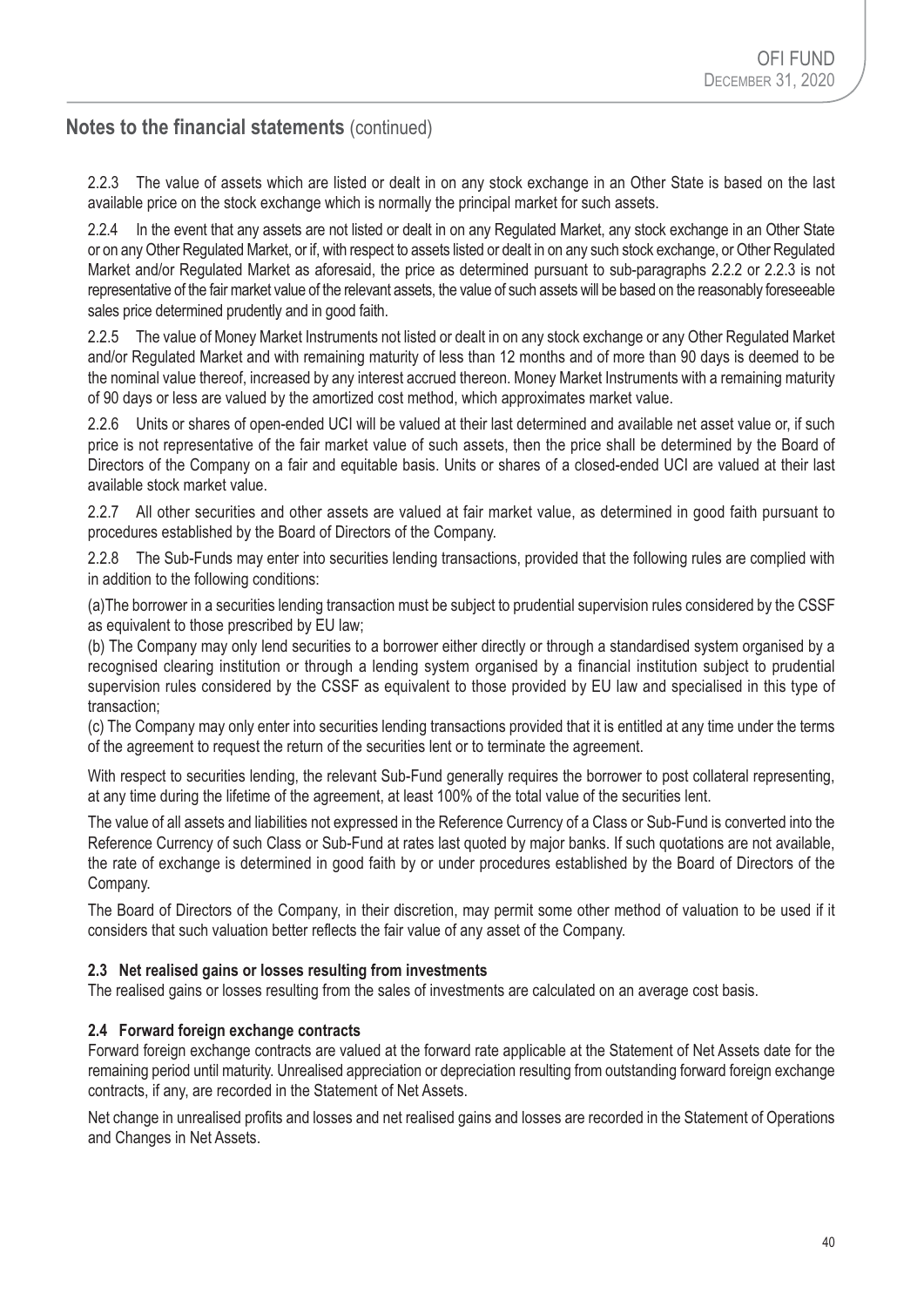## Notes to the financial statements (continued)

2.2.3 The value of assets which are listed or dealt in on any stock exchange in an Other State is based on the last available price on the stock exchange which is normally the principal market for such assets.

2.2.4 In the event that any assets are not listed or dealt in on any Regulated Market, any stock exchange in an Other State or on any Other Regulated Market, or if, with respect to assets listed or dealt in on any such stock exchange, or Other Regulated Market and/or Regulated Market as aforesaid, the price as determined pursuant to sub-paragraphs 2.2.2 or 2.2.3 is not representative of the fair market value of the relevant assets, the value of such assets will be based on the reasonably foreseeable sales price determined prudently and in good faith.

2.2.5 The value of Money Market Instruments not listed or dealt in on any stock exchange or any Other Regulated Market and/or Regulated Market and with remaining maturity of less than 12 months and of more than 90 days is deemed to be the nominal value thereof, increased by any interest accrued thereon. Money Market Instruments with a remaining maturity of 90 days or less are valued by the amortized cost method, which approximates market value.

2.2.6 Units or shares of open-ended UCI will be valued at their last determined and available net asset value or, if such price is not representative of the fair market value of such assets, then the price shall be determined by the Board of Directors of the Company on a fair and equitable basis. Units or shares of a closed-ended UCI are valued at their last available stock market value.

2.2.7 All other securities and other assets are valued at fair market value, as determined in good faith pursuant to procedures established by the Board of Directors of the Company.

2.2.8 The Sub-Funds may enter into securities lending transactions, provided that the following rules are complied with in addition to the following conditions:

(a)The borrower in a securities lending transaction must be subject to prudential supervision rules considered by the CSSF as equivalent to those prescribed by EU law;
(b) The Company may only lend securities to a borrower either directly or through a standardised system organised by a recognised clearing institution or through a lending system organised by a financial institution subject to prudential supervision rules considered by the CSSF as equivalent to those provided by EU law and specialised in this type of transaction;
(c) The Company may only enter into securities lending transactions provided that it is entitled at any time under the terms of the agreement to request the return of the securities lent or to terminate the agreement.

With respect to securities lending, the relevant Sub-Fund generally requires the borrower to post collateral representing, at any time during the lifetime of the agreement, at least 100% of the total value of the securities lent.

The value of all assets and liabilities not expressed in the Reference Currency of a Class or Sub-Fund is converted into the Reference Currency of such Class or Sub-Fund at rates last quoted by major banks. If such quotations are not available, the rate of exchange is determined in good faith by or under procedures established by the Board of Directors of the Company.

The Board of Directors of the Company, in their discretion, may permit some other method of valuation to be used if it considers that such valuation better reflects the fair value of any asset of the Company.

### 2.3 Net realised gains or losses resulting from investments

The realised gains or losses resulting from the sales of investments are calculated on an average cost basis.

### 2.4 Forward foreign exchange contracts

Forward foreign exchange contracts are valued at the forward rate applicable at the Statement of Net Assets date for the remaining period until maturity. Unrealised appreciation or depreciation resulting from outstanding forward foreign exchange contracts, if any, are recorded in the Statement of Net Assets.

Net change in unrealised profits and losses and net realised gains and losses are recorded in the Statement of Operations and Changes in Net Assets.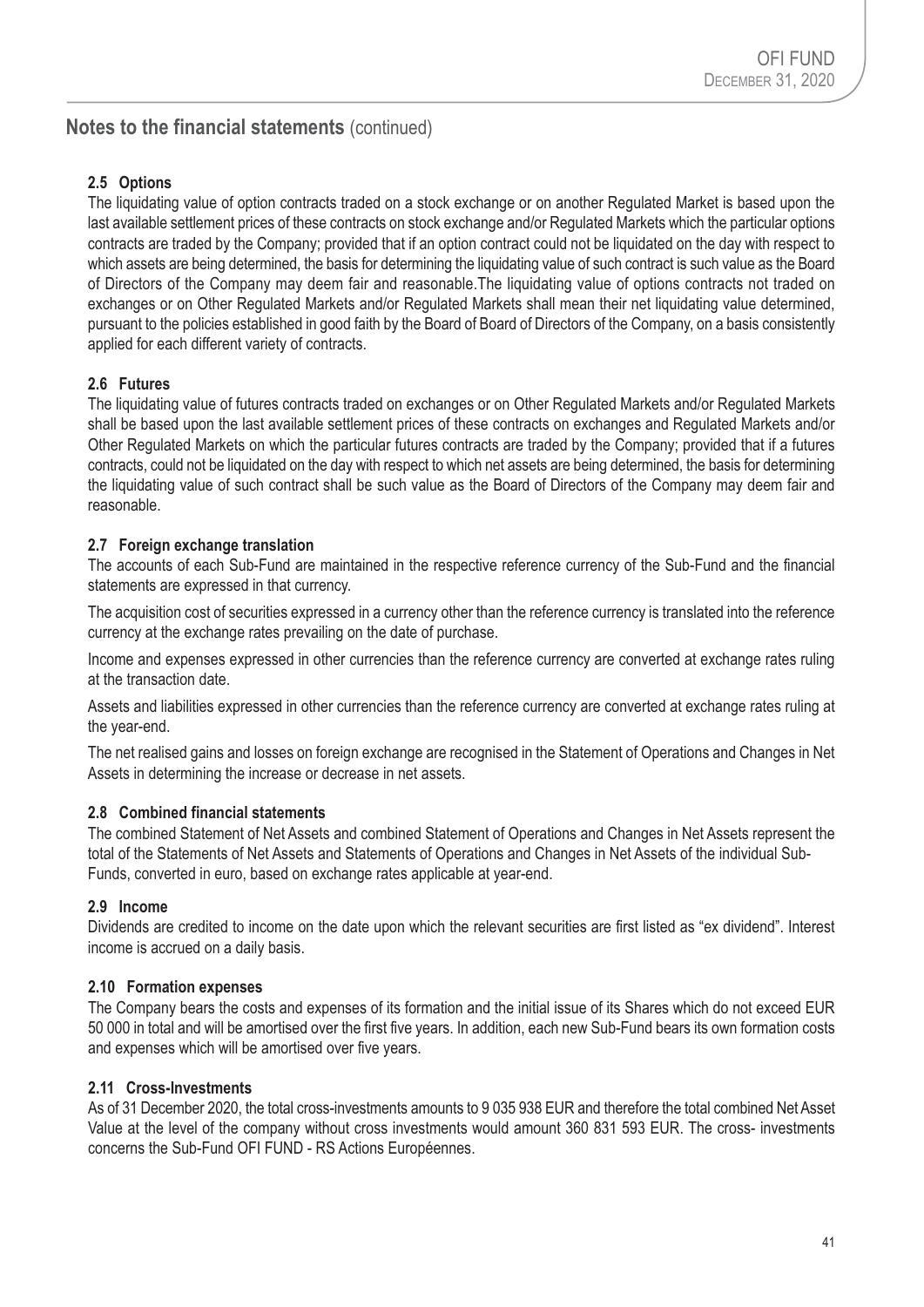## Notes to the financial statements (continued)

### 2.5 Options

The liquidating value of option contracts traded on a stock exchange or on another Regulated Market is based upon the last available settlement prices of these contracts on stock exchange and/or Regulated Markets which the particular options contracts are traded by the Company; provided that if an option contract could not be liquidated on the day with respect to which assets are being determined, the basis for determining the liquidating value of such contract is such value as the Board of Directors of the Company may deem fair and reasonable.The liquidating value of options contracts not traded on exchanges or on Other Regulated Markets and/or Regulated Markets shall mean their net liquidating value determined, pursuant to the policies established in good faith by the Board of Board of Directors of the Company, on a basis consistently applied for each different variety of contracts.

### 2.6 Futures

The liquidating value of futures contracts traded on exchanges or on Other Regulated Markets and/or Regulated Markets shall be based upon the last available settlement prices of these contracts on exchanges and Regulated Markets and/or Other Regulated Markets on which the particular futures contracts are traded by the Company; provided that if a futures contracts, could not be liquidated on the day with respect to which net assets are being determined, the basis for determining the liquidating value of such contract shall be such value as the Board of Directors of the Company may deem fair and reasonable.

### 2.7 Foreign exchange translation

The accounts of each Sub-Fund are maintained in the respective reference currency of the Sub-Fund and the financial statements are expressed in that currency.

The acquisition cost of securities expressed in a currency other than the reference currency is translated into the reference currency at the exchange rates prevailing on the date of purchase.

Income and expenses expressed in other currencies than the reference currency are converted at exchange rates ruling at the transaction date.

Assets and liabilities expressed in other currencies than the reference currency are converted at exchange rates ruling at the year-end.

The net realised gains and losses on foreign exchange are recognised in the Statement of Operations and Changes in Net Assets in determining the increase or decrease in net assets.

### 2.8 Combined financial statements

The combined Statement of Net Assets and combined Statement of Operations and Changes in Net Assets represent the total of the Statements of Net Assets and Statements of Operations and Changes in Net Assets of the individual Sub-Funds, converted in euro, based on exchange rates applicable at year-end.

### 2.9 Income

Dividends are credited to income on the date upon which the relevant securities are first listed as "ex dividend". Interest income is accrued on a daily basis.

### 2.10 Formation expenses

The Company bears the costs and expenses of its formation and the initial issue of its Shares which do not exceed EUR 50 000 in total and will be amortised over the first five years. In addition, each new Sub-Fund bears its own formation costs and expenses which will be amortised over five years.

### 2.11 Cross-Investments

As of 31 December 2020, the total cross-investments amounts to 9 035 938 EUR and therefore the total combined Net Asset Value at the level of the company without cross investments would amount 360 831 593 EUR. The cross- investments concerns the Sub-Fund OFI FUND - RS Actions Européennes.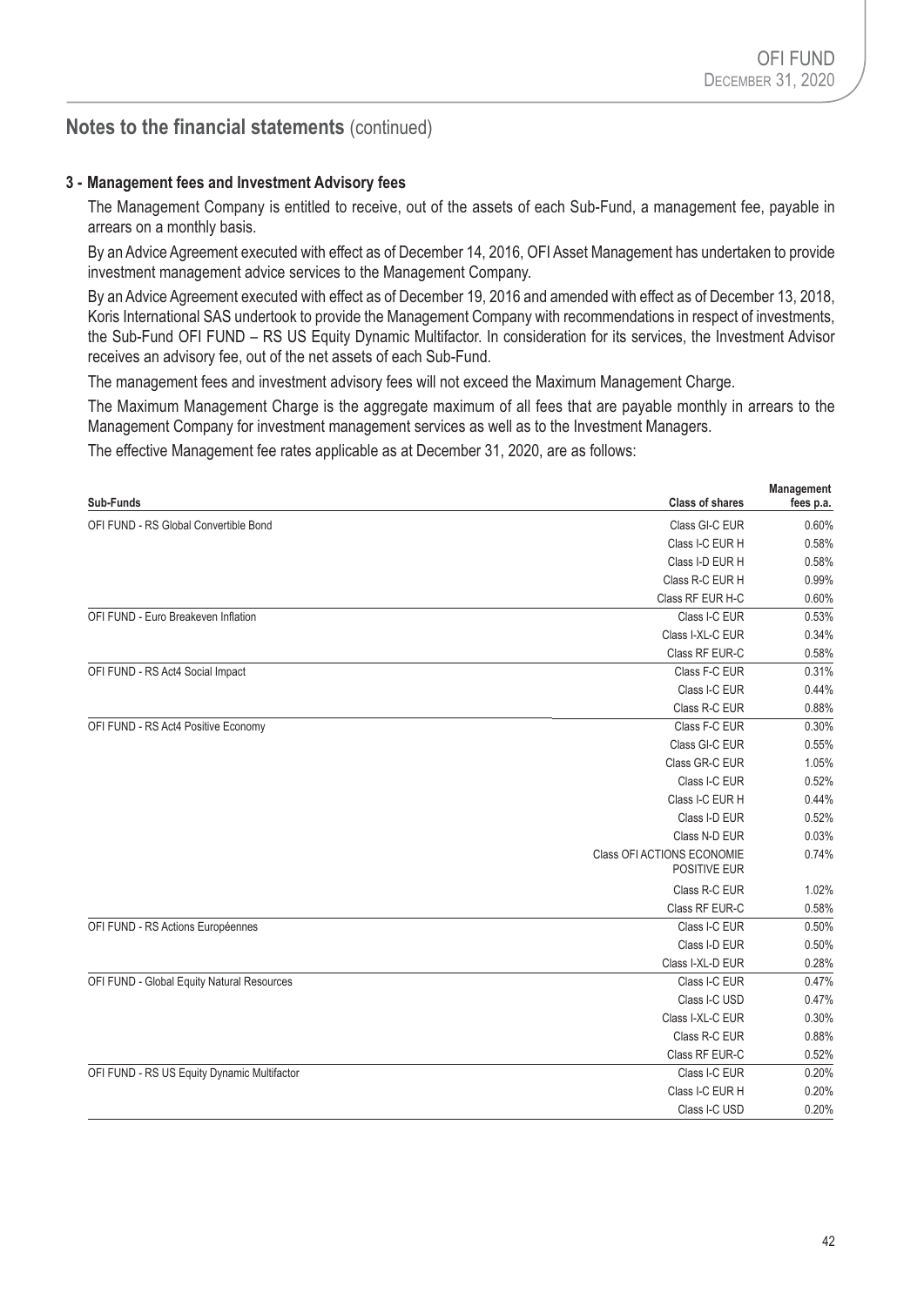## Notes to the financial statements (continued)

### 3 - Management fees and Investment Advisory fees

The Management Company is entitled to receive, out of the assets of each Sub-Fund, a management fee, payable in arrears on a monthly basis.

By an Advice Agreement executed with effect as of December 14, 2016, OFI Asset Management has undertaken to provide investment management advice services to the Management Company.

By an Advice Agreement executed with effect as of December 19, 2016 and amended with effect as of December 13, 2018, Koris International SAS undertook to provide the Management Company with recommendations in respect of investments, the Sub-Fund OFI FUND – RS US Equity Dynamic Multifactor. In consideration for its services, the Investment Advisor receives an advisory fee, out of the net assets of each Sub-Fund.

The management fees and investment advisory fees will not exceed the Maximum Management Charge.

The Maximum Management Charge is the aggregate maximum of all fees that are payable monthly in arrears to the Management Company for investment management services as well as to the Investment Managers.

The effective Management fee rates applicable as at December 31, 2020, are as follows:

| Sub-Funds | Class of shares | Management fees p.a. |
|---|---|---|
| OFI FUND - RS Global Convertible Bond | Class GI-C EUR | 0.60% |
| | Class I-C EUR H | 0.58% |
| | Class I-D EUR H | 0.58% |
| | Class R-C EUR H | 0.99% |
| | Class RF EUR H-C | 0.60% |
| OFI FUND - Euro Breakeven Inflation | Class I-C EUR | 0.53% |
| | Class I-XL-C EUR | 0.34% |
| | Class RF EUR-C | 0.58% |
| OFI FUND - RS Act4 Social Impact | Class F-C EUR | 0.31% |
| | Class I-C EUR | 0.44% |
| | Class R-C EUR | 0.88% |
| OFI FUND - RS Act4 Positive Economy | Class F-C EUR | 0.30% |
| | Class GI-C EUR | 0.55% |
| | Class GR-C EUR | 1.05% |
| | Class I-C EUR | 0.52% |
| | Class I-C EUR H | 0.44% |
| | Class I-D EUR | 0.52% |
| | Class N-D EUR | 0.03% |
| | Class OFI ACTIONS ECONOMIE POSITIVE EUR | 0.74% |
| | Class R-C EUR | 1.02% |
| | Class RF EUR-C | 0.58% |
| OFI FUND - RS Actions Européennes | Class I-C EUR | 0.50% |
| | Class I-D EUR | 0.50% |
| | Class I-XL-D EUR | 0.28% |
| OFI FUND - Global Equity Natural Resources | Class I-C EUR | 0.47% |
| | Class I-C USD | 0.47% |
| | Class I-XL-C EUR | 0.30% |
| | Class R-C EUR | 0.88% |
| | Class RF EUR-C | 0.52% |
| OFI FUND - RS US Equity Dynamic Multifactor | Class I-C EUR | 0.20% |
| | Class I-C EUR H | 0.20% |
| | Class I-C USD | 0.20% |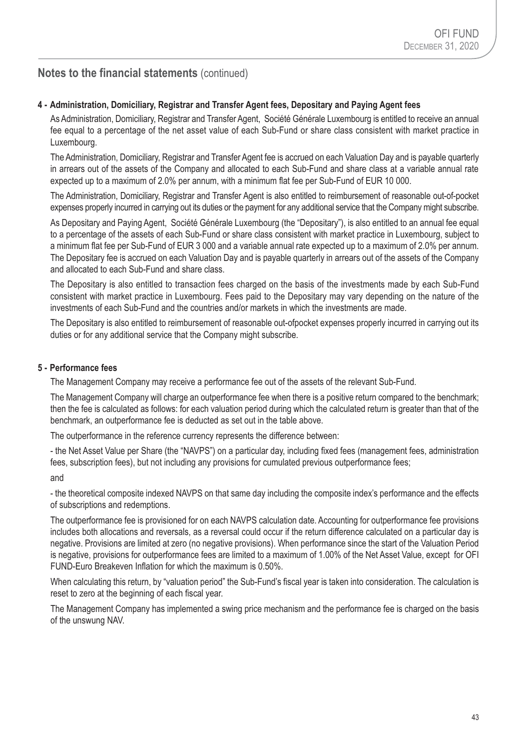## Notes to the financial statements (continued)

### 4 - Administration, Domiciliary, Registrar and Transfer Agent fees, Depositary and Paying Agent fees

As Administration, Domiciliary, Registrar and Transfer Agent, Société Générale Luxembourg is entitled to receive an annual fee equal to a percentage of the net asset value of each Sub-Fund or share class consistent with market practice in Luxembourg.

The Administration, Domiciliary, Registrar and Transfer Agent fee is accrued on each Valuation Day and is payable quarterly in arrears out of the assets of the Company and allocated to each Sub-Fund and share class at a variable annual rate expected up to a maximum of 2.0% per annum, with a minimum flat fee per Sub-Fund of EUR 10 000.

The Administration, Domiciliary, Registrar and Transfer Agent is also entitled to reimbursement of reasonable out-of-pocket expenses properly incurred in carrying out its duties or the payment for any additional service that the Company might subscribe.

As Depositary and Paying Agent, Société Générale Luxembourg (the "Depositary"), is also entitled to an annual fee equal to a percentage of the assets of each Sub-Fund or share class consistent with market practice in Luxembourg, subject to a minimum flat fee per Sub-Fund of EUR 3 000 and a variable annual rate expected up to a maximum of 2.0% per annum. The Depositary fee is accrued on each Valuation Day and is payable quarterly in arrears out of the assets of the Company and allocated to each Sub-Fund and share class.

The Depositary is also entitled to transaction fees charged on the basis of the investments made by each Sub-Fund consistent with market practice in Luxembourg. Fees paid to the Depositary may vary depending on the nature of the investments of each Sub-Fund and the countries and/or markets in which the investments are made.

The Depositary is also entitled to reimbursement of reasonable out-ofpocket expenses properly incurred in carrying out its duties or for any additional service that the Company might subscribe.

### 5 - Performance fees

The Management Company may receive a performance fee out of the assets of the relevant Sub-Fund.

The Management Company will charge an outperformance fee when there is a positive return compared to the benchmark; then the fee is calculated as follows: for each valuation period during which the calculated return is greater than that of the benchmark, an outperformance fee is deducted as set out in the table above.

The outperformance in the reference currency represents the difference between:

- the Net Asset Value per Share (the "NAVPS") on a particular day, including fixed fees (management fees, administration fees, subscription fees), but not including any provisions for cumulated previous outperformance fees;

and

- the theoretical composite indexed NAVPS on that same day including the composite index's performance and the effects of subscriptions and redemptions.

The outperformance fee is provisioned for on each NAVPS calculation date. Accounting for outperformance fee provisions includes both allocations and reversals, as a reversal could occur if the return difference calculated on a particular day is negative. Provisions are limited at zero (no negative provisions). When performance since the start of the Valuation Period is negative, provisions for outperformance fees are limited to a maximum of 1.00% of the Net Asset Value, except for OFI FUND-Euro Breakeven Inflation for which the maximum is 0.50%.

When calculating this return, by "valuation period" the Sub-Fund's fiscal year is taken into consideration. The calculation is reset to zero at the beginning of each fiscal year.

The Management Company has implemented a swing price mechanism and the performance fee is charged on the basis of the unswung NAV.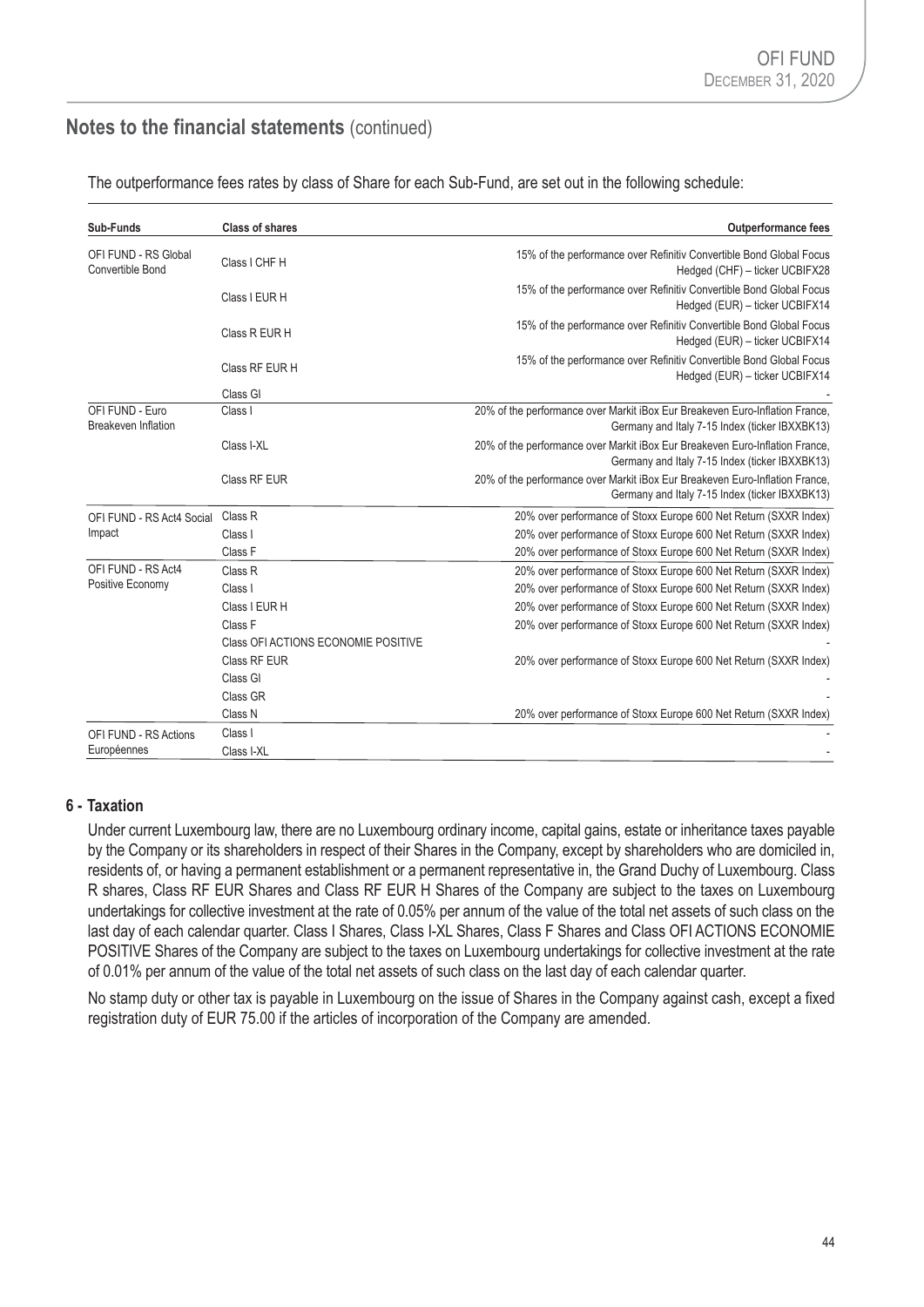## Notes to the financial statements (continued)

The outperformance fees rates by class of Share for each Sub-Fund, are set out in the following schedule:

| Sub-Funds | Class of shares | Outperformance fees |
|---|---|---|
| OFI FUND - RS Global Convertible Bond | Class I CHF H | 15% of the performance over Refinitiv Convertible Bond Global Focus Hedged (CHF) – ticker UCBIFX28 |
| | Class I EUR H | 15% of the performance over Refinitiv Convertible Bond Global Focus Hedged (EUR) – ticker UCBIFX14 |
| | Class R EUR H | 15% of the performance over Refinitiv Convertible Bond Global Focus Hedged (EUR) – ticker UCBIFX14 |
| | Class RF EUR H | 15% of the performance over Refinitiv Convertible Bond Global Focus Hedged (EUR) – ticker UCBIFX14 |
| | Class GI | - |
| OFI FUND - Euro Breakeven Inflation | Class I | 20% of the performance over Markit iBox Eur Breakeven Euro-Inflation France, Germany and Italy 7-15 Index (ticker IBXXBK13) |
| | Class I-XL | 20% of the performance over Markit iBox Eur Breakeven Euro-Inflation France, Germany and Italy 7-15 Index (ticker IBXXBK13) |
| | Class RF EUR | 20% of the performance over Markit iBox Eur Breakeven Euro-Inflation France, Germany and Italy 7-15 Index (ticker IBXXBK13) |
| OFI FUND - RS Act4 Social Impact | Class R | 20% over performance of Stoxx Europe 600 Net Return (SXXR Index) |
| | Class I | 20% over performance of Stoxx Europe 600 Net Return (SXXR Index) |
| | Class F | 20% over performance of Stoxx Europe 600 Net Return (SXXR Index) |
| OFI FUND - RS Act4 Positive Economy | Class R | 20% over performance of Stoxx Europe 600 Net Return (SXXR Index) |
| | Class I | 20% over performance of Stoxx Europe 600 Net Return (SXXR Index) |
| | Class I EUR H | 20% over performance of Stoxx Europe 600 Net Return (SXXR Index) |
| | Class F | 20% over performance of Stoxx Europe 600 Net Return (SXXR Index) |
| | Class OFI ACTIONS ECONOMIE POSITIVE | - |
| | Class RF EUR | 20% over performance of Stoxx Europe 600 Net Return (SXXR Index) |
| | Class GI | - |
| | Class GR | - |
| | Class N | 20% over performance of Stoxx Europe 600 Net Return (SXXR Index) |
| OFI FUND - RS Actions Européennes | Class I | - |
| | Class I-XL | - |

### 6 - Taxation

Under current Luxembourg law, there are no Luxembourg ordinary income, capital gains, estate or inheritance taxes payable by the Company or its shareholders in respect of their Shares in the Company, except by shareholders who are domiciled in, residents of, or having a permanent establishment or a permanent representative in, the Grand Duchy of Luxembourg. Class R shares, Class RF EUR Shares and Class RF EUR H Shares of the Company are subject to the taxes on Luxembourg undertakings for collective investment at the rate of 0.05% per annum of the value of the total net assets of such class on the last day of each calendar quarter. Class I Shares, Class I-XL Shares, Class F Shares and Class OFI ACTIONS ECONOMIE POSITIVE Shares of the Company are subject to the taxes on Luxembourg undertakings for collective investment at the rate of 0.01% per annum of the value of the total net assets of such class on the last day of each calendar quarter.

No stamp duty or other tax is payable in Luxembourg on the issue of Shares in the Company against cash, except a fixed registration duty of EUR 75.00 if the articles of incorporation of the Company are amended.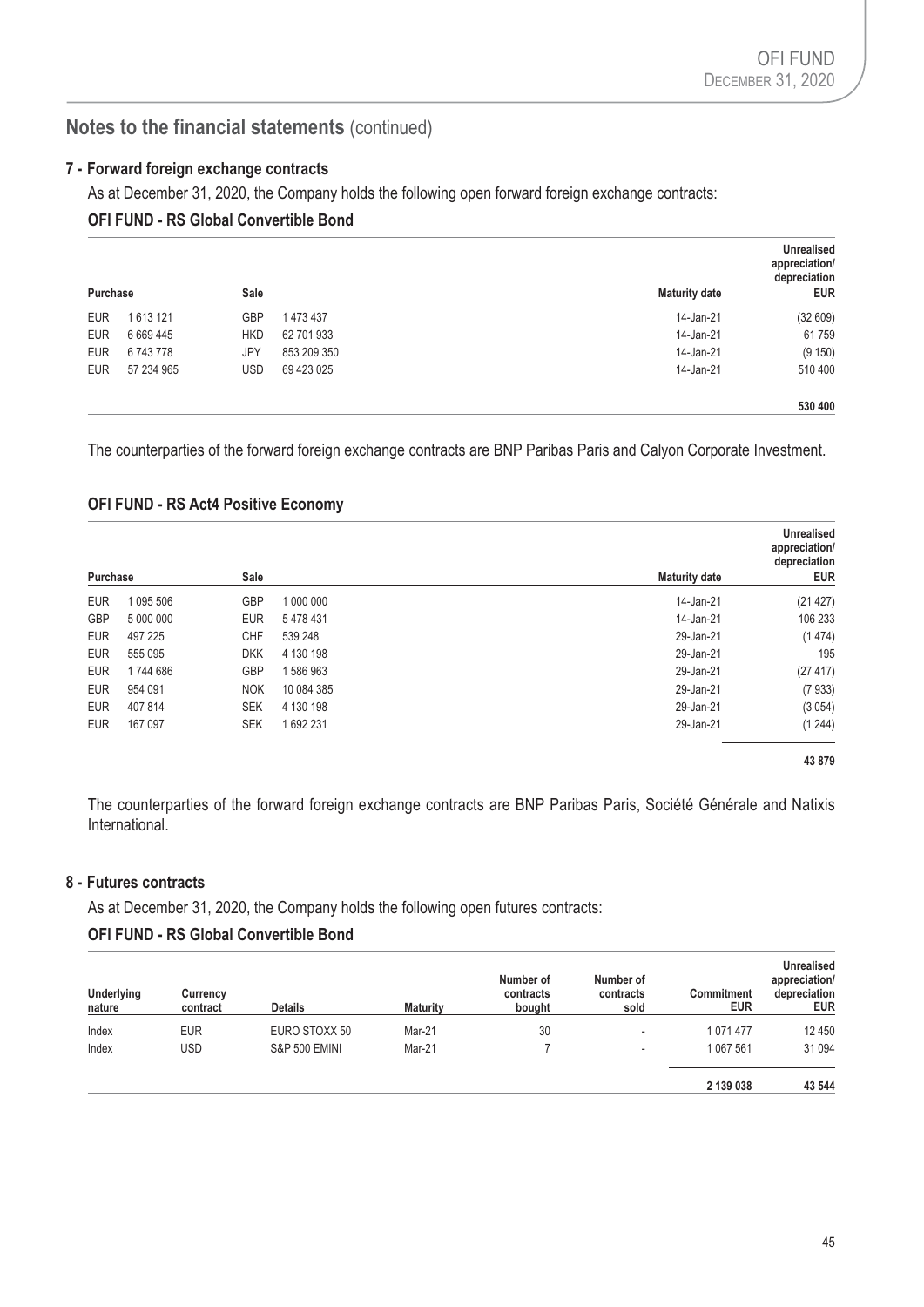## Notes to the financial statements (continued)

### 7 - Forward foreign exchange contracts

As at December 31, 2020, the Company holds the following open forward foreign exchange contracts:

#### OFI FUND - RS Global Convertible Bond

| Purchase | | Sale | | Maturity date | Unrealised appreciation/ depreciation EUR |
|---|---|---|---|---|---|
| EUR | 1 613 121 | GBP | 1 473 437 | 14-Jan-21 | (32 609) |
| EUR | 6 669 445 | HKD | 62 701 933 | 14-Jan-21 | 61 759 |
| EUR | 6 743 778 | JPY | 853 209 350 | 14-Jan-21 | (9 150) |
| EUR | 57 234 965 | USD | 69 423 025 | 14-Jan-21 | 510 400 |
| | | | | | **530 400** |

The counterparties of the forward foreign exchange contracts are BNP Paribas Paris and Calyon Corporate Investment.

#### OFI FUND - RS Act4 Positive Economy

| Purchase | | Sale | | Maturity date | Unrealised appreciation/ depreciation EUR |
|---|---|---|---|---|---|
| EUR | 1 095 506 | GBP | 1 000 000 | 14-Jan-21 | (21 427) |
| GBP | 5 000 000 | EUR | 5 478 431 | 14-Jan-21 | 106 233 |
| EUR | 497 225 | CHF | 539 248 | 29-Jan-21 | (1 474) |
| EUR | 555 095 | DKK | 4 130 198 | 29-Jan-21 | 195 |
| EUR | 1 744 686 | GBP | 1 586 963 | 29-Jan-21 | (27 417) |
| EUR | 954 091 | NOK | 10 084 385 | 29-Jan-21 | (7 933) |
| EUR | 407 814 | SEK | 4 130 198 | 29-Jan-21 | (3 054) |
| EUR | 167 097 | SEK | 1 692 231 | 29-Jan-21 | (1 244) |
| | | | | | **43 879** |

The counterparties of the forward foreign exchange contracts are BNP Paribas Paris, Société Générale and Natixis International.

### 8 - Futures contracts

As at December 31, 2020, the Company holds the following open futures contracts:

#### OFI FUND - RS Global Convertible Bond

| Underlying nature | Currency contract | Details | Maturity | Number of contracts bought | Number of contracts sold | Commitment EUR | Unrealised appreciation/ depreciation EUR |
|---|---|---|---|---|---|---|---|
| Index | EUR | EURO STOXX 50 | Mar-21 | 30 | - | 1 071 477 | 12 450 |
| Index | USD | S&P 500 EMINI | Mar-21 | 7 | - | 1 067 561 | 31 094 |
| | | | | | | **2 139 038** | **43 544** |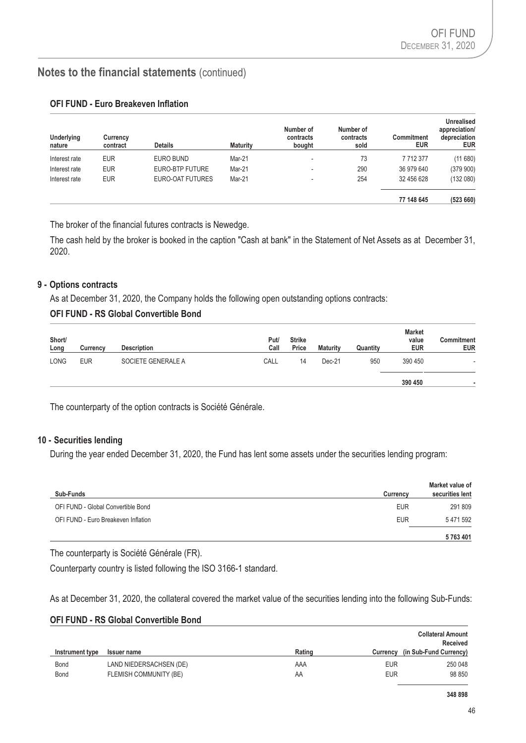## Notes to the financial statements (continued)

### OFI FUND - Euro Breakeven Inflation

| Underlying nature | Currency contract | Details | Maturity | Number of contracts bought | Number of contracts sold | Commitment EUR | Unrealised appreciation/ depreciation EUR |
|---|---|---|---|---|---|---|---|
| Interest rate | EUR | EURO BUND | Mar-21 | - | 73 | 7 712 377 | (11 680) |
| Interest rate | EUR | EURO-BTP FUTURE | Mar-21 | - | 290 | 36 979 640 | (379 900) |
| Interest rate | EUR | EURO-OAT FUTURES | Mar-21 | - | 254 | 32 456 628 | (132 080) |
| | | | | | | **77 148 645** | **(523 660)** |

The broker of the financial futures contracts is Newedge.

The cash held by the broker is booked in the caption "Cash at bank" in the Statement of Net Assets as at December 31, 2020.

### 9 - Options contracts

As at December 31, 2020, the Company holds the following open outstanding options contracts:

#### OFI FUND - RS Global Convertible Bond

| Short/ Long | Currency | Description | Put/ Call | Strike Price | Maturity | Quantity | Market value EUR | Commitment EUR |
|---|---|---|---|---|---|---|---|---|
| LONG | EUR | SOCIETE GENERALE A | CALL | 14 | Dec-21 | 950 | 390 450 | - |
| | | | | | | | **390 450** | **-** |

The counterparty of the option contracts is Société Générale.

### 10 - Securities lending

During the year ended December 31, 2020, the Fund has lent some assets under the securities lending program:

| Sub-Funds | Currency | Market value of securities lent |
|---|---|---|
| OFI FUND - Global Convertible Bond | EUR | 291 809 |
| OFI FUND - Euro Breakeven Inflation | EUR | 5 471 592 |
| | | **5 763 401** |

The counterparty is Société Générale (FR).

Counterparty country is listed following the ISO 3166-1 standard.

As at December 31, 2020, the collateral covered the market value of the securities lending into the following Sub-Funds:

#### OFI FUND - RS Global Convertible Bond

| Instrument type | Issuer name | Rating | Currency | Collateral Amount Received (in Sub-Fund Currency) |
|---|---|---|---|---|
| Bond | LAND NIEDERSACHSEN (DE) | AAA | EUR | 250 048 |
| Bond | FLEMISH COMMUNITY (BE) | AA | EUR | 98 850 |
| | | | | **348 898** |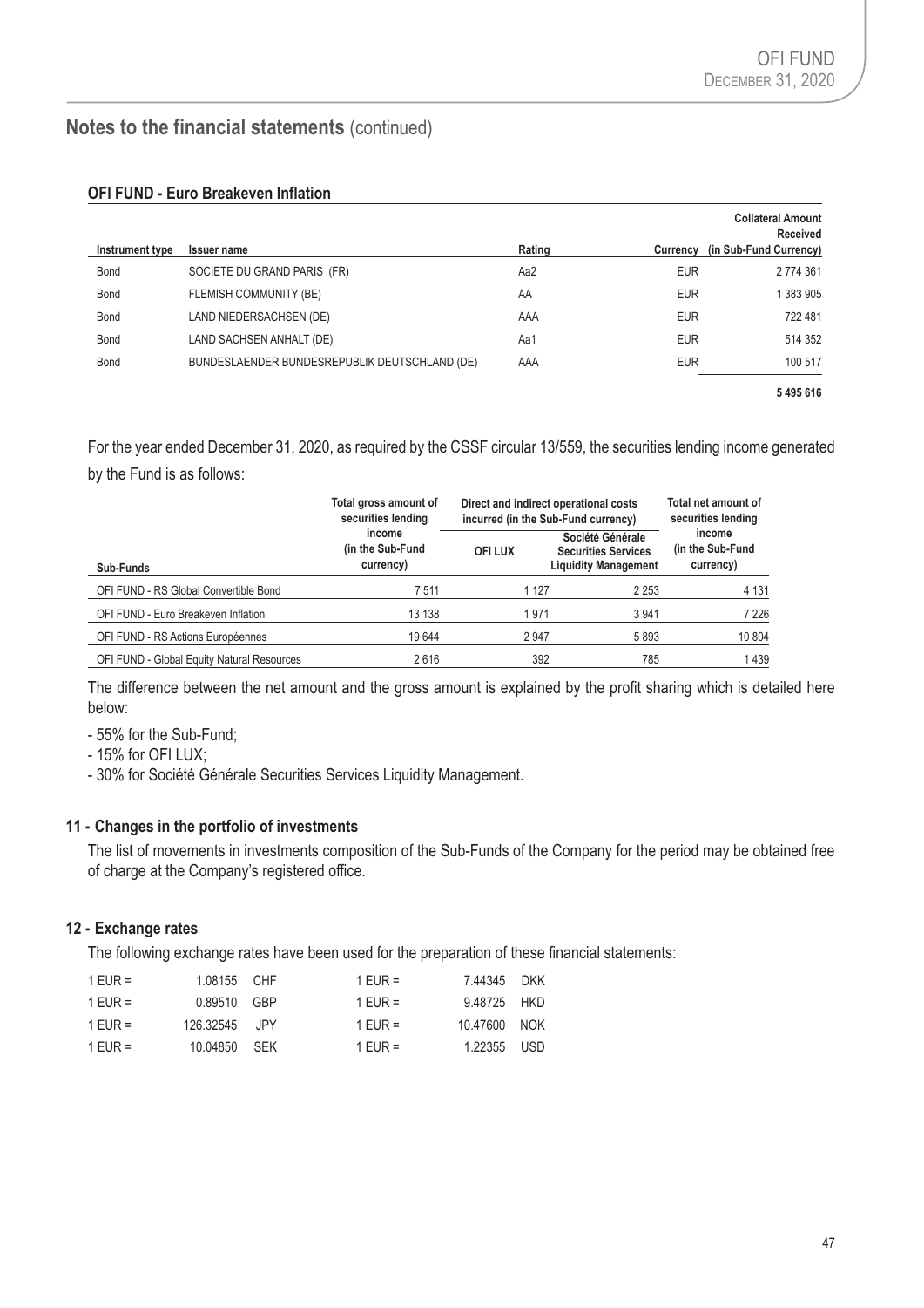## Notes to the financial statements (continued)

### OFI FUND - Euro Breakeven Inflation

| Instrument type | Issuer name | Rating | Currency | Collateral Amount Received (in Sub-Fund Currency) |
|---|---|---|---|---|
| Bond | SOCIETE DU GRAND PARIS (FR) | Aa2 | EUR | 2 774 361 |
| Bond | FLEMISH COMMUNITY (BE) | AA | EUR | 1 383 905 |
| Bond | LAND NIEDERSACHSEN (DE) | AAA | EUR | 722 481 |
| Bond | LAND SACHSEN ANHALT (DE) | Aa1 | EUR | 514 352 |
| Bond | BUNDESLAENDER BUNDESREPUBLIK DEUTSCHLAND (DE) | AAA | EUR | 100 517 |
| | | | | **5 495 616** |

For the year ended December 31, 2020, as required by the CSSF circular 13/559, the securities lending income generated by the Fund is as follows:

| Sub-Funds | Total gross amount of securities lending income (in the Sub-Fund currency) | Direct and indirect operational costs incurred (in the Sub-Fund currency) | | Total net amount of securities lending income (in the Sub-Fund currency) |
|---|---|---|---|---|
| | | OFI LUX | Société Générale Securities Services Liquidity Management | |
| OFI FUND - RS Global Convertible Bond | 7 511 | 1 127 | 2 253 | 4 131 |
| OFI FUND - Euro Breakeven Inflation | 13 138 | 1 971 | 3 941 | 7 226 |
| OFI FUND - RS Actions Européennes | 19 644 | 2 947 | 5 893 | 10 804 |
| OFI FUND - Global Equity Natural Resources | 2 616 | 392 | 785 | 1 439 |

The difference between the net amount and the gross amount is explained by the profit sharing which is detailed here below:

- 55% for the Sub-Fund;
- 15% for OFI LUX;
- 30% for Société Générale Securities Services Liquidity Management.

### 11 - Changes in the portfolio of investments

The list of movements in investments composition of the Sub-Funds of the Company for the period may be obtained free of charge at the Company's registered office.

### 12 - Exchange rates

The following exchange rates have been used for the preparation of these financial statements:

| | | | | | |
|---|---|---|---|---|---|
| 1 EUR = | 1.08155 | CHF | 1 EUR = | 7.44345 | DKK |
| 1 EUR = | 0.89510 | GBP | 1 EUR = | 9.48725 | HKD |
| 1 EUR = | 126.32545 | JPY | 1 EUR = | 10.47600 | NOK |
| 1 EUR = | 10.04850 | SEK | 1 EUR = | 1.22355 | USD |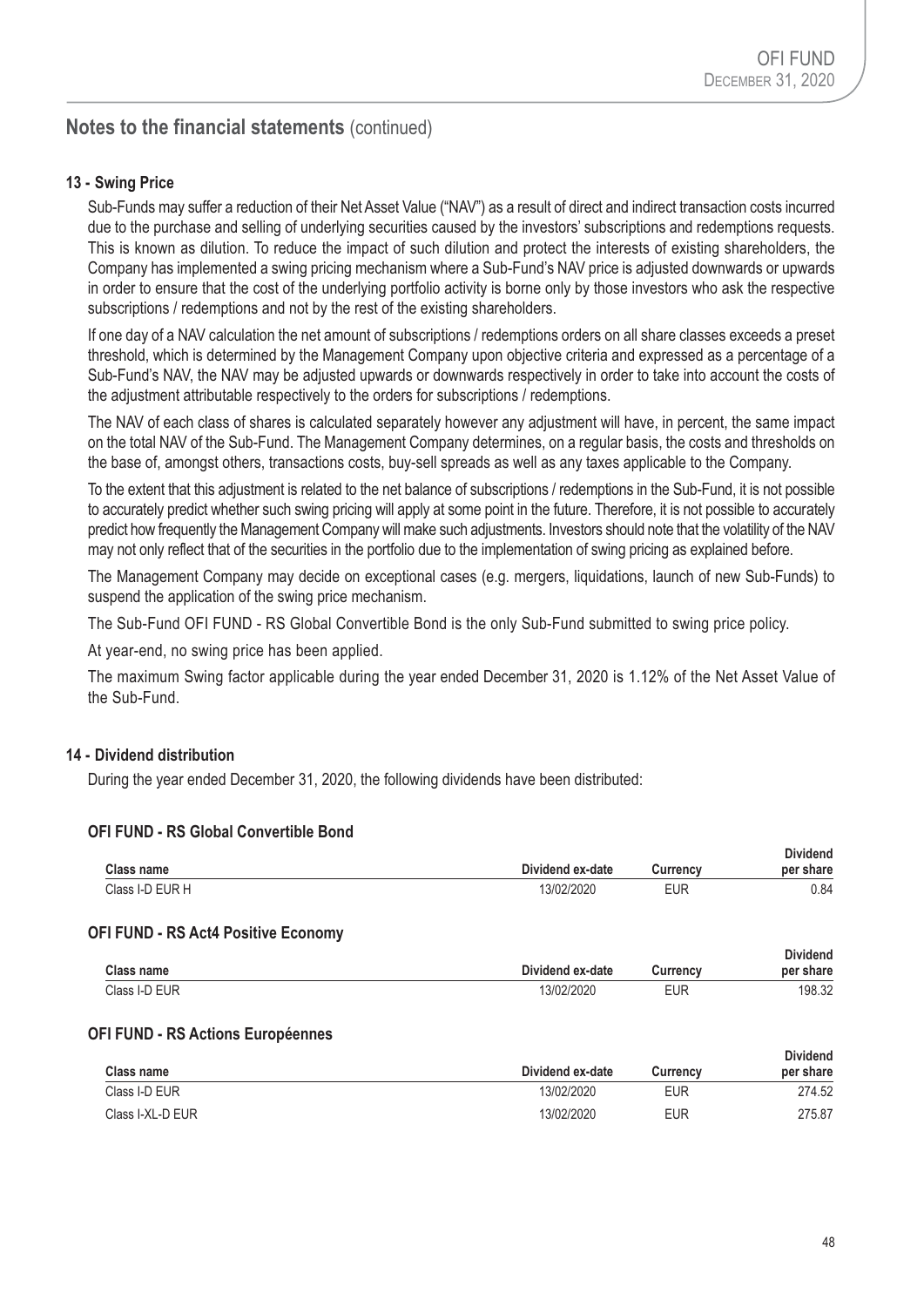## Notes to the financial statements (continued)

### 13 - Swing Price

Sub-Funds may suffer a reduction of their Net Asset Value ("NAV") as a result of direct and indirect transaction costs incurred due to the purchase and selling of underlying securities caused by the investors' subscriptions and redemptions requests. This is known as dilution. To reduce the impact of such dilution and protect the interests of existing shareholders, the Company has implemented a swing pricing mechanism where a Sub-Fund's NAV price is adjusted downwards or upwards in order to ensure that the cost of the underlying portfolio activity is borne only by those investors who ask the respective subscriptions / redemptions and not by the rest of the existing shareholders.

If one day of a NAV calculation the net amount of subscriptions / redemptions orders on all share classes exceeds a preset threshold, which is determined by the Management Company upon objective criteria and expressed as a percentage of a Sub-Fund's NAV, the NAV may be adjusted upwards or downwards respectively in order to take into account the costs of the adjustment attributable respectively to the orders for subscriptions / redemptions.

The NAV of each class of shares is calculated separately however any adjustment will have, in percent, the same impact on the total NAV of the Sub-Fund. The Management Company determines, on a regular basis, the costs and thresholds on the base of, amongst others, transactions costs, buy-sell spreads as well as any taxes applicable to the Company.

To the extent that this adjustment is related to the net balance of subscriptions / redemptions in the Sub-Fund, it is not possible to accurately predict whether such swing pricing will apply at some point in the future. Therefore, it is not possible to accurately predict how frequently the Management Company will make such adjustments. Investors should note that the volatility of the NAV may not only reflect that of the securities in the portfolio due to the implementation of swing pricing as explained before.

The Management Company may decide on exceptional cases (e.g. mergers, liquidations, launch of new Sub-Funds) to suspend the application of the swing price mechanism.

The Sub-Fund OFI FUND - RS Global Convertible Bond is the only Sub-Fund submitted to swing price policy.

At year-end, no swing price has been applied.

The maximum Swing factor applicable during the year ended December 31, 2020 is 1.12% of the Net Asset Value of the Sub-Fund.

### 14 - Dividend distribution

During the year ended December 31, 2020, the following dividends have been distributed:

#### OFI FUND - RS Global Convertible Bond

| Class name | Dividend ex-date | Currency | Dividend per share |
|---|---|---|---|
| Class I-D EUR H | 13/02/2020 | EUR | 0.84 |

#### OFI FUND - RS Act4 Positive Economy

| Class name | Dividend ex-date | Currency | Dividend per share |
|---|---|---|---|
| Class I-D EUR | 13/02/2020 | EUR | 198.32 |

#### OFI FUND - RS Actions Européennes

| Class name | Dividend ex-date | Currency | Dividend per share |
|---|---|---|---|
| Class I-D EUR | 13/02/2020 | EUR | 274.52 |
| Class I-XL-D EUR | 13/02/2020 | EUR | 275.87 |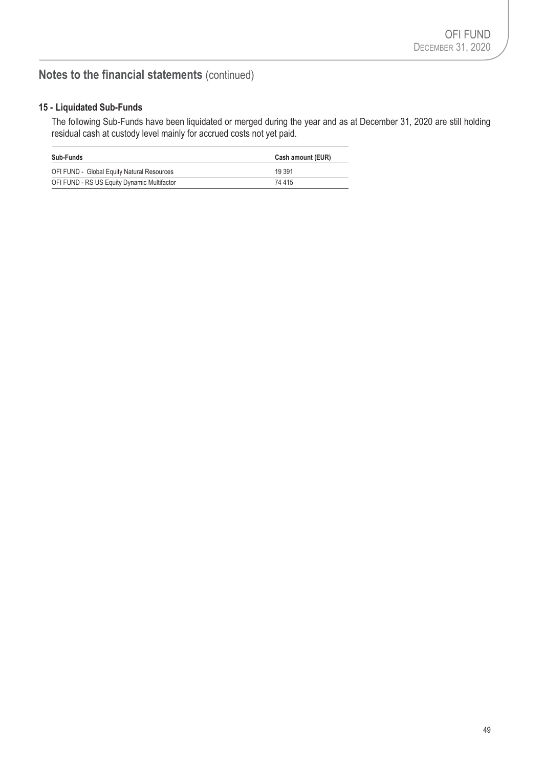## Notes to the financial statements (continued)

### 15 - Liquidated Sub-Funds

The following Sub-Funds have been liquidated or merged during the year and as at December 31, 2020 are still holding residual cash at custody level mainly for accrued costs not yet paid.

| Sub-Funds | Cash amount (EUR) |
|---|---|
| OFI FUND - Global Equity Natural Resources | 19 391 |
| OFI FUND - RS US Equity Dynamic Multifactor | 74 415 |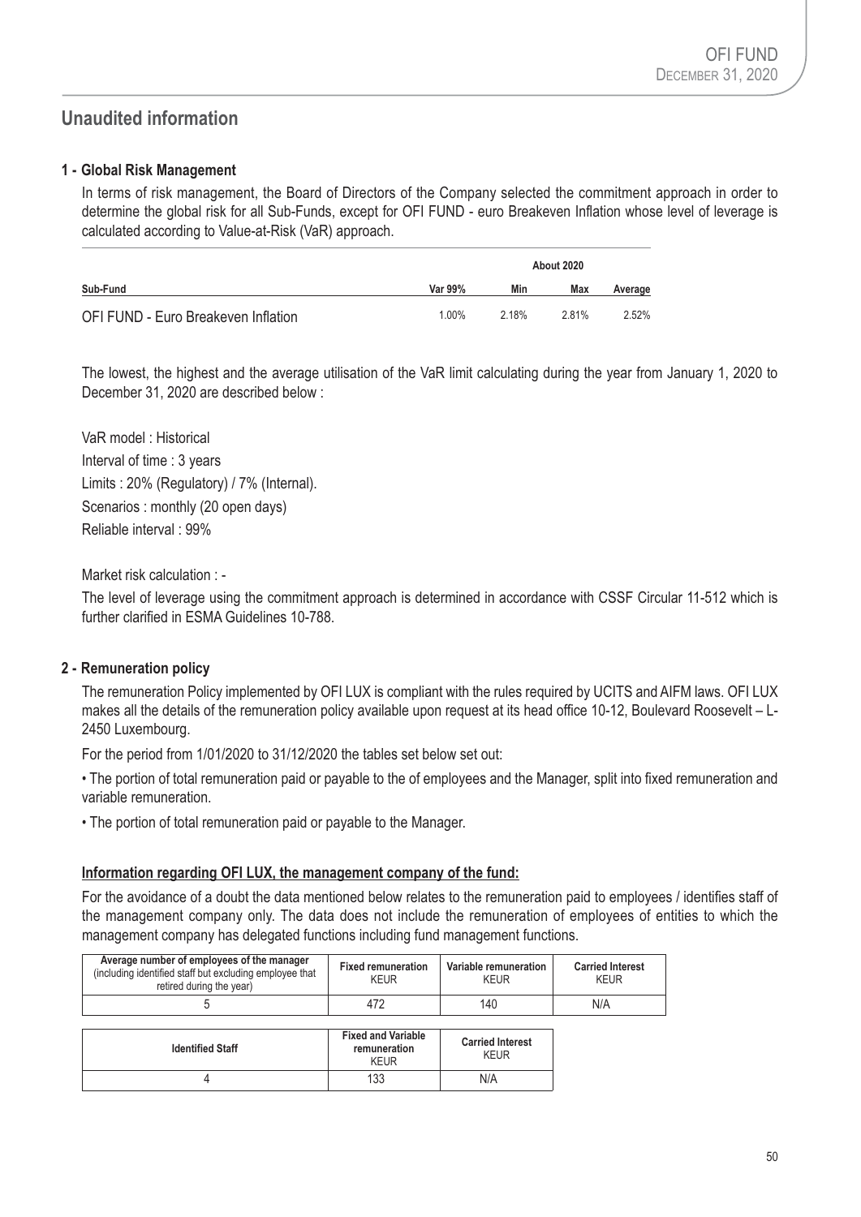# Unaudited information

## 1 - Global Risk Management

In terms of risk management, the Board of Directors of the Company selected the commitment approach in order to determine the global risk for all Sub-Funds, except for OFI FUND - euro Breakeven Inflation whose level of leverage is calculated according to Value-at-Risk (VaR) approach.

| | | About 2020 | | |
|---|---|---|---|---|
| **Sub-Fund** | **Var 99%** | **Min** | **Max** | **Average** |
| OFI FUND - Euro Breakeven Inflation | 1.00% | 2.18% | 2.81% | 2.52% |

The lowest, the highest and the average utilisation of the VaR limit calculating during the year from January 1, 2020 to December 31, 2020 are described below :

VaR model : Historical

Interval of time : 3 years

Limits : 20% (Regulatory) / 7% (Internal).

Scenarios : monthly (20 open days)

Reliable interval : 99%

Market risk calculation : -

The level of leverage using the commitment approach is determined in accordance with CSSF Circular 11-512 which is further clarified in ESMA Guidelines 10-788.

## 2 - Remuneration policy

The remuneration Policy implemented by OFI LUX is compliant with the rules required by UCITS and AIFM laws. OFI LUX makes all the details of the remuneration policy available upon request at its head office 10-12, Boulevard Roosevelt – L-2450 Luxembourg.

For the period from 1/01/2020 to 31/12/2020 the tables set below set out:

• The portion of total remuneration paid or payable to the of employees and the Manager, split into fixed remuneration and variable remuneration.

• The portion of total remuneration paid or payable to the Manager.

**Information regarding OFI LUX, the management company of the fund:**

For the avoidance of a doubt the data mentioned below relates to the remuneration paid to employees / identifies staff of the management company only. The data does not include the remuneration of employees of entities to which the management company has delegated functions including fund management functions.

| Average number of employees of the manager (including identified staff but excluding employee that retired during the year) | Fixed remuneration KEUR | Variable remuneration KEUR | Carried Interest KEUR |
|---|---|---|---|
| 5 | 472 | 140 | N/A |

| Identified Staff | Fixed and Variable remuneration KEUR | Carried Interest KEUR |
|---|---|---|
| 4 | 133 | N/A |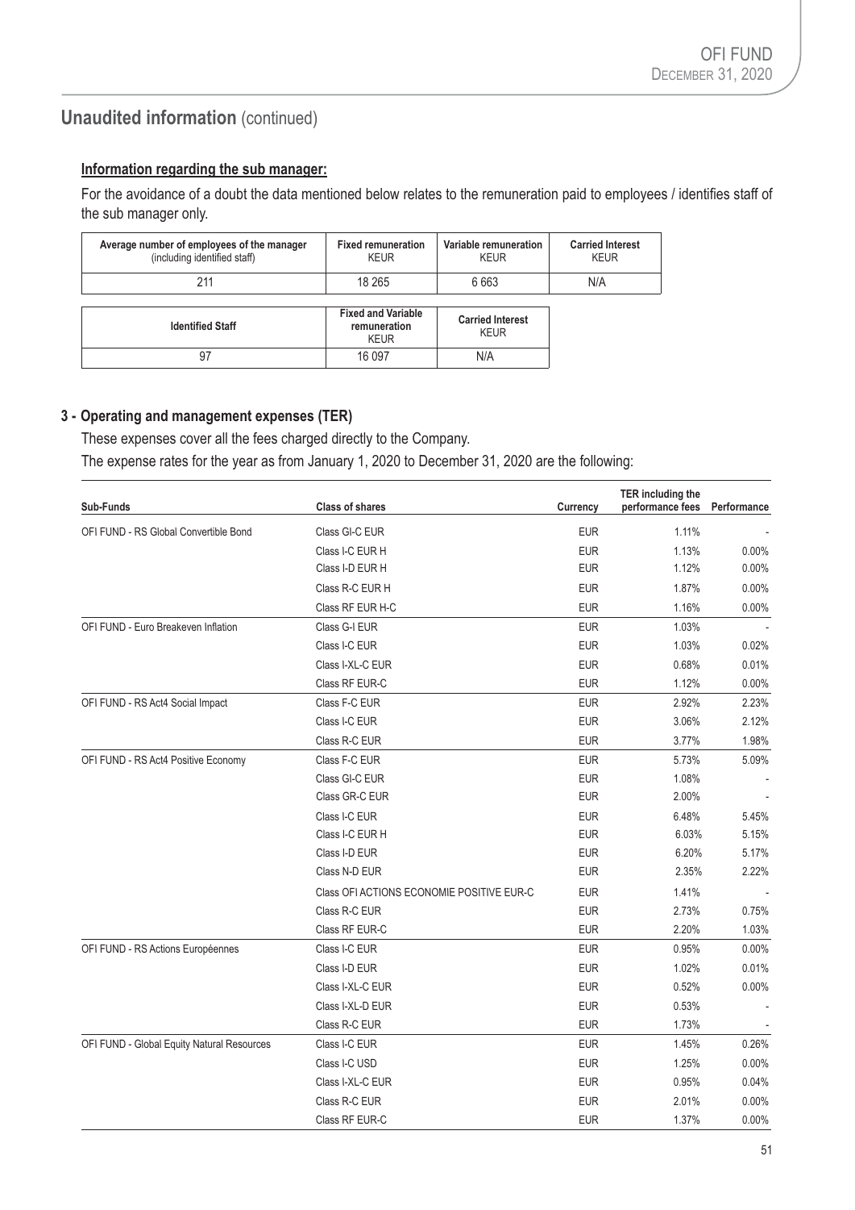## Unaudited information (continued)

**Information regarding the sub manager:**

For the avoidance of a doubt the data mentioned below relates to the remuneration paid to employees / identifies staff of the sub manager only.

| Average number of employees of the manager (including identified staff) | Fixed remuneration KEUR | Variable remuneration KEUR | Carried Interest KEUR |
|---|---|---|---|
| 211 | 18 265 | 6 663 | N/A |

| Identified Staff | Fixed and Variable remuneration KEUR | Carried Interest KEUR |
|---|---|---|
| 97 | 16 097 | N/A |

### 3 - Operating and management expenses (TER)

These expenses cover all the fees charged directly to the Company.

The expense rates for the year as from January 1, 2020 to December 31, 2020 are the following:

| Sub-Funds | Class of shares | Currency | TER including the performance fees | Performance |
|---|---|---|---|---|
| OFI FUND - RS Global Convertible Bond | Class GI-C EUR | EUR | 1.11% | - |
| | Class I-C EUR H | EUR | 1.13% | 0.00% |
| | Class I-D EUR H | EUR | 1.12% | 0.00% |
| | Class R-C EUR H | EUR | 1.87% | 0.00% |
| | Class RF EUR H-C | EUR | 1.16% | 0.00% |
| OFI FUND - Euro Breakeven Inflation | Class G-I EUR | EUR | 1.03% | - |
| | Class I-C EUR | EUR | 1.03% | 0.02% |
| | Class I-XL-C EUR | EUR | 0.68% | 0.01% |
| | Class RF EUR-C | EUR | 1.12% | 0.00% |
| OFI FUND - RS Act4 Social Impact | Class F-C EUR | EUR | 2.92% | 2.23% |
| | Class I-C EUR | EUR | 3.06% | 2.12% |
| | Class R-C EUR | EUR | 3.77% | 1.98% |
| OFI FUND - RS Act4 Positive Economy | Class F-C EUR | EUR | 5.73% | 5.09% |
| | Class GI-C EUR | EUR | 1.08% | - |
| | Class GR-C EUR | EUR | 2.00% | - |
| | Class I-C EUR | EUR | 6.48% | 5.45% |
| | Class I-C EUR H | EUR | 6.03% | 5.15% |
| | Class I-D EUR | EUR | 6.20% | 5.17% |
| | Class N-D EUR | EUR | 2.35% | 2.22% |
| | Class OFI ACTIONS ECONOMIE POSITIVE EUR-C | EUR | 1.41% | - |
| | Class R-C EUR | EUR | 2.73% | 0.75% |
| | Class RF EUR-C | EUR | 2.20% | 1.03% |
| OFI FUND - RS Actions Européennes | Class I-C EUR | EUR | 0.95% | 0.00% |
| | Class I-D EUR | EUR | 1.02% | 0.01% |
| | Class I-XL-C EUR | EUR | 0.52% | 0.00% |
| | Class I-XL-D EUR | EUR | 0.53% | - |
| | Class R-C EUR | EUR | 1.73% | - |
| OFI FUND - Global Equity Natural Resources | Class I-C EUR | EUR | 1.45% | 0.26% |
| | Class I-C USD | EUR | 1.25% | 0.00% |
| | Class I-XL-C EUR | EUR | 0.95% | 0.04% |
| | Class R-C EUR | EUR | 2.01% | 0.00% |
| | Class RF EUR-C | EUR | 1.37% | 0.00% |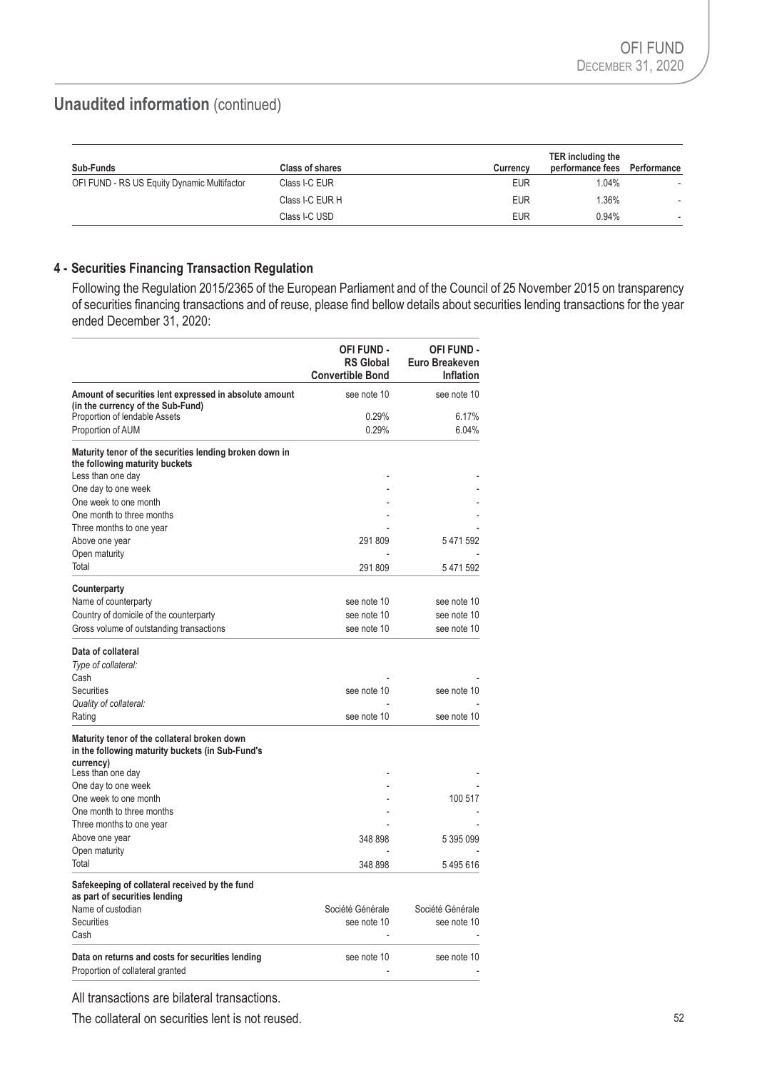## Unaudited information (continued)

| Sub-Funds | Class of shares | Currency | TER including the performance fees | Performance |
|---|---|---|---|---|
| OFI FUND - RS US Equity Dynamic Multifactor | Class I-C EUR | EUR | 1.04% | - |
| | Class I-C EUR H | EUR | 1.36% | - |
| | Class I-C USD | EUR | 0.94% | - |

### 4 - Securities Financing Transaction Regulation

Following the Regulation 2015/2365 of the European Parliament and of the Council of 25 November 2015 on transparency of securities financing transactions and of reuse, please find bellow details about securities lending transactions for the year ended December 31, 2020:

| | OFI FUND - RS Global Convertible Bond | OFI FUND - Euro Breakeven Inflation |
|---|---|---|
| **Amount of securities lent expressed in absolute amount (in the currency of the Sub-Fund)** | see note 10 | see note 10 |
| Proportion of lendable Assets | 0.29% | 6.17% |
| Proportion of AUM | 0.29% | 6.04% |
| **Maturity tenor of the securities lending broken down in the following maturity buckets** | | |
| Less than one day | - | - |
| One day to one week | - | - |
| One week to one month | - | - |
| One month to three months | - | - |
| Three months to one year | - | - |
| Above one year | 291 809 | 5 471 592 |
| Open maturity | - | - |
| Total | 291 809 | 5 471 592 |
| **Counterparty** | | |
| Name of counterparty | see note 10 | see note 10 |
| Country of domicile of the counterparty | see note 10 | see note 10 |
| Gross volume of outstanding transactions | see note 10 | see note 10 |
| **Data of collateral** | | |
| *Type of collateral:* | | |
| Cash | - | - |
| Securities | see note 10 | see note 10 |
| *Quality of collateral:* | - | - |
| Rating | see note 10 | see note 10 |
| **Maturity tenor of the collateral broken down in the following maturity buckets (in Sub-Fund's currency)** | | |
| Less than one day | - | - |
| One day to one week | - | - |
| One week to one month | - | 100 517 |
| One month to three months | - | - |
| Three months to one year | - | - |
| Above one year | 348 898 | 5 395 099 |
| Open maturity | - | - |
| Total | 348 898 | 5 495 616 |
| **Safekeeping of collateral received by the fund as part of securities lending** | | |
| Name of custodian | Société Générale | Société Générale |
| Securities | see note 10 | see note 10 |
| Cash | - | - |
| **Data on returns and costs for securities lending** | see note 10 | see note 10 |
| Proportion of collateral granted | - | - |

All transactions are bilateral transactions.

The collateral on securities lent is not reused.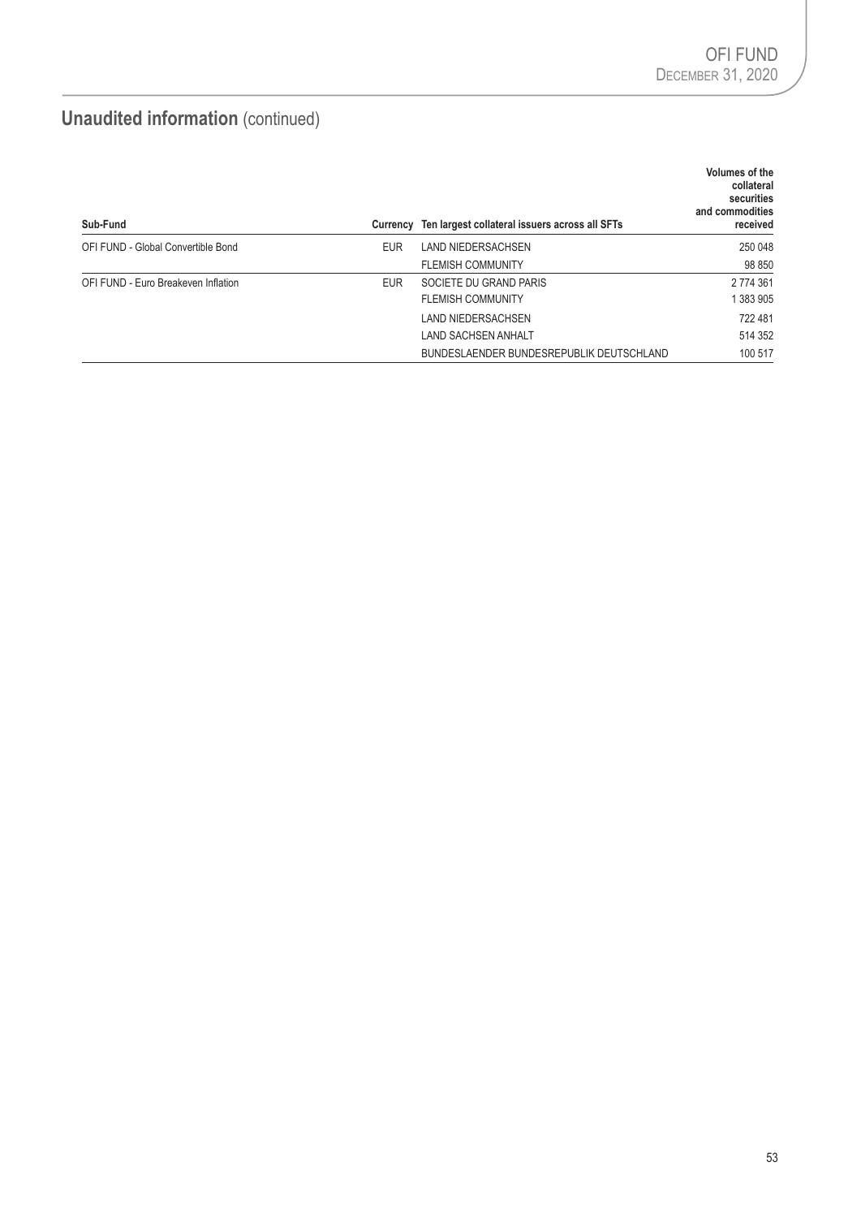## **Unaudited information** (continued)

| Sub-Fund | Currency | Ten largest collateral issuers across all SFTs | Volumes of the collateral securities and commodities received |
|---|---|---|---|
| OFI FUND - Global Convertible Bond | EUR | LAND NIEDERSACHSEN | 250 048 |
| | | FLEMISH COMMUNITY | 98 850 |
| OFI FUND - Euro Breakeven Inflation | EUR | SOCIETE DU GRAND PARIS | 2 774 361 |
| | | FLEMISH COMMUNITY | 1 383 905 |
| | | LAND NIEDERSACHSEN | 722 481 |
| | | LAND SACHSEN ANHALT | 514 352 |
| | | BUNDESLAENDER BUNDESREPUBLIK DEUTSCHLAND | 100 517 |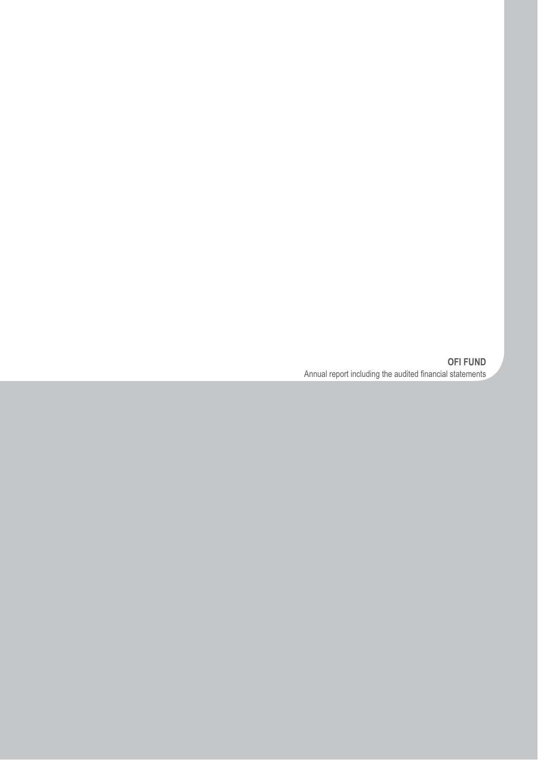**OFI FUND**

Annual report including the audited financial statements